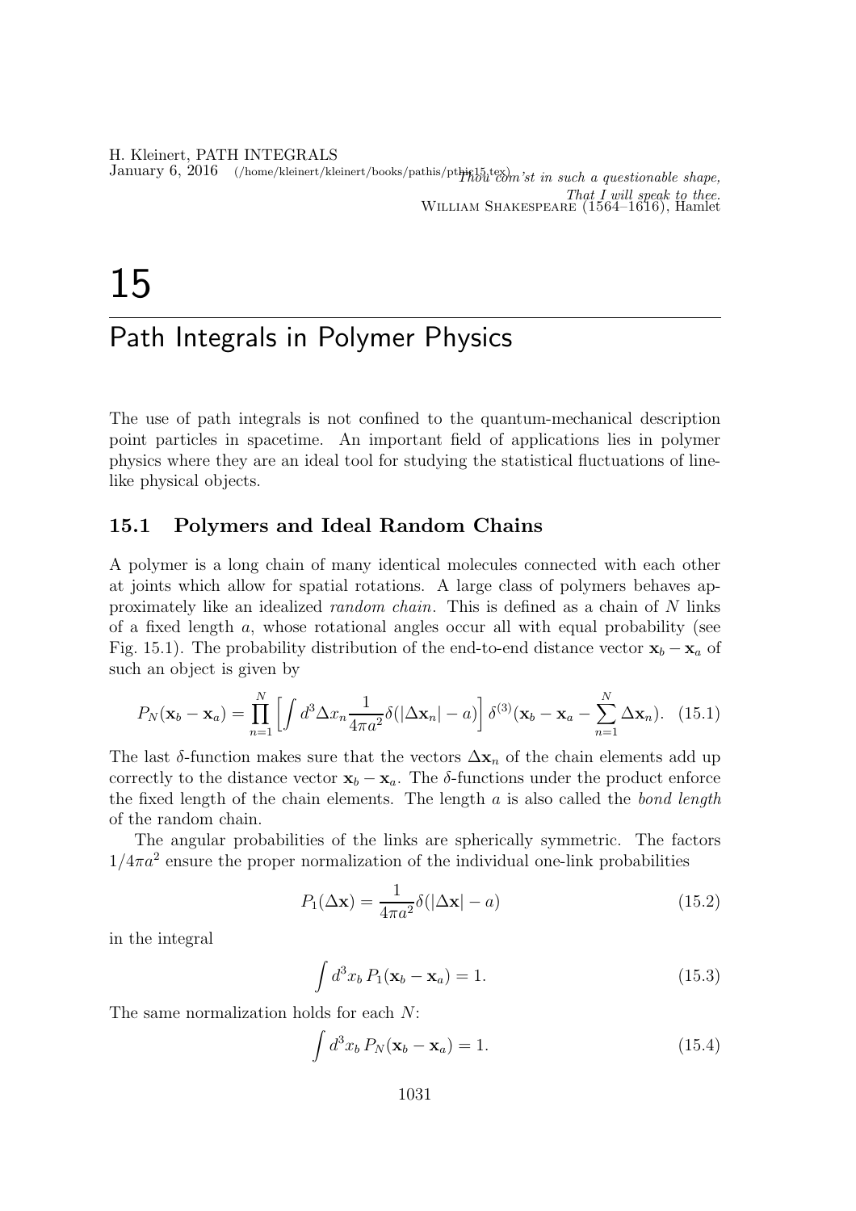*Thou com'st in such a questionable shape,*
*That I will speak to thee.*
William Shakespeare (1564–1616), Hamlet

# 15

# Path Integrals in Polymer Physics

The use of path integrals is not confined to the quantum-mechanical description point particles in spacetime. An important field of applications lies in polymer physics where they are an ideal tool for studying the statistical fluctuations of line-like physical objects.

## 15.1 Polymers and Ideal Random Chains

A polymer is a long chain of many identical molecules connected with each other at joints which allow for spatial rotations. A large class of polymers behaves approximately like an idealized *random chain*. This is defined as a chain of $N$ links of a fixed length $a$, whose rotational angles occur all with equal probability (see Fig. 15.1). The probability distribution of the end-to-end distance vector $\mathbf{x}_b - \mathbf{x}_a$ of such an object is given by

$$P_N(\mathbf{x}_b - \mathbf{x}_a) = \prod_{n=1}^{N} \left[ \int d^3\Delta x_n \frac{1}{4\pi a^2} \delta(|\Delta \mathbf{x}_n| - a) \right] \delta^{(3)}(\mathbf{x}_b - \mathbf{x}_a - \sum_{n=1}^{N} \Delta \mathbf{x}_n). \quad (15.1)$$

The last $\delta$-function makes sure that the vectors $\Delta \mathbf{x}_n$ of the chain elements add up correctly to the distance vector $\mathbf{x}_b - \mathbf{x}_a$. The $\delta$-functions under the product enforce the fixed length of the chain elements. The length $a$ is also called the *bond length* of the random chain.

The angular probabilities of the links are spherically symmetric. The factors $1/4\pi a^2$ ensure the proper normalization of the individual one-link probabilities

$$P_1(\Delta \mathbf{x}) = \frac{1}{4\pi a^2} \delta(|\Delta \mathbf{x}| - a) \quad (15.2)$$

in the integral

$$\int d^3 x_b \, P_1(\mathbf{x}_b - \mathbf{x}_a) = 1. \quad (15.3)$$

The same normalization holds for each $N$:

$$\int d^3 x_b \, P_N(\mathbf{x}_b - \mathbf{x}_a) = 1. \quad (15.4)$$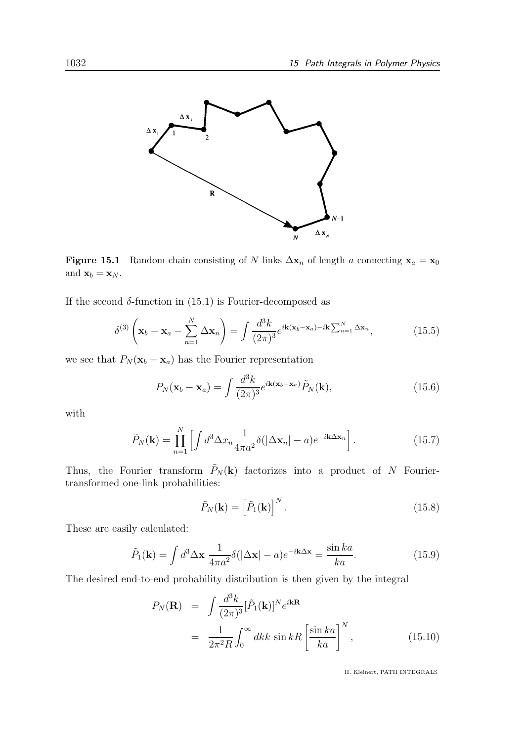**Figure 15.1** Random chain consisting of $N$ links $\Delta \mathbf{x}_n$ of length $a$ connecting $\mathbf{x}_a = \mathbf{x}_0$ and $\mathbf{x}_b = \mathbf{x}_N$.

If the second $\delta$-function in (15.1) is Fourier-decomposed as

$$\delta^{(3)}\left(\mathbf{x}_b - \mathbf{x}_a - \sum_{n=1}^{N} \Delta \mathbf{x}_n\right) = \int \frac{d^3k}{(2\pi)^3} e^{i\mathbf{k}(\mathbf{x}_b - \mathbf{x}_a) - i\mathbf{k}\sum_{n=1}^{N} \Delta \mathbf{x}_n}, \tag{15.5}$$

we see that $P_N(\mathbf{x}_b - \mathbf{x}_a)$ has the Fourier representation

$$P_N(\mathbf{x}_b - \mathbf{x}_a) = \int \frac{d^3k}{(2\pi)^3} e^{i\mathbf{k}(\mathbf{x}_b - \mathbf{x}_a)} \tilde{P}_N(\mathbf{k}), \tag{15.6}$$

with

$$\tilde{P}_N(\mathbf{k}) = \prod_{n=1}^{N} \left[ \int d^3 \Delta x_n \frac{1}{4\pi a^2} \delta(|\Delta \mathbf{x}_n| - a) e^{-i\mathbf{k}\Delta \mathbf{x}_n} \right]. \tag{15.7}$$

Thus, the Fourier transform $\tilde{P}_N(\mathbf{k})$ factorizes into a product of $N$ Fourier-transformed one-link probabilities:

$$\tilde{P}_N(\mathbf{k}) = \left[\tilde{P}_1(\mathbf{k})\right]^N. \tag{15.8}$$

These are easily calculated:

$$\tilde{P}_1(\mathbf{k}) = \int d^3 \Delta \mathbf{x} \, \frac{1}{4\pi a^2} \delta(|\Delta \mathbf{x}| - a) e^{-i\mathbf{k}\Delta \mathbf{x}} = \frac{\sin ka}{ka}. \tag{15.9}$$

The desired end-to-end probability distribution is then given by the integral

$$\begin{aligned} P_N(\mathbf{R}) &= \int \frac{d^3k}{(2\pi)^3} [\tilde{P}_1(\mathbf{k})]^N e^{i\mathbf{k}\mathbf{R}} \\ &= \frac{1}{2\pi^2 R} \int_0^\infty dk k \, \sin kR \left[\frac{\sin ka}{ka}\right]^N, \end{aligned} \tag{15.10}$$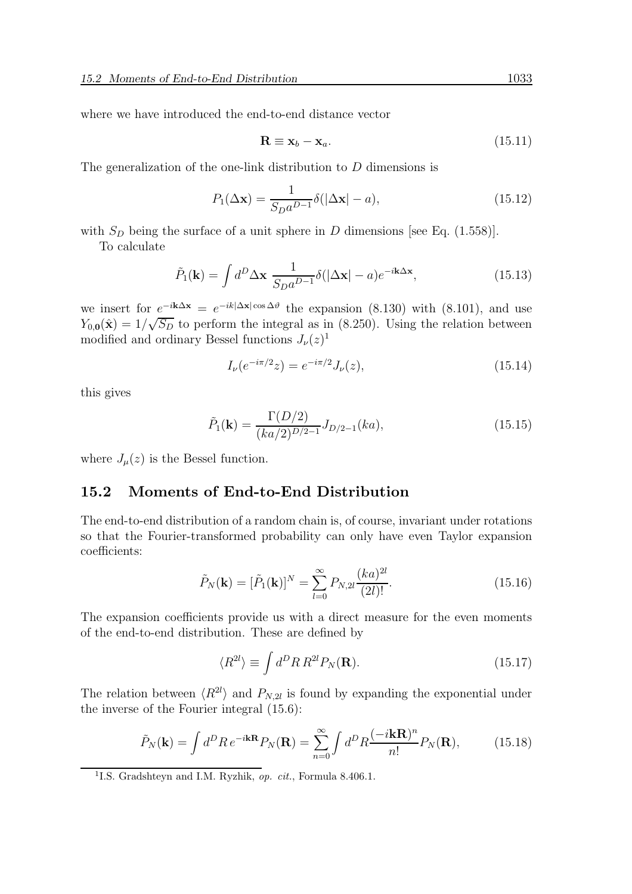where we have introduced the end-to-end distance vector

$$\mathbf{R} \equiv \mathbf{x}_b - \mathbf{x}_a. \tag{15.11}$$

The generalization of the one-link distribution to $D$ dimensions is

$$P_1(\Delta\mathbf{x}) = \frac{1}{S_D a^{D-1}} \delta(|\Delta\mathbf{x}| - a), \tag{15.12}$$

with $S_D$ being the surface of a unit sphere in $D$ dimensions [see Eq. (1.558)].

To calculate

$$\tilde{P}_1(\mathbf{k}) = \int d^D \Delta\mathbf{x} \, \frac{1}{S_D a^{D-1}} \delta(|\Delta\mathbf{x}| - a) e^{-i\mathbf{k}\Delta\mathbf{x}}, \tag{15.13}$$

we insert for $e^{-i\mathbf{k}\Delta\mathbf{x}} = e^{-ik|\Delta\mathbf{x}|\cos\Delta\vartheta}$ the expansion (8.130) with (8.101), and use $Y_{0,\mathbf{0}}(\hat{\mathbf{x}}) = 1/\sqrt{S_D}$ to perform the integral as in (8.250). Using the relation between modified and ordinary Bessel functions $J_\nu(z)$[1]

$$I_\nu(e^{-i\pi/2} z) = e^{-i\pi/2} J_\nu(z), \tag{15.14}$$

this gives

$$\tilde{P}_1(\mathbf{k}) = \frac{\Gamma(D/2)}{(ka/2)^{D/2-1}} J_{D/2-1}(ka), \tag{15.15}$$

where $J_\mu(z)$ is the Bessel function.

## 15.2 Moments of End-to-End Distribution

The end-to-end distribution of a random chain is, of course, invariant under rotations so that the Fourier-transformed probability can only have even Taylor expansion coefficients:

$$\tilde{P}_N(\mathbf{k}) = [\tilde{P}_1(\mathbf{k})]^N = \sum_{l=0}^{\infty} P_{N,2l} \frac{(ka)^{2l}}{(2l)!}. \tag{15.16}$$

The expansion coefficients provide us with a direct measure for the even moments of the end-to-end distribution. These are defined by

$$\langle R^{2l} \rangle \equiv \int d^D R \, R^{2l} P_N(\mathbf{R}). \tag{15.17}$$

The relation between $\langle R^{2l} \rangle$ and $P_{N,2l}$ is found by expanding the exponential under the inverse of the Fourier integral (15.6):

$$\tilde{P}_N(\mathbf{k}) = \int d^D R \, e^{-i\mathbf{k}\mathbf{R}} P_N(\mathbf{R}) = \sum_{n=0}^{\infty} \int d^D R \frac{(-i\mathbf{k}\mathbf{R})^n}{n!} P_N(\mathbf{R}), \tag{15.18}$$

[1] I.S. Gradshteyn and I.M. Ryzhik, *op. cit.*, Formula 8.406.1.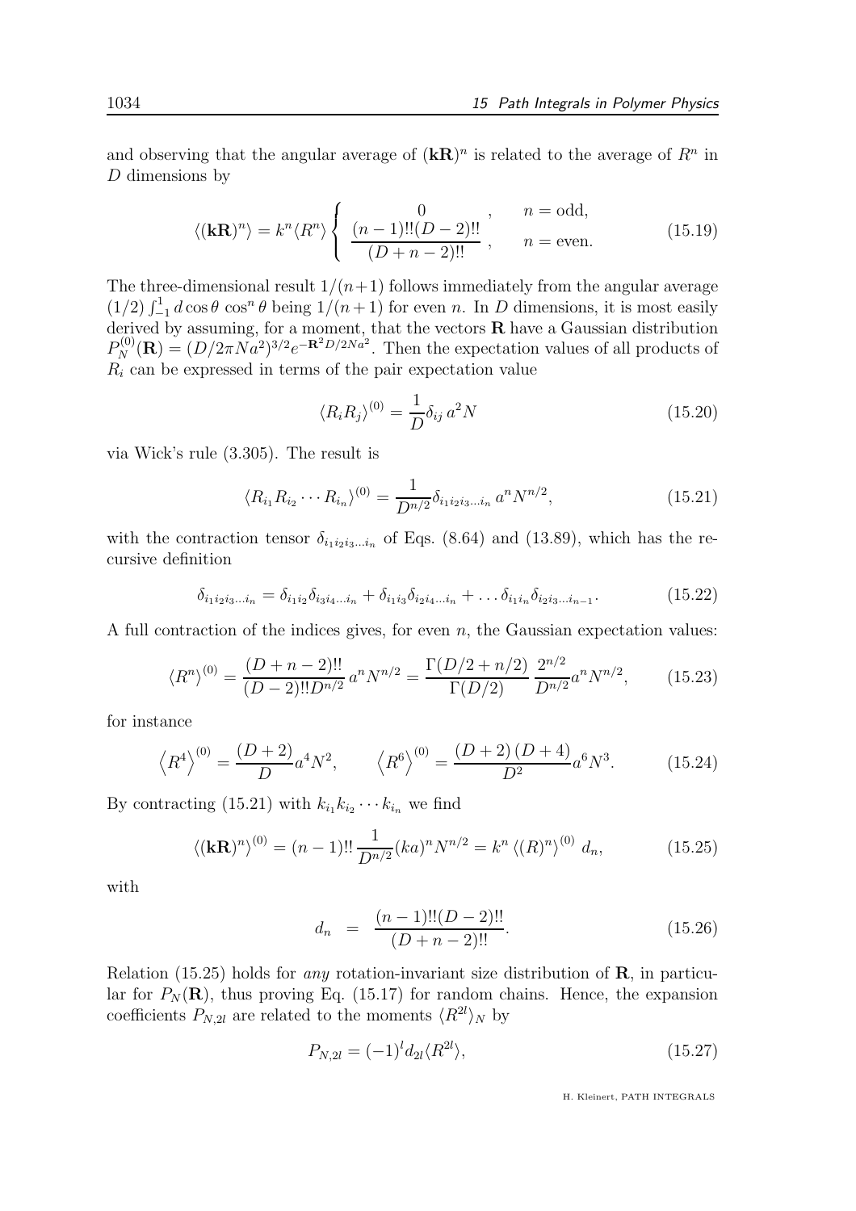and observing that the angular average of $(\mathbf{kR})^n$ is related to the average of $R^n$ in $D$ dimensions by

$$\langle(\mathbf{kR})^n\rangle = k^n\langle R^n\rangle \begin{cases} \quad 0 \quad , & n = \text{odd}, \\ \dfrac{(n-1)!!(D-2)!!}{(D+n-2)!!}, & n = \text{even}. \end{cases} \tag{15.19}$$

The three-dimensional result $1/(n+1)$ follows immediately from the angular average $(1/2)\int_{-1}^{1} d\cos\theta \, \cos^n\theta$ being $1/(n+1)$ for even $n$. In $D$ dimensions, it is most easily derived by assuming, for a moment, that the vectors $\mathbf{R}$ have a Gaussian distribution $P_N^{(0)}(\mathbf{R}) = (D/2\pi Na^2)^{3/2}e^{-\mathbf{R}^2D/2Na^2}$. Then the expectation values of all products of $R_i$ can be expressed in terms of the pair expectation value

$$\langle R_i R_j\rangle^{(0)} = \frac{1}{D}\delta_{ij}\, a^2 N \tag{15.20}$$

via Wick's rule (3.305). The result is

$$\langle R_{i_1}R_{i_2}\cdots R_{i_n}\rangle^{(0)} = \frac{1}{D^{n/2}}\delta_{i_1i_2i_3\ldots i_n}\, a^n N^{n/2}, \tag{15.21}$$

with the contraction tensor $\delta_{i_1i_2i_3\ldots i_n}$ of Eqs. (8.64) and (13.89), which has the recursive definition

$$\delta_{i_1i_2i_3\ldots i_n} = \delta_{i_1i_2}\delta_{i_3i_4\ldots i_n} + \delta_{i_1i_3}\delta_{i_2i_4\ldots i_n} + \ldots \delta_{i_1i_n}\delta_{i_2i_3\ldots i_{n-1}}. \tag{15.22}$$

A full contraction of the indices gives, for even $n$, the Gaussian expectation values:

$$\langle R^n\rangle^{(0)} = \frac{(D+n-2)!!}{(D-2)!!D^{n/2}}\, a^n N^{n/2} = \frac{\Gamma(D/2+n/2)}{\Gamma(D/2)}\,\frac{2^{n/2}}{D^{n/2}}a^n N^{n/2}, \tag{15.23}$$

for instance

$$\left\langle R^4\right\rangle^{(0)} = \frac{(D+2)}{D}a^4N^2, \qquad \left\langle R^6\right\rangle^{(0)} = \frac{(D+2)\,(D+4)}{D^2}a^6N^3. \tag{15.24}$$

By contracting (15.21) with $k_{i_1}k_{i_2}\cdots k_{i_n}$ we find

$$\langle(\mathbf{kR})^n\rangle^{(0)} = (n-1)!!\,\frac{1}{D^{n/2}}(ka)^n N^{n/2} = k^n\left\langle(R)^n\right\rangle^{(0)}\, d_n, \tag{15.25}$$

with

$$d_n \;\; = \;\; \frac{(n-1)!!(D-2)!!}{(D+n-2)!!}. \tag{15.26}$$

Relation (15.25) holds for *any* rotation-invariant size distribution of $\mathbf{R}$, in particular for $P_N(\mathbf{R})$, thus proving Eq. (15.17) for random chains. Hence, the expansion coefficients $P_{N,2l}$ are related to the moments $\langle R^{2l}\rangle_N$ by

$$P_{N,2l} = (-1)^l d_{2l}\langle R^{2l}\rangle, \tag{15.27}$$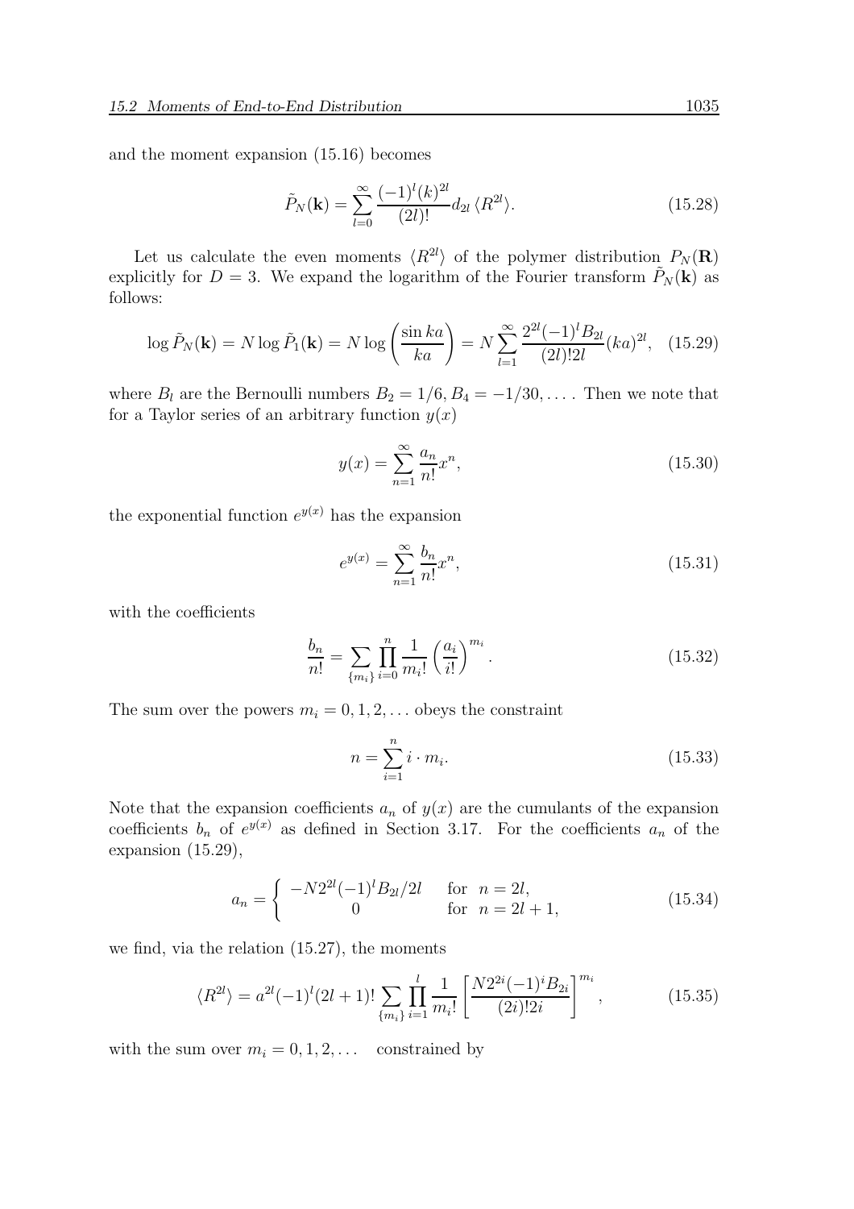and the moment expansion (15.16) becomes

$$\tilde{P}_N(\mathbf{k}) = \sum_{l=0}^{\infty} \frac{(-1)^l (k)^{2l}}{(2l)!} d_{2l} \langle R^{2l} \rangle. \tag{15.28}$$

Let us calculate the even moments $\langle R^{2l} \rangle$ of the polymer distribution $P_N(\mathbf{R})$ explicitly for $D = 3$. We expand the logarithm of the Fourier transform $\tilde{P}_N(\mathbf{k})$ as follows:

$$\log \tilde{P}_N(\mathbf{k}) = N \log \tilde{P}_1(\mathbf{k}) = N \log\left(\frac{\sin ka}{ka}\right) = N \sum_{l=1}^{\infty} \frac{2^{2l}(-1)^l B_{2l}}{(2l)! 2l} (ka)^{2l}, \tag{15.29}$$

where $B_l$ are the Bernoulli numbers $B_2 = 1/6, B_4 = -1/30, \ldots$ . Then we note that for a Taylor series of an arbitrary function $y(x)$

$$y(x) = \sum_{n=1}^{\infty} \frac{a_n}{n!} x^n, \tag{15.30}$$

the exponential function $e^{y(x)}$ has the expansion

$$e^{y(x)} = \sum_{n=1}^{\infty} \frac{b_n}{n!} x^n, \tag{15.31}$$

with the coefficients

$$\frac{b_n}{n!} = \sum_{\{m_i\}} \prod_{i=0}^{n} \frac{1}{m_i!} \left(\frac{a_i}{i!}\right)^{m_i}. \tag{15.32}$$

The sum over the powers $m_i = 0, 1, 2, \ldots$ obeys the constraint

$$n = \sum_{i=1}^{n} i \cdot m_i. \tag{15.33}$$

Note that the expansion coefficients $a_n$ of $y(x)$ are the cumulants of the expansion coefficients $b_n$ of $e^{y(x)}$ as defined in Section 3.17. For the coefficients $a_n$ of the expansion (15.29),

$$a_n = \begin{cases} -N 2^{2l}(-1)^l B_{2l}/2l & \text{for } \; n = 2l, \\ 0 & \text{for } \; n = 2l+1, \end{cases} \tag{15.34}$$

we find, via the relation (15.27), the moments

$$\langle R^{2l} \rangle = a^{2l}(-1)^l (2l+1)! \sum_{\{m_i\}} \prod_{i=1}^{l} \frac{1}{m_i!} \left[\frac{N 2^{2i}(-1)^i B_{2i}}{(2i)! 2i}\right]^{m_i}, \tag{15.35}$$

with the sum over $m_i = 0, 1, 2, \ldots$ constrained by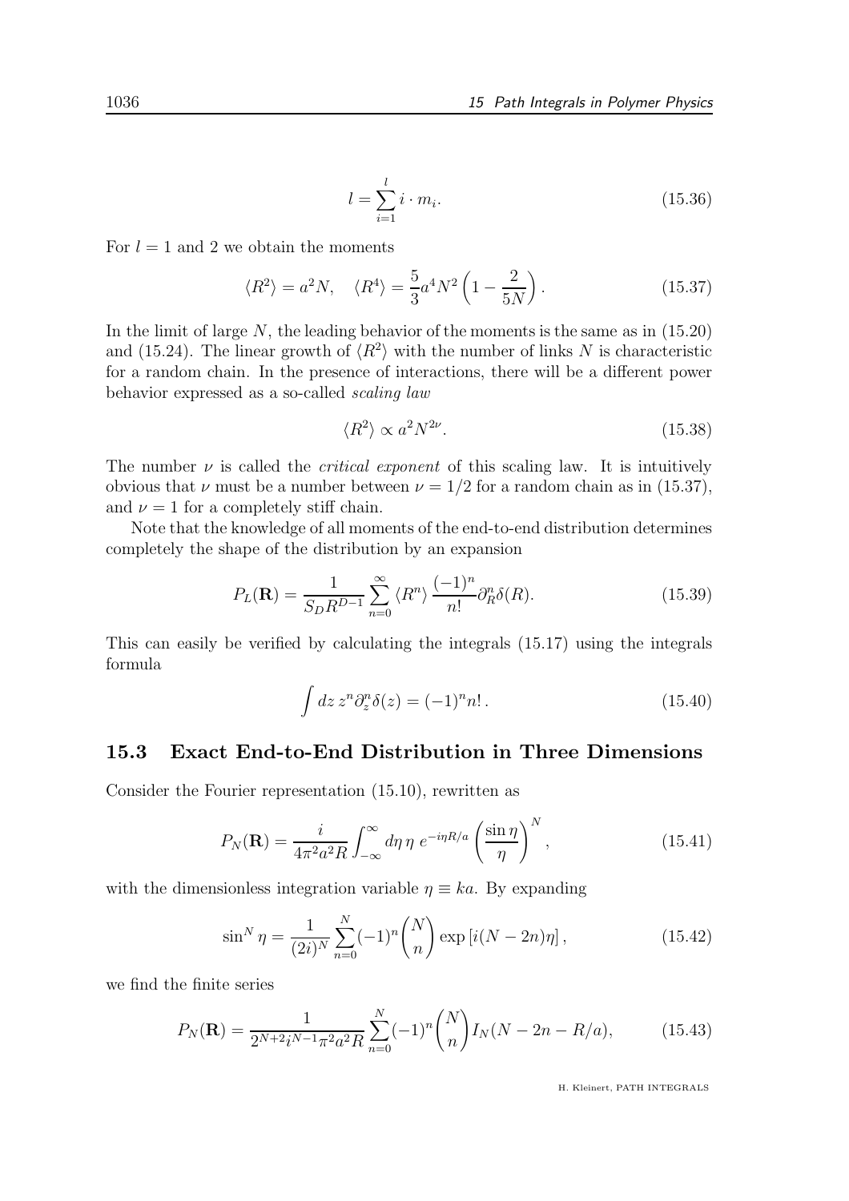$$
l = \sum_{i=1}^{l} i \cdot m_i. \tag{15.36}
$$

For $l = 1$ and 2 we obtain the moments

$$
\langle R^2 \rangle = a^2 N, \quad \langle R^4 \rangle = \frac{5}{3} a^4 N^2 \left(1 - \frac{2}{5N}\right). \tag{15.37}
$$

In the limit of large $N$, the leading behavior of the moments is the same as in (15.20) and (15.24). The linear growth of $\langle R^2 \rangle$ with the number of links $N$ is characteristic for a random chain. In the presence of interactions, there will be a different power behavior expressed as a so-called *scaling law*

$$
\langle R^2 \rangle \propto a^2 N^{2\nu}. \tag{15.38}
$$

The number $\nu$ is called the *critical exponent* of this scaling law. It is intuitively obvious that $\nu$ must be a number between $\nu = 1/2$ for a random chain as in (15.37), and $\nu = 1$ for a completely stiff chain.

Note that the knowledge of all moments of the end-to-end distribution determines completely the shape of the distribution by an expansion

$$
P_L(\mathbf{R}) = \frac{1}{S_D R^{D-1}} \sum_{n=0}^{\infty} \langle R^n \rangle \frac{(-1)^n}{n!} \partial_R^n \delta(R). \tag{15.39}
$$

This can easily be verified by calculating the integrals (15.17) using the integrals formula

$$
\int dz\, z^n \partial_z^n \delta(z) = (-1)^n n!\,. \tag{15.40}
$$

## 15.3 Exact End-to-End Distribution in Three Dimensions

Consider the Fourier representation (15.10), rewritten as

$$
P_N(\mathbf{R}) = \frac{i}{4\pi^2 a^2 R} \int_{-\infty}^{\infty} d\eta\, \eta\, e^{-i\eta R/a} \left(\frac{\sin \eta}{\eta}\right)^N, \tag{15.41}
$$

with the dimensionless integration variable $\eta \equiv ka$. By expanding

$$
\sin^N \eta = \frac{1}{(2i)^N} \sum_{n=0}^{N} (-1)^n \binom{N}{n} \exp\left[i(N-2n)\eta\right], \tag{15.42}
$$

we find the finite series

$$
P_N(\mathbf{R}) = \frac{1}{2^{N+2} i^{N-1} \pi^2 a^2 R} \sum_{n=0}^{N} (-1)^n \binom{N}{n} I_N(N - 2n - R/a), \tag{15.43}
$$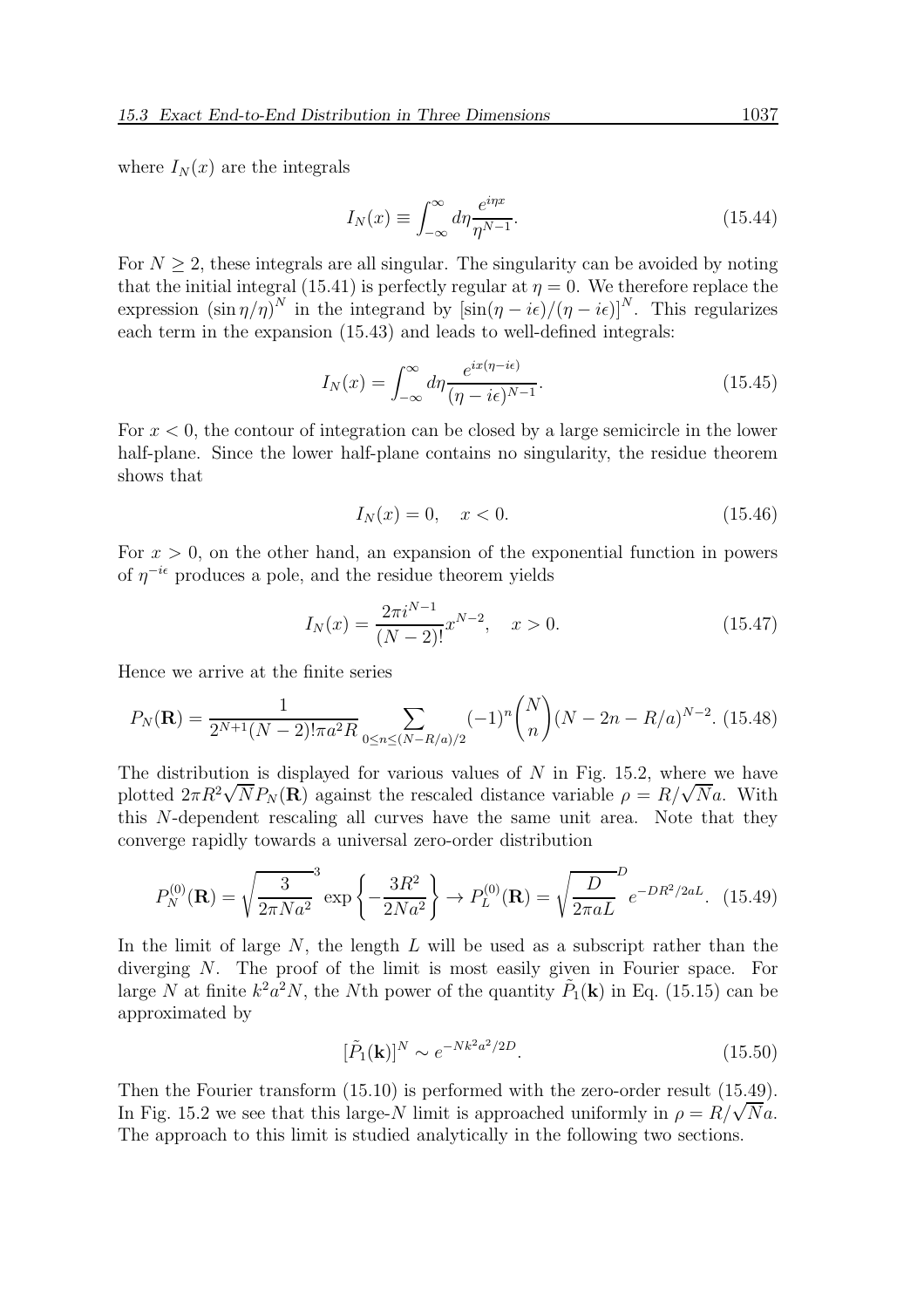where $I_N(x)$ are the integrals

$$I_N(x) \equiv \int_{-\infty}^{\infty} d\eta \frac{e^{i\eta x}}{\eta^{N-1}}. \tag{15.44}$$

For $N \geq 2$, these integrals are all singular. The singularity can be avoided by noting that the initial integral (15.41) is perfectly regular at $\eta = 0$. We therefore replace the expression $(\sin\eta/\eta)^N$ in the integrand by $[\sin(\eta - i\epsilon)/(\eta - i\epsilon)]^N$. This regularizes each term in the expansion (15.43) and leads to well-defined integrals:

$$I_N(x) = \int_{-\infty}^{\infty} d\eta \frac{e^{ix(\eta - i\epsilon)}}{(\eta - i\epsilon)^{N-1}}. \tag{15.45}$$

For $x < 0$, the contour of integration can be closed by a large semicircle in the lower half-plane. Since the lower half-plane contains no singularity, the residue theorem shows that

$$I_N(x) = 0, \quad x < 0. \tag{15.46}$$

For $x > 0$, on the other hand, an expansion of the exponential function in powers of $\eta^{-i\epsilon}$ produces a pole, and the residue theorem yields

$$I_N(x) = \frac{2\pi i^{N-1}}{(N-2)!} x^{N-2}, \quad x > 0. \tag{15.47}$$

Hence we arrive at the finite series

$$P_N(\mathbf{R}) = \frac{1}{2^{N+1}(N-2)!\pi a^2 R} \sum_{0 \leq n \leq (N-R/a)/2} (-1)^n \binom{N}{n} (N - 2n - R/a)^{N-2}. \tag{15.48}$$

The distribution is displayed for various values of $N$ in Fig. 15.2, where we have plotted $2\pi R^2 \sqrt{N} P_N(\mathbf{R})$ against the rescaled distance variable $\rho = R/\sqrt{N}a$. With this $N$-dependent rescaling all curves have the same unit area. Note that they converge rapidly towards a universal zero-order distribution

$$P_N^{(0)}(\mathbf{R}) = \sqrt{\frac{3}{2\pi N a^2}}^3 \exp\left\{-\frac{3R^2}{2Na^2}\right\} \to P_L^{(0)}(\mathbf{R}) = \sqrt{\frac{D}{2\pi a L}}^D e^{-DR^2/2aL}. \tag{15.49}$$

In the limit of large $N$, the length $L$ will be used as a subscript rather than the diverging $N$. The proof of the limit is most easily given in Fourier space. For large $N$ at finite $k^2 a^2 N$, the $N$th power of the quantity $\tilde{P}_1(\mathbf{k})$ in Eq. (15.15) can be approximated by

$$[\tilde{P}_1(\mathbf{k})]^N \sim e^{-Nk^2a^2/2D}. \tag{15.50}$$

Then the Fourier transform (15.10) is performed with the zero-order result (15.49). In Fig. 15.2 we see that this large-$N$ limit is approached uniformly in $\rho = R/\sqrt{N}a$. The approach to this limit is studied analytically in the following two sections.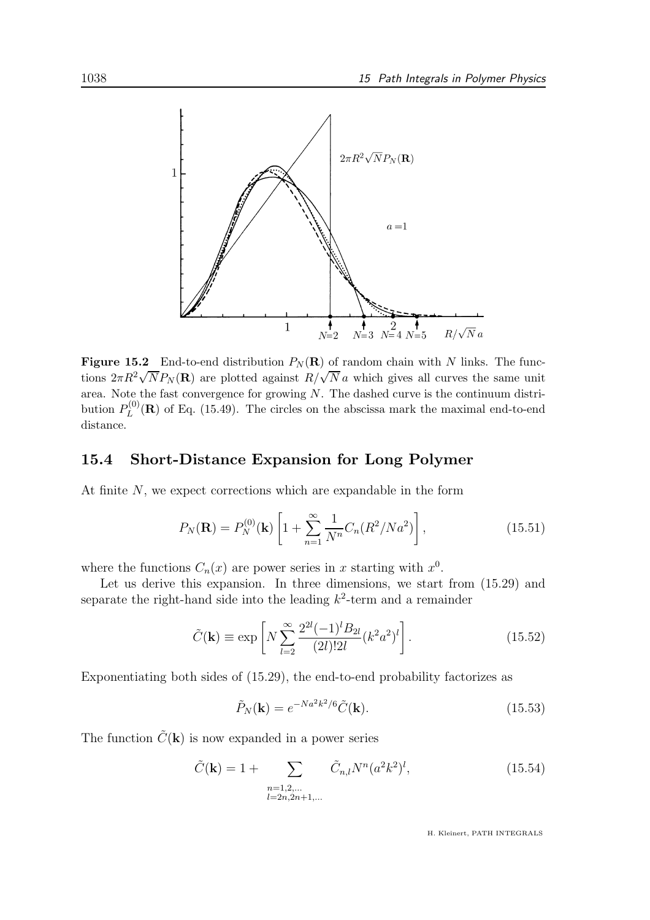**Figure 15.2** End-to-end distribution $P_N(\mathbf{R})$ of random chain with $N$ links. The functions $2\pi R^2\sqrt{N}P_N(\mathbf{R})$ are plotted against $R/\sqrt{N}\,a$ which gives all curves the same unit area. Note the fast convergence for growing $N$. The dashed curve is the continuum distribution $P_L^{(0)}(\mathbf{R})$ of Eq. (15.49). The circles on the abscissa mark the maximal end-to-end distance.

## 15.4 Short-Distance Expansion for Long Polymer

At finite $N$, we expect corrections which are expandable in the form

$$P_N(\mathbf{R}) = P_N^{(0)}(\mathbf{k})\left[1+\sum_{n=1}^{\infty}\frac{1}{N^n}C_n(R^2/Na^2)\right], \tag{15.51}$$

where the functions $C_n(x)$ are power series in $x$ starting with $x^0$.

Let us derive this expansion. In three dimensions, we start from (15.29) and separate the right-hand side into the leading $k^2$-term and a remainder

$$\tilde{C}(\mathbf{k}) \equiv \exp\left[N\sum_{l=2}^{\infty}\frac{2^{2l}(-1)^l B_{2l}}{(2l)!2l}(k^2a^2)^l\right]. \tag{15.52}$$

Exponentiating both sides of (15.29), the end-to-end probability factorizes as

$$\tilde{P}_N(\mathbf{k}) = e^{-Na^2k^2/6}\tilde{C}(\mathbf{k}). \tag{15.53}$$

The function $\tilde{C}(\mathbf{k})$ is now expanded in a power series

$$\tilde{C}(\mathbf{k}) = 1 + \sum_{\substack{n=1,2,\dots\\ l=2n,2n+1,\dots}} \tilde{C}_{n,l}N^n(a^2k^2)^l, \tag{15.54}$$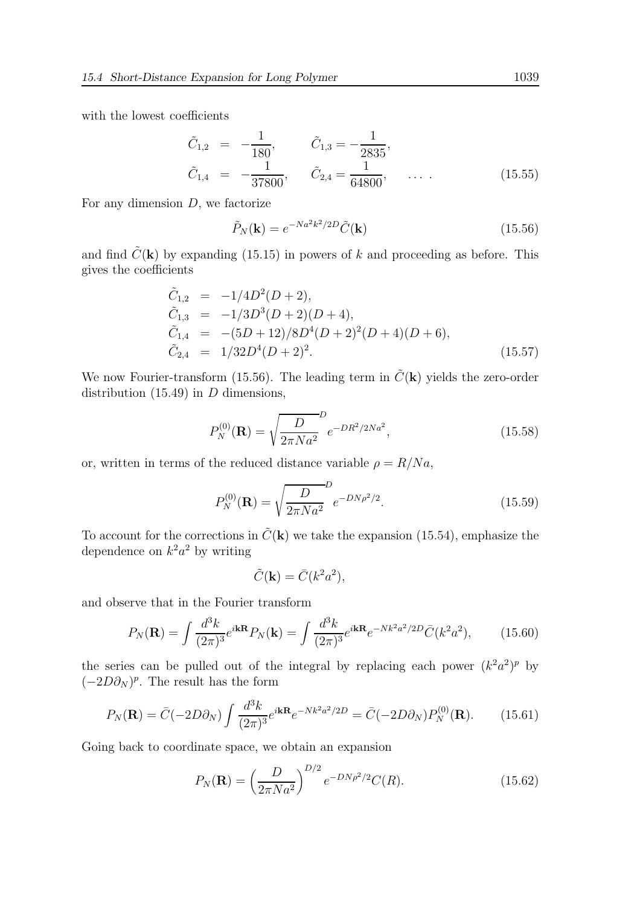with the lowest coefficients

$$
\begin{aligned}
\tilde{C}_{1,2} &= -\frac{1}{180}, \qquad \tilde{C}_{1,3} = -\frac{1}{2835}, \\
\tilde{C}_{1,4} &= -\frac{1}{37800}, \qquad \tilde{C}_{2,4} = \frac{1}{64800}, \qquad \ldots \,. 
\end{aligned} \tag{15.55}
$$

For any dimension $D$, we factorize

$$
\tilde{P}_N(\mathbf{k}) = e^{-Na^2k^2/2D}\tilde{C}(\mathbf{k}) \tag{15.56}
$$

and find $\tilde{C}(\mathbf{k})$ by expanding (15.15) in powers of $k$ and proceeding as before. This gives the coefficients

$$
\begin{aligned}
\tilde{C}_{1,2} &= -1/4D^2(D+2), \\
\tilde{C}_{1,3} &= -1/3D^3(D+2)(D+4), \\
\tilde{C}_{1,4} &= -(5D+12)/8D^4(D+2)^2(D+4)(D+6), \\
\tilde{C}_{2,4} &= 1/32D^4(D+2)^2.
\end{aligned} \tag{15.57}
$$

We now Fourier-transform (15.56). The leading term in $\tilde{C}(\mathbf{k})$ yields the zero-order distribution (15.49) in $D$ dimensions,

$$
P_N^{(0)}(\mathbf{R}) = \sqrt{\frac{D}{2\pi Na^2}}^{D} e^{-DR^2/2Na^2}, \tag{15.58}
$$

or, written in terms of the reduced distance variable $\rho = R/Na$,

$$
P_N^{(0)}(\mathbf{R}) = \sqrt{\frac{D}{2\pi Na^2}}^{D} e^{-DN\rho^2/2}. \tag{15.59}
$$

To account for the corrections in $\tilde{C}(\mathbf{k})$ we take the expansion (15.54), emphasize the dependence on $k^2a^2$ by writing

$$
\tilde{C}(\mathbf{k}) = \bar{C}(k^2a^2),
$$

and observe that in the Fourier transform

$$
P_N(\mathbf{R}) = \int \frac{d^3k}{(2\pi)^3} e^{i\mathbf{kR}} P_N(\mathbf{k}) = \int \frac{d^3k}{(2\pi)^3} e^{i\mathbf{kR}} e^{-Nk^2a^2/2D} \bar{C}(k^2a^2), \tag{15.60}
$$

the series can be pulled out of the integral by replacing each power $(k^2a^2)^p$ by $(-2D\partial_N)^p$. The result has the form

$$
P_N(\mathbf{R}) = \bar{C}(-2D\partial_N) \int \frac{d^3k}{(2\pi)^3} e^{i\mathbf{kR}} e^{-Nk^2a^2/2D} = \bar{C}(-2D\partial_N) P_N^{(0)}(\mathbf{R}). \tag{15.61}
$$

Going back to coordinate space, we obtain an expansion

$$
P_N(\mathbf{R}) = \left(\frac{D}{2\pi Na^2}\right)^{D/2} e^{-DN\rho^2/2} C(R). \tag{15.62}
$$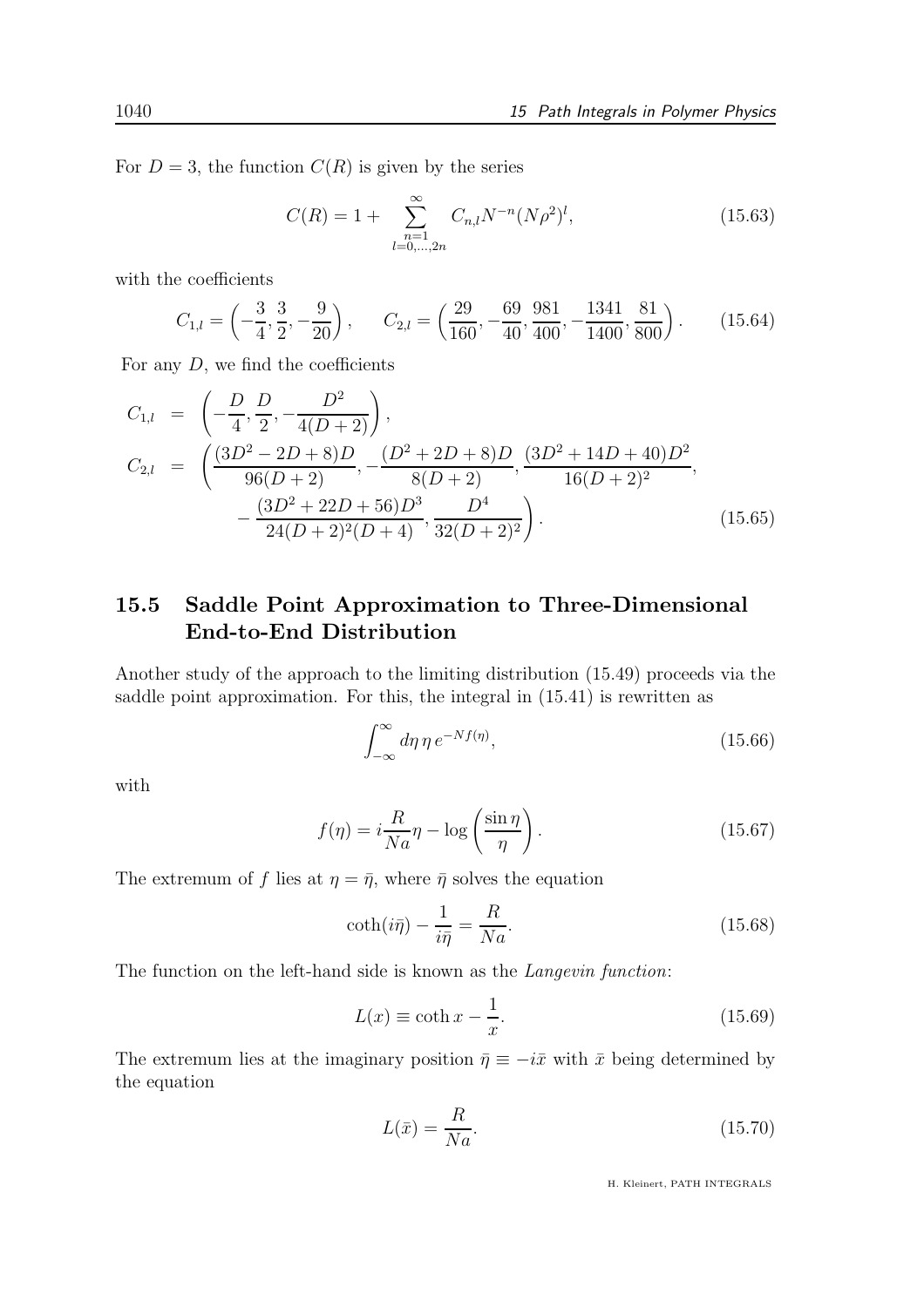For $D = 3$, the function $C(R)$ is given by the series

$$C(R) = 1 + \sum_{\substack{n=1 \\ l=0,\dots,2n}}^{\infty} C_{n,l} N^{-n} (N\rho^2)^l, \tag{15.63}$$

with the coefficients

$$C_{1,l} = \left(-\frac{3}{4}, \frac{3}{2}, -\frac{9}{20}\right), \qquad C_{2,l} = \left(\frac{29}{160}, -\frac{69}{40}, \frac{981}{400}, -\frac{1341}{1400}, \frac{81}{800}\right). \tag{15.64}$$

For any $D$, we find the coefficients

$$\begin{aligned}
C_{1,l} &= \left(-\frac{D}{4}, \frac{D}{2}, -\frac{D^2}{4(D+2)}\right), \\
C_{2,l} &= \left(\frac{(3D^2-2D+8)D}{96(D+2)}, -\frac{(D^2+2D+8)D}{8(D+2)}, \frac{(3D^2+14D+40)D^2}{16(D+2)^2}, \right. \\
&\qquad \left. -\frac{(3D^2+22D+56)D^3}{24(D+2)^2(D+4)}, \frac{D^4}{32(D+2)^2}\right).
\end{aligned} \tag{15.65}$$

## 15.5 Saddle Point Approximation to Three-Dimensional End-to-End Distribution

Another study of the approach to the limiting distribution (15.49) proceeds via the saddle point approximation. For this, the integral in (15.41) is rewritten as

$$\int_{-\infty}^{\infty} d\eta \, \eta \, e^{-Nf(\eta)}, \tag{15.66}$$

with

$$f(\eta) = i\frac{R}{Na}\eta - \log\left(\frac{\sin\eta}{\eta}\right). \tag{15.67}$$

The extremum of $f$ lies at $\eta = \bar{\eta}$, where $\bar{\eta}$ solves the equation

$$\coth(i\bar{\eta}) - \frac{1}{i\bar{\eta}} = \frac{R}{Na}. \tag{15.68}$$

The function on the left-hand side is known as the *Langevin function*:

$$L(x) \equiv \coth x - \frac{1}{x}. \tag{15.69}$$

The extremum lies at the imaginary position $\bar{\eta} \equiv -i\bar{x}$ with $\bar{x}$ being determined by the equation

$$L(\bar{x}) = \frac{R}{Na}. \tag{15.70}$$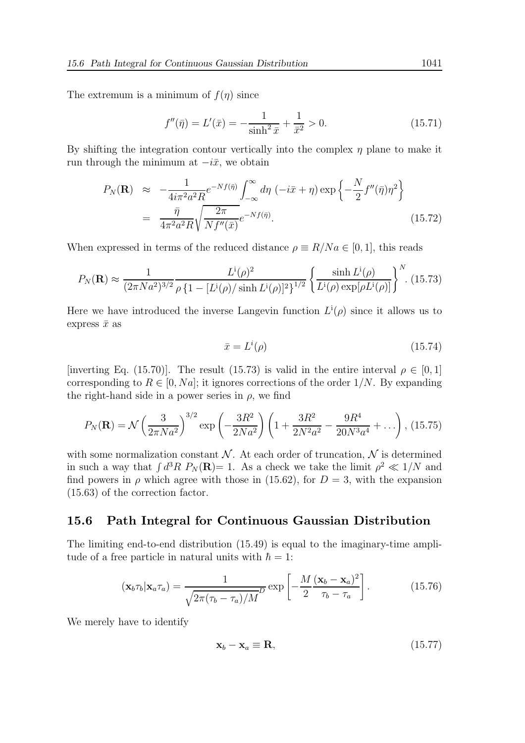The extremum is a minimum of $f(\eta)$ since

$$f''(\bar{\eta}) = L'(\bar{x}) = -\frac{1}{\sinh^2 \bar{x}} + \frac{1}{\bar{x}^2} > 0. \tag{15.71}$$

By shifting the integration contour vertically into the complex $\eta$ plane to make it run through the minimum at $-i\bar{x}$, we obtain

$$\begin{aligned} P_N(\mathbf{R}) &\approx -\frac{1}{4i\pi^2 a^2 R} e^{-Nf(\bar{\eta})} \int_{-\infty}^{\infty} d\eta\, (-i\bar{x} + \eta) \exp\left\{-\frac{N}{2} f''(\bar{\eta})\eta^2\right\} \\ &= \frac{\bar{\eta}}{4\pi^2 a^2 R} \sqrt{\frac{2\pi}{Nf''(\bar{x})}} e^{-Nf(\bar{\eta})}. \end{aligned} \tag{15.72}$$

When expressed in terms of the reduced distance $\rho \equiv R/Na \in [0,1]$, this reads

$$P_N(\mathbf{R}) \approx \frac{1}{(2\pi Na^2)^{3/2}} \frac{L^{\rm i}(\rho)^2}{\rho \left\{1 - [L^{\rm i}(\rho)/\sinh L^{\rm i}(\rho)]^2\right\}^{1/2}} \left\{\frac{\sinh L^{\rm i}(\rho)}{L^{\rm i}(\rho) \exp[\rho L^{\rm i}(\rho)]}\right\}^N. \tag{15.73}$$

Here we have introduced the inverse Langevin function $L^{\rm i}(\rho)$ since it allows us to express $\bar{x}$ as

$$\bar{x} = L^i(\rho) \tag{15.74}$$

[inverting Eq. (15.70)]. The result (15.73) is valid in the entire interval $\rho \in [0,1]$ corresponding to $R \in [0, Na]$; it ignores corrections of the order $1/N$. By expanding the right-hand side in a power series in $\rho$, we find

$$P_N(\mathbf{R}) = \mathcal{N} \left(\frac{3}{2\pi Na^2}\right)^{3/2} \exp\left(-\frac{3R^2}{2Na^2}\right) \left(1 + \frac{3R^2}{2N^2a^2} - \frac{9R^4}{20N^3a^4} + \dots\right), \tag{15.75}$$

with some normalization constant $\mathcal{N}$. At each order of truncation, $\mathcal{N}$ is determined in such a way that $\int d^3R\, P_N(\mathbf{R}) = 1$. As a check we take the limit $\rho^2 \ll 1/N$ and find powers in $\rho$ which agree with those in (15.62), for $D = 3$, with the expansion (15.63) of the correction factor.

## 15.6 Path Integral for Continuous Gaussian Distribution

The limiting end-to-end distribution (15.49) is equal to the imaginary-time amplitude of a free particle in natural units with $\hbar = 1$:

$$(\mathbf{x}_b \tau_b | \mathbf{x}_a \tau_a) = \frac{1}{\sqrt{2\pi(\tau_b - \tau_a)/M}^D} \exp\left[-\frac{M}{2} \frac{(\mathbf{x}_b - \mathbf{x}_a)^2}{\tau_b - \tau_a}\right]. \tag{15.76}$$

We merely have to identify

$$\mathbf{x}_b - \mathbf{x}_a \equiv \mathbf{R}, \tag{15.77}$$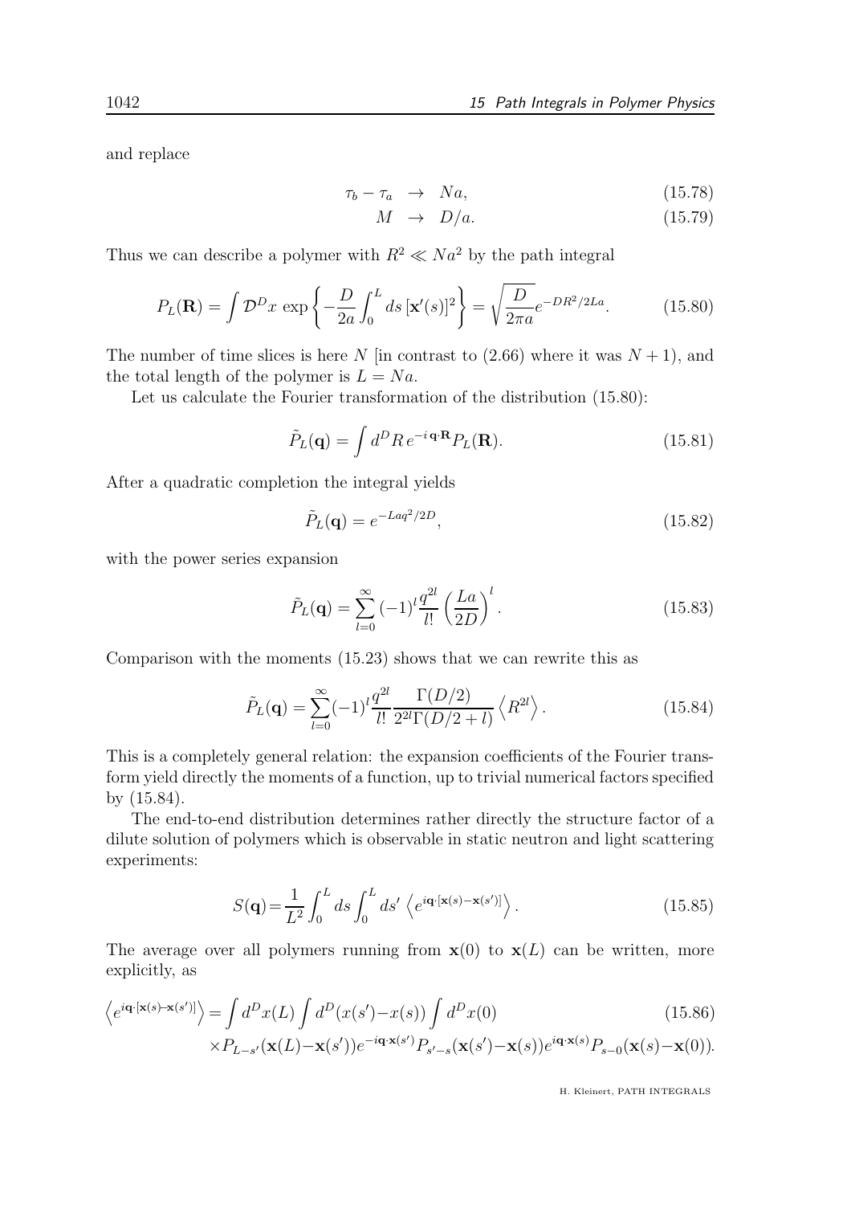and replace

$$\tau_b - \tau_a \;\;\rightarrow\;\; Na, \tag{15.78}$$

$$M \;\;\rightarrow\;\; D/a. \tag{15.79}$$

Thus we can describe a polymer with $R^2 \ll Na^2$ by the path integral

$$P_L(\mathbf{R}) = \int \mathcal{D}^D x \, \exp\left\{-\frac{D}{2a}\int_0^L ds \, [\mathbf{x}'(s)]^2\right\} = \sqrt{\frac{D}{2\pi a}} e^{-DR^2/2La}. \tag{15.80}$$

The number of time slices is here $N$ [in contrast to (2.66) where it was $N+1$), and the total length of the polymer is $L = Na$.

Let us calculate the Fourier transformation of the distribution (15.80):

$$\tilde{P}_L(\mathbf{q}) = \int d^D R \, e^{-i\,\mathbf{q}\cdot\mathbf{R}} P_L(\mathbf{R}). \tag{15.81}$$

After a quadratic completion the integral yields

$$\tilde{P}_L(\mathbf{q}) = e^{-Laq^2/2D}, \tag{15.82}$$

with the power series expansion

$$\tilde{P}_L(\mathbf{q}) = \sum_{l=0}^{\infty} (-1)^l \frac{q^{2l}}{l!} \left(\frac{La}{2D}\right)^l. \tag{15.83}$$

Comparison with the moments (15.23) shows that we can rewrite this as

$$\tilde{P}_L(\mathbf{q}) = \sum_{l=0}^{\infty} (-1)^l \frac{q^{2l}}{l!} \frac{\Gamma(D/2)}{2^{2l}\Gamma(D/2+l)} \left\langle R^{2l} \right\rangle. \tag{15.84}$$

This is a completely general relation: the expansion coefficients of the Fourier transform yield directly the moments of a function, up to trivial numerical factors specified by (15.84).

The end-to-end distribution determines rather directly the structure factor of a dilute solution of polymers which is observable in static neutron and light scattering experiments:

$$S(\mathbf{q}) = \frac{1}{L^2} \int_0^L ds \int_0^L ds' \left\langle e^{i\mathbf{q}\cdot[\mathbf{x}(s)-\mathbf{x}(s')]} \right\rangle. \tag{15.85}$$

The average over all polymers running from $\mathbf{x}(0)$ to $\mathbf{x}(L)$ can be written, more explicitly, as

$$\begin{aligned}\left\langle e^{i\mathbf{q}\cdot[\mathbf{x}(s)-\mathbf{x}(s')]} \right\rangle = & \int d^D x(L) \int d^D (x(s')-x(s)) \int d^D x(0) \\ & \times P_{L-s'}(\mathbf{x}(L)-\mathbf{x}(s')) e^{-i\mathbf{q}\cdot\mathbf{x}(s')} P_{s'-s}(\mathbf{x}(s')-\mathbf{x}(s)) e^{i\mathbf{q}\cdot\mathbf{x}(s)} P_{s-0}(\mathbf{x}(s)-\mathbf{x}(0)).\end{aligned} \tag{15.86}$$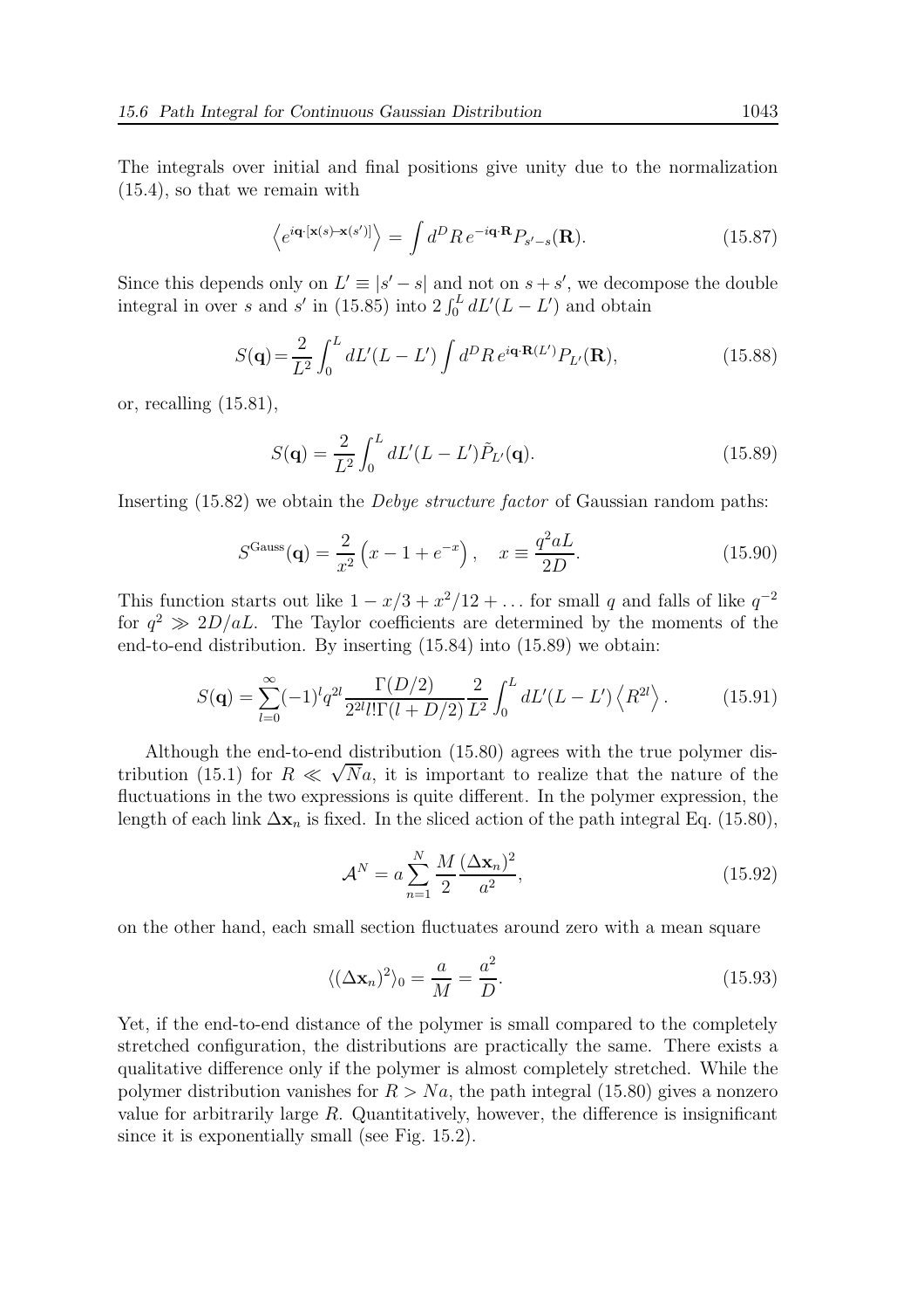The integrals over initial and final positions give unity due to the normalization (15.4), so that we remain with

$$\left\langle e^{i\mathbf{q}\cdot[\mathbf{x}(s)-\mathbf{x}(s')]}\right\rangle = \int d^D R\, e^{-i\mathbf{q}\cdot\mathbf{R}} P_{s'-s}(\mathbf{R}). \tag{15.87}$$

Since this depends only on $L' \equiv |s'-s|$ and not on $s+s'$, we decompose the double integral in over $s$ and $s'$ in (15.85) into $2\int_0^L dL'(L-L')$ and obtain

$$S(\mathbf{q}) = \frac{2}{L^2}\int_0^L dL'(L-L')\int d^D R\, e^{i\mathbf{q}\cdot\mathbf{R}(L')} P_{L'}(\mathbf{R}), \tag{15.88}$$

or, recalling (15.81),

$$S(\mathbf{q}) = \frac{2}{L^2}\int_0^L dL'(L-L')\tilde{P}_{L'}(\mathbf{q}). \tag{15.89}$$

Inserting (15.82) we obtain the *Debye structure factor* of Gaussian random paths:

$$S^{\text{Gauss}}(\mathbf{q}) = \frac{2}{x^2}\left(x - 1 + e^{-x}\right), \quad x \equiv \frac{q^2 a L}{2D}. \tag{15.90}$$

This function starts out like $1 - x/3 + x^2/12 + \ldots$ for small $q$ and falls of like $q^{-2}$ for $q^2 \gg 2D/aL$. The Taylor coefficients are determined by the moments of the end-to-end distribution. By inserting (15.84) into (15.89) we obtain:

$$S(\mathbf{q}) = \sum_{l=0}^{\infty}(-1)^l q^{2l}\frac{\Gamma(D/2)}{2^{2l} l!\,\Gamma(l+D/2)}\frac{2}{L^2}\int_0^L dL'(L-L')\left\langle R^{2l}\right\rangle. \tag{15.91}$$

Although the end-to-end distribution (15.80) agrees with the true polymer distribution (15.1) for $R \ll \sqrt{N}a$, it is important to realize that the nature of the fluctuations in the two expressions is quite different. In the polymer expression, the length of each link $\Delta\mathbf{x}_n$ is fixed. In the sliced action of the path integral Eq. (15.80),

$$\mathcal{A}^N = a\sum_{n=1}^{N}\frac{M}{2}\frac{(\Delta\mathbf{x}_n)^2}{a^2}, \tag{15.92}$$

on the other hand, each small section fluctuates around zero with a mean square

$$\langle(\Delta\mathbf{x}_n)^2\rangle_0 = \frac{a}{M} = \frac{a^2}{D}. \tag{15.93}$$

Yet, if the end-to-end distance of the polymer is small compared to the completely stretched configuration, the distributions are practically the same. There exists a qualitative difference only if the polymer is almost completely stretched. While the polymer distribution vanishes for $R > Na$, the path integral (15.80) gives a nonzero value for arbitrarily large $R$. Quantitatively, however, the difference is insignificant since it is exponentially small (see Fig. 15.2).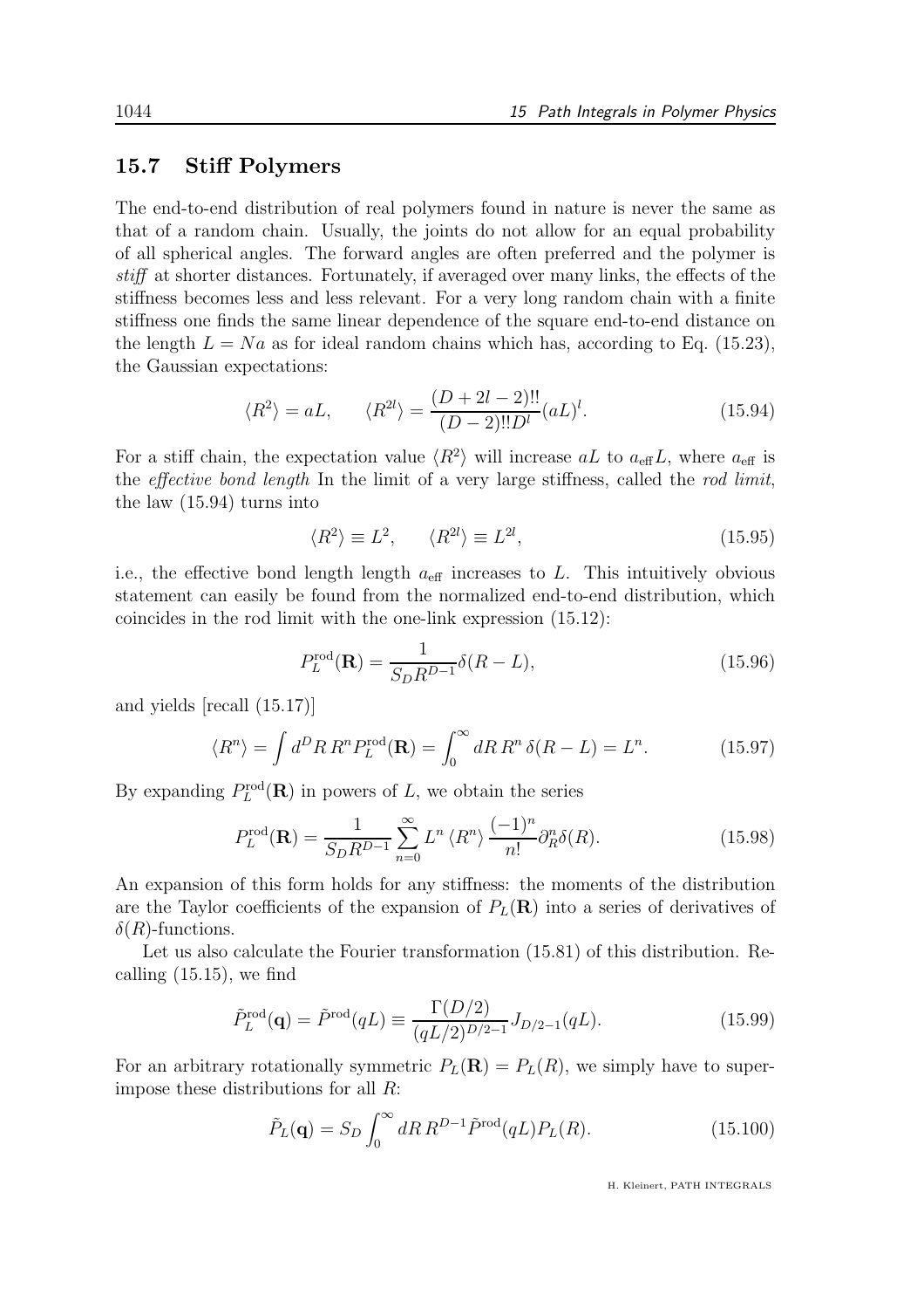## 15.7 Stiff Polymers

The end-to-end distribution of real polymers found in nature is never the same as that of a random chain. Usually, the joints do not allow for an equal probability of all spherical angles. The forward angles are often preferred and the polymer is *stiff* at shorter distances. Fortunately, if averaged over many links, the effects of the stiffness becomes less and less relevant. For a very long random chain with a finite stiffness one finds the same linear dependence of the square end-to-end distance on the length $L = Na$ as for ideal random chains which has, according to Eq. (15.23), the Gaussian expectations:

$$\langle R^2 \rangle = aL, \qquad \langle R^{2l} \rangle = \frac{(D+2l-2)!!}{(D-2)!!D^l}(aL)^l. \tag{15.94}$$

For a stiff chain, the expectation value $\langle R^2 \rangle$ will increase $aL$ to $a_{\rm eff}L$, where $a_{\rm eff}$ is the *effective bond length* In the limit of a very large stiffness, called the *rod limit*, the law (15.94) turns into

$$\langle R^2 \rangle \equiv L^2, \qquad \langle R^{2l} \rangle \equiv L^{2l}, \tag{15.95}$$

i.e., the effective bond length length $a_{\rm eff}$ increases to $L$. This intuitively obvious statement can easily be found from the normalized end-to-end distribution, which coincides in the rod limit with the one-link expression (15.12):

$$P_L^{\rm rod}(\mathbf{R}) = \frac{1}{S_D R^{D-1}}\delta(R-L), \tag{15.96}$$

and yields [recall (15.17)]

$$\langle R^n \rangle = \int d^D R\, R^n P_L^{\rm rod}(\mathbf{R}) = \int_0^\infty dR\, R^n\, \delta(R-L) = L^n. \tag{15.97}$$

By expanding $P_L^{\rm rod}(\mathbf{R})$ in powers of $L$, we obtain the series

$$P_L^{\rm rod}(\mathbf{R}) = \frac{1}{S_D R^{D-1}} \sum_{n=0}^{\infty} L^n \langle R^n \rangle \frac{(-1)^n}{n!} \partial_R^n \delta(R). \tag{15.98}$$

An expansion of this form holds for any stiffness: the moments of the distribution are the Taylor coefficients of the expansion of $P_L(\mathbf{R})$ into a series of derivatives of $\delta(R)$-functions.

Let us also calculate the Fourier transformation (15.81) of this distribution. Recalling (15.15), we find

$$\tilde{P}_L^{\rm rod}(\mathbf{q}) = \tilde{P}^{\rm rod}(qL) \equiv \frac{\Gamma(D/2)}{(qL/2)^{D/2-1}} J_{D/2-1}(qL). \tag{15.99}$$

For an arbitrary rotationally symmetric $P_L(\mathbf{R}) = P_L(R)$, we simply have to superimpose these distributions for all $R$:

$$\tilde{P}_L(\mathbf{q}) = S_D \int_0^\infty dR\, R^{D-1} \tilde{P}^{\rm rod}(qL) P_L(R). \tag{15.100}$$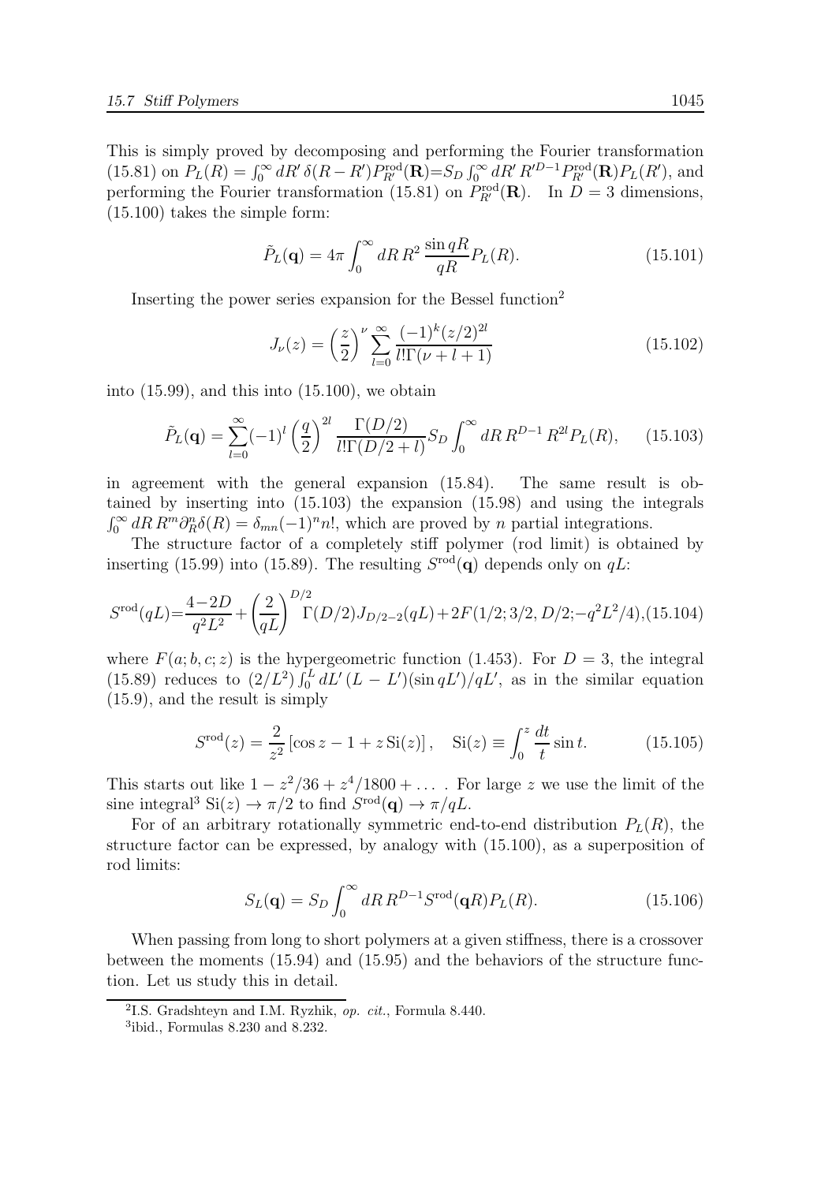This is simply proved by decomposing and performing the Fourier transformation (15.81) on $P_L(R) = \int_0^\infty dR'\,\delta(R-R')P_{R'}^{\rm rod}(\mathbf{R}) = S_D \int_0^\infty dR'\,R'^{D-1}P_{R'}^{\rm rod}(\mathbf{R})P_L(R')$, and performing the Fourier transformation (15.81) on $P_{R'}^{\rm rod}(\mathbf{R})$. In $D=3$ dimensions, (15.100) takes the simple form:

$$
\tilde{P}_L(\mathbf{q}) = 4\pi \int_0^\infty dR\,R^2\,\frac{\sin qR}{qR}P_L(R). \tag{15.101}
$$

Inserting the power series expansion for the Bessel function[2]

$$
J_\nu(z) = \left(\frac{z}{2}\right)^\nu \sum_{l=0}^\infty \frac{(-1)^k (z/2)^{2l}}{l!\Gamma(\nu+l+1)} \tag{15.102}
$$

into (15.99), and this into (15.100), we obtain

$$
\tilde{P}_L(\mathbf{q}) = \sum_{l=0}^\infty (-1)^l \left(\frac{q}{2}\right)^{2l} \frac{\Gamma(D/2)}{l!\Gamma(D/2+l)} S_D \int_0^\infty dR\,R^{D-1}\,R^{2l}P_L(R), \tag{15.103}
$$

in agreement with the general expansion (15.84). The same result is obtained by inserting into (15.103) the expansion (15.98) and using the integrals $\int_0^\infty dR\,R^m \partial_R^n \delta(R) = \delta_{mn}(-1)^n n!$, which are proved by $n$ partial integrations.

The structure factor of a completely stiff polymer (rod limit) is obtained by inserting (15.99) into (15.89). The resulting $S^{\rm rod}(\mathbf{q})$ depends only on $qL$:

$$
S^{\rm rod}(qL) = \frac{4-2D}{q^2L^2} + \left(\frac{2}{qL}\right)^{D/2} \Gamma(D/2) J_{D/2-2}(qL) + 2F(1/2;3/2,D/2;-q^2L^2/4), \tag{15.104}
$$

where $F(a;b,c;z)$ is the hypergeometric function (1.453). For $D=3$, the integral (15.89) reduces to $(2/L^2)\int_0^L dL'\,(L-L')(\sin qL')/qL'$, as in the similar equation (15.9), and the result is simply

$$
S^{\rm rod}(z) = \frac{2}{z^2}\left[\cos z - 1 + z\,{\rm Si}(z)\right], \quad {\rm Si}(z) \equiv \int_0^z \frac{dt}{t}\sin t. \tag{15.105}
$$

This starts out like $1 - z^2/36 + z^4/1800 + \ldots$ . For large $z$ we use the limit of the sine integral[3] ${\rm Si}(z) \to \pi/2$ to find $S^{\rm rod}(\mathbf{q}) \to \pi/qL$.

For of an arbitrary rotationally symmetric end-to-end distribution $P_L(R)$, the structure factor can be expressed, by analogy with (15.100), as a superposition of rod limits:

$$
S_L(\mathbf{q}) = S_D \int_0^\infty dR\,R^{D-1} S^{\rm rod}(\mathbf{q}R)P_L(R). \tag{15.106}
$$

When passing from long to short polymers at a given stiffness, there is a crossover between the moments (15.94) and (15.95) and the behaviors of the structure function. Let us study this in detail.

---

[2] I.S. Gradshteyn and I.M. Ryzhik, *op. cit.*, Formula 8.440.

[3] ibid., Formulas 8.230 and 8.232.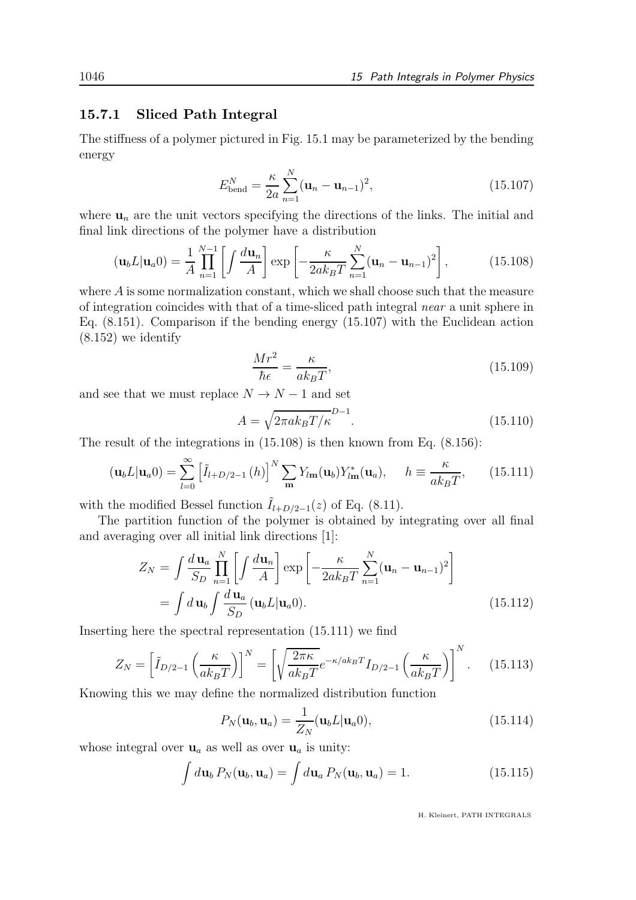### 15.7.1 Sliced Path Integral

The stiffness of a polymer pictured in Fig. 15.1 may be parameterized by the bending energy

$$E_{\rm bend}^N = \frac{\kappa}{2a}\sum_{n=1}^{N}(\mathbf{u}_n - \mathbf{u}_{n-1})^2, \tag{15.107}$$

where $\mathbf{u}_n$ are the unit vectors specifying the directions of the links. The initial and final link directions of the polymer have a distribution

$$(\mathbf{u}_b L|\mathbf{u}_a 0) = \frac{1}{A}\prod_{n=1}^{N-1}\left[\int\frac{d\mathbf{u}_n}{A}\right]\exp\left[-\frac{\kappa}{2ak_BT}\sum_{n=1}^{N}(\mathbf{u}_n - \mathbf{u}_{n-1})^2\right], \tag{15.108}$$

where $A$ is some normalization constant, which we shall choose such that the measure of integration coincides with that of a time-sliced path integral *near* a unit sphere in Eq. (8.151). Comparison if the bending energy (15.107) with the Euclidean action (8.152) we identify

$$\frac{Mr^2}{\hbar\epsilon} = \frac{\kappa}{ak_BT}, \tag{15.109}$$

and see that we must replace $N \to N-1$ and set

$$A = \sqrt{2\pi a k_BT/\kappa}^{\,D-1}. \tag{15.110}$$

The result of the integrations in (15.108) is then known from Eq. (8.156):

$$(\mathbf{u}_b L|\mathbf{u}_a 0) = \sum_{l=0}^{\infty}\left[\tilde{I}_{l+D/2-1}\left(h\right)\right]^N\sum_{\mathbf{m}}Y_{l\mathbf{m}}(\mathbf{u}_b)Y^*_{l\mathbf{m}}(\mathbf{u}_a), \qquad h \equiv \frac{\kappa}{ak_BT}, \tag{15.111}$$

with the modified Bessel function $\tilde{I}_{l+D/2-1}(z)$ of Eq. (8.11).

The partition function of the polymer is obtained by integrating over all final and averaging over all initial link directions [1]:

$$\begin{aligned} Z_N &= \int\frac{d\,\mathbf{u}_a}{S_D}\prod_{n=1}^{N}\left[\int\frac{d\mathbf{u}_n}{A}\right]\exp\left[-\frac{\kappa}{2ak_BT}\sum_{n=1}^{N}(\mathbf{u}_n - \mathbf{u}_{n-1})^2\right] \\ &= \int d\,\mathbf{u}_b\int\frac{d\,\mathbf{u}_a}{S_D}\,(\mathbf{u}_b L|\mathbf{u}_a 0). \end{aligned} \tag{15.112}$$

Inserting here the spectral representation (15.111) we find

$$Z_N = \left[\tilde{I}_{D/2-1}\left(\frac{\kappa}{ak_BT}\right)\right]^N = \left[\sqrt{\frac{2\pi\kappa}{ak_BT}}e^{-\kappa/ak_BT}I_{D/2-1}\left(\frac{\kappa}{ak_BT}\right)\right]^N. \tag{15.113}$$

Knowing this we may define the normalized distribution function

$$P_N(\mathbf{u}_b, \mathbf{u}_a) = \frac{1}{Z_N}(\mathbf{u}_b L|\mathbf{u}_a 0), \tag{15.114}$$

whose integral over $\mathbf{u}_a$ as well as over $\mathbf{u}_a$ is unity:

$$\int d\mathbf{u}_b\, P_N(\mathbf{u}_b, \mathbf{u}_a) = \int d\mathbf{u}_a\, P_N(\mathbf{u}_b, \mathbf{u}_a) = 1. \tag{15.115}$$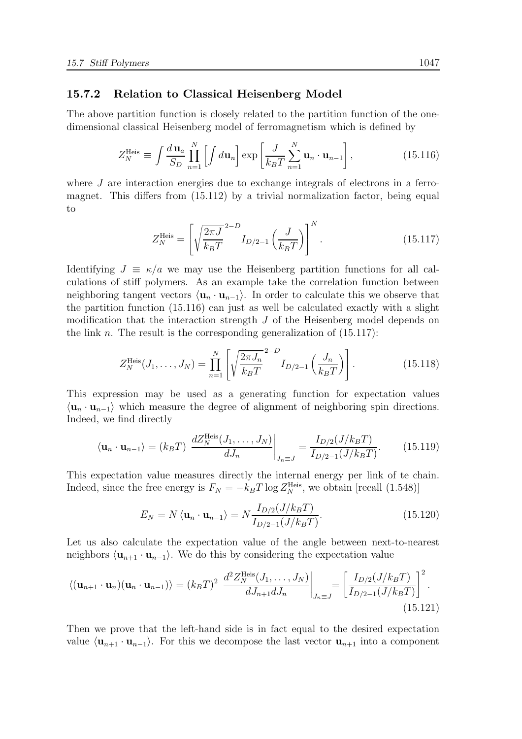### 15.7.2 Relation to Classical Heisenberg Model

The above partition function is closely related to the partition function of the one-dimensional classical Heisenberg model of ferromagnetism which is defined by

$$Z_N^{\rm Heis} \equiv \int \frac{d\,\mathbf{u}_a}{S_D} \prod_{n=1}^{N} \left[ \int d\mathbf{u}_n \right] \exp\left[ \frac{J}{k_BT} \sum_{n=1}^{N} \mathbf{u}_n \cdot \mathbf{u}_{n-1} \right], \tag{15.116}$$

where $J$ are interaction energies due to exchange integrals of electrons in a ferromagnet. This differs from (15.112) by a trivial normalization factor, being equal to

$$Z_N^{\rm Heis} = \left[ \sqrt{\frac{2\pi J}{k_BT}}^{\,2-D} I_{D/2-1}\left( \frac{J}{k_BT} \right) \right]^N. \tag{15.117}$$

Identifying $J \equiv \kappa/a$ we may use the Heisenberg partition functions for all calculations of stiff polymers. As an example take the correlation function between neighboring tangent vectors $\langle \mathbf{u}_n \cdot \mathbf{u}_{n-1} \rangle$. In order to calculate this we observe that the partition function (15.116) can just as well be calculated exactly with a slight modification that the interaction strength $J$ of the Heisenberg model depends on the link $n$. The result is the corresponding generalization of (15.117):

$$Z_N^{\rm Heis}(J_1,\ldots,J_N) = \prod_{n=1}^{N} \left[ \sqrt{\frac{2\pi J_n}{k_BT}}^{\,2-D} I_{D/2-1}\left( \frac{J_n}{k_BT} \right) \right]. \tag{15.118}$$

This expression may be used as a generating function for expectation values $\langle \mathbf{u}_n \cdot \mathbf{u}_{n-1} \rangle$ which measure the degree of alignment of neighboring spin directions. Indeed, we find directly

$$\langle \mathbf{u}_n \cdot \mathbf{u}_{n-1} \rangle = (k_BT)\ \left. \frac{dZ_N^{\rm Heis}(J_1,\ldots,J_N)}{dJ_n} \right|_{J_n \equiv J} = \frac{I_{D/2}(J/k_BT)}{I_{D/2-1}(J/k_BT)}. \tag{15.119}$$

This expectation value measures directly the internal energy per link of te chain. Indeed, since the free energy is $F_N = -k_BT \log Z_N^{\rm Heis}$, we obtain [recall (1.548)]

$$E_N = N \langle \mathbf{u}_n \cdot \mathbf{u}_{n-1} \rangle = N \frac{I_{D/2}(J/k_BT)}{I_{D/2-1}(J/k_BT)}. \tag{15.120}$$

Let us also calculate the expectation value of the angle between next-to-nearest neighbors $\langle \mathbf{u}_{n+1} \cdot \mathbf{u}_{n-1} \rangle$. We do this by considering the expectation value

$$\langle (\mathbf{u}_{n+1} \cdot \mathbf{u}_n)(\mathbf{u}_n \cdot \mathbf{u}_{n-1}) \rangle = (k_BT)^2\ \left. \frac{d^2 Z_N^{\rm Heis}(J_1,\ldots,J_N)}{dJ_{n+1}dJ_n} \right|_{J_n \equiv J} = \left[ \frac{I_{D/2}(J/k_BT)}{I_{D/2-1}(J/k_BT)} \right]^2. \tag{15.121}$$

Then we prove that the left-hand side is in fact equal to the desired expectation value $\langle \mathbf{u}_{n+1} \cdot \mathbf{u}_{n-1} \rangle$. For this we decompose the last vector $\mathbf{u}_{n+1}$ into a component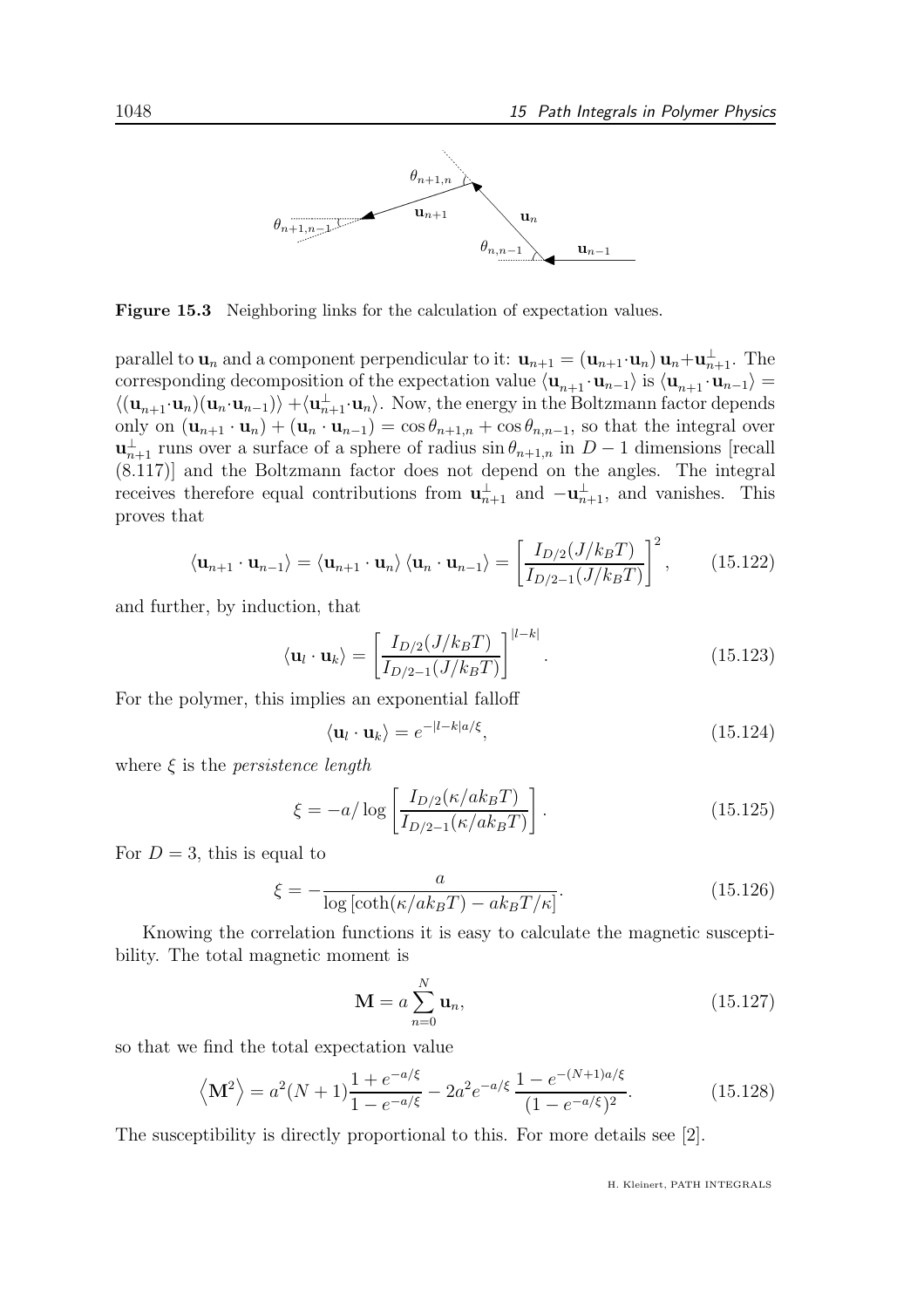**Figure 15.3** Neighboring links for the calculation of expectation values.

parallel to $\mathbf{u}_n$ and a component perpendicular to it: $\mathbf{u}_{n+1} = (\mathbf{u}_{n+1}\cdot\mathbf{u}_n)\,\mathbf{u}_n + \mathbf{u}^\perp_{n+1}$. The corresponding decomposition of the expectation value $\langle \mathbf{u}_{n+1}\cdot\mathbf{u}_{n-1}\rangle$ is $\langle \mathbf{u}_{n+1}\cdot\mathbf{u}_{n-1}\rangle = \langle(\mathbf{u}_{n+1}\cdot\mathbf{u}_n)(\mathbf{u}_n\cdot\mathbf{u}_{n-1})\rangle + \langle\mathbf{u}^\perp_{n+1}\cdot\mathbf{u}_n\rangle$. Now, the energy in the Boltzmann factor depends only on $(\mathbf{u}_{n+1}\cdot\mathbf{u}_n) + (\mathbf{u}_n\cdot\mathbf{u}_{n-1}) = \cos\theta_{n+1,n} + \cos\theta_{n,n-1}$, so that the integral over $\mathbf{u}^\perp_{n+1}$ runs over a surface of a sphere of radius $\sin\theta_{n+1,n}$ in $D-1$ dimensions [recall (8.117)] and the Boltzmann factor does not depend on the angles. The integral receives therefore equal contributions from $\mathbf{u}^\perp_{n+1}$ and $-\mathbf{u}^\perp_{n+1}$, and vanishes. This proves that

$$\langle \mathbf{u}_{n+1}\cdot\mathbf{u}_{n-1}\rangle = \langle \mathbf{u}_{n+1}\cdot\mathbf{u}_n\rangle\,\langle \mathbf{u}_n\cdot\mathbf{u}_{n-1}\rangle = \left[\frac{I_{D/2}(J/k_BT)}{I_{D/2-1}(J/k_BT)}\right]^2, \tag{15.122}$$

and further, by induction, that

$$\langle \mathbf{u}_l\cdot\mathbf{u}_k\rangle = \left[\frac{I_{D/2}(J/k_BT)}{I_{D/2-1}(J/k_BT)}\right]^{|l-k|}. \tag{15.123}$$

For the polymer, this implies an exponential falloff

$$\langle \mathbf{u}_l\cdot\mathbf{u}_k\rangle = e^{-|l-k|a/\xi}, \tag{15.124}$$

where $\xi$ is the *persistence length*

$$\xi = -a/\log\left[\frac{I_{D/2}(\kappa/ak_BT)}{I_{D/2-1}(\kappa/ak_BT)}\right]. \tag{15.125}$$

For $D=3$, this is equal to

$$\xi = -\frac{a}{\log\left[\coth(\kappa/ak_BT) - ak_BT/\kappa\right]}. \tag{15.126}$$

Knowing the correlation functions it is easy to calculate the magnetic susceptibility. The total magnetic moment is

$$\mathbf{M} = a\sum_{n=0}^{N}\mathbf{u}_n, \tag{15.127}$$

so that we find the total expectation value

$$\left\langle \mathbf{M}^2\right\rangle = a^2(N+1)\frac{1+e^{-a/\xi}}{1-e^{-a/\xi}} - 2a^2e^{-a/\xi}\,\frac{1-e^{-(N+1)a/\xi}}{(1-e^{-a/\xi})^2}. \tag{15.128}$$

The susceptibility is directly proportional to this. For more details see [2].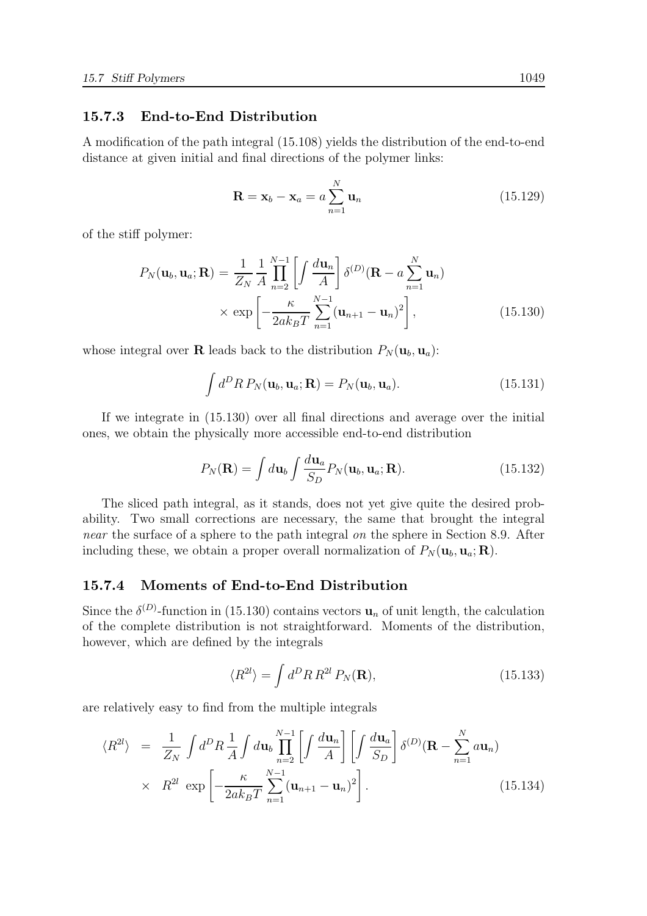### 15.7.3 End-to-End Distribution

A modification of the path integral (15.108) yields the distribution of the end-to-end distance at given initial and final directions of the polymer links:

$$\mathbf{R} = \mathbf{x}_b - \mathbf{x}_a = a \sum_{n=1}^{N} \mathbf{u}_n \tag{15.129}$$

of the stiff polymer:

$$P_N(\mathbf{u}_b, \mathbf{u}_a; \mathbf{R}) = \frac{1}{Z_N} \frac{1}{A} \prod_{n=2}^{N-1} \left[ \int \frac{d\mathbf{u}_n}{A} \right] \delta^{(D)}(\mathbf{R} - a \sum_{n=1}^{N} \mathbf{u}_n) \times \exp \left[ -\frac{\kappa}{2ak_BT} \sum_{n=1}^{N-1} (\mathbf{u}_{n+1} - \mathbf{u}_n)^2 \right], \tag{15.130}$$

whose integral over $\mathbf{R}$ leads back to the distribution $P_N(\mathbf{u}_b, \mathbf{u}_a)$:

$$\int d^D R \, P_N(\mathbf{u}_b, \mathbf{u}_a; \mathbf{R}) = P_N(\mathbf{u}_b, \mathbf{u}_a). \tag{15.131}$$

If we integrate in (15.130) over all final directions and average over the initial ones, we obtain the physically more accessible end-to-end distribution

$$P_N(\mathbf{R}) = \int d\mathbf{u}_b \int \frac{d\mathbf{u}_a}{S_D} P_N(\mathbf{u}_b, \mathbf{u}_a; \mathbf{R}). \tag{15.132}$$

The sliced path integral, as it stands, does not yet give quite the desired probability. Two small corrections are necessary, the same that brought the integral *near* the surface of a sphere to the path integral *on* the sphere in Section 8.9. After including these, we obtain a proper overall normalization of $P_N(\mathbf{u}_b, \mathbf{u}_a; \mathbf{R})$.

### 15.7.4 Moments of End-to-End Distribution

Since the $\delta^{(D)}$-function in (15.130) contains vectors $\mathbf{u}_n$ of unit length, the calculation of the complete distribution is not straightforward. Moments of the distribution, however, which are defined by the integrals

$$\langle R^{2l} \rangle = \int d^D R \, R^{2l} \, P_N(\mathbf{R}), \tag{15.133}$$

are relatively easy to find from the multiple integrals

$$\langle R^{2l} \rangle = \frac{1}{Z_N} \int d^D R \frac{1}{A} \int d\mathbf{u}_b \prod_{n=2}^{N-1} \left[ \int \frac{d\mathbf{u}_n}{A} \right] \left[ \int \frac{d\mathbf{u}_a}{S_D} \right] \delta^{(D)}(\mathbf{R} - \sum_{n=1}^{N} a\mathbf{u}_n) \times R^{2l} \exp \left[ -\frac{\kappa}{2ak_BT} \sum_{n=1}^{N-1} (\mathbf{u}_{n+1} - \mathbf{u}_n)^2 \right]. \tag{15.134}$$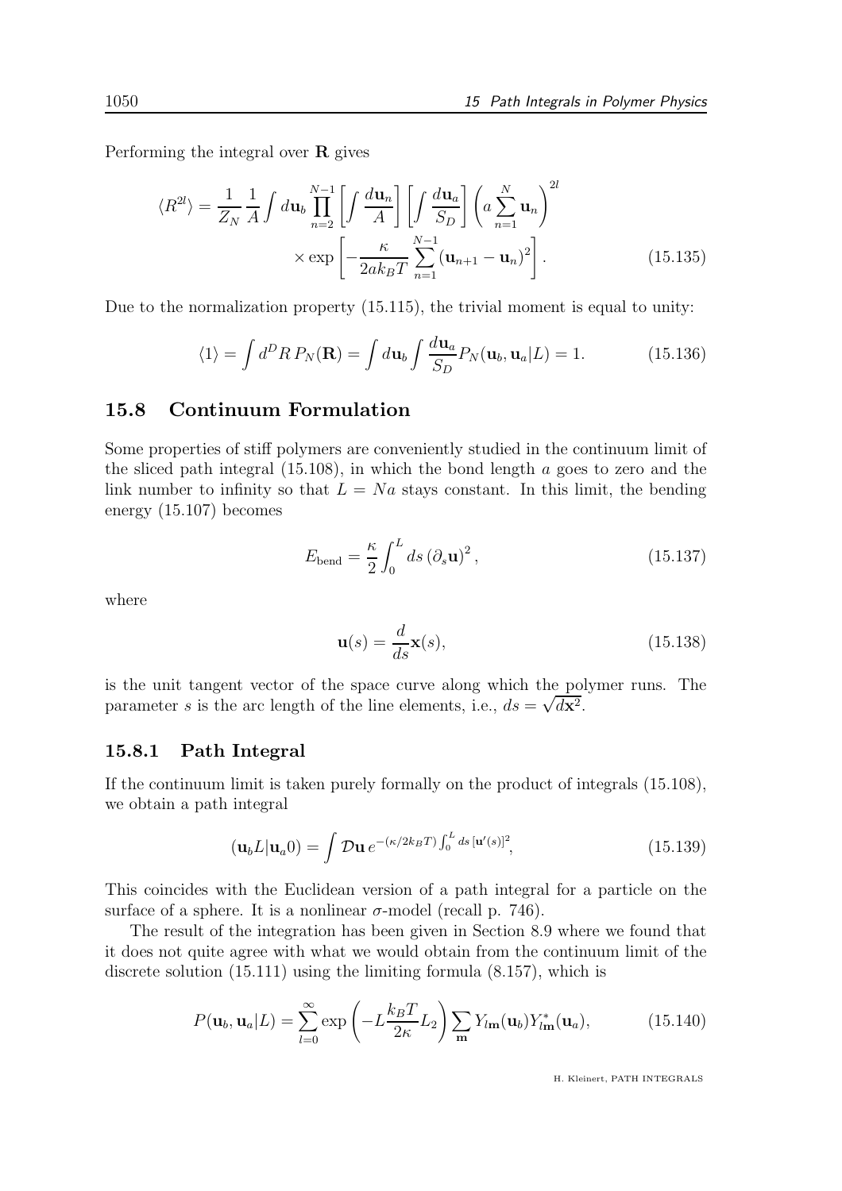Performing the integral over $\mathbf{R}$ gives

$$\langle R^{2l} \rangle = \frac{1}{Z_N} \frac{1}{A} \int d\mathbf{u}_b \prod_{n=2}^{N-1} \left[ \int \frac{d\mathbf{u}_n}{A} \right] \left[ \int \frac{d\mathbf{u}_a}{S_D} \right] \left( a \sum_{n=1}^{N} \mathbf{u}_n \right)^{2l} \times \exp \left[ -\frac{\kappa}{2ak_BT} \sum_{n=1}^{N-1} (\mathbf{u}_{n+1} - \mathbf{u}_n)^2 \right]. \tag{15.135}$$

Due to the normalization property (15.115), the trivial moment is equal to unity:

$$\langle 1 \rangle = \int d^D R \, P_N(\mathbf{R}) = \int d\mathbf{u}_b \int \frac{d\mathbf{u}_a}{S_D} P_N(\mathbf{u}_b, \mathbf{u}_a | L) = 1. \tag{15.136}$$

## 15.8 Continuum Formulation

Some properties of stiff polymers are conveniently studied in the continuum limit of the sliced path integral (15.108), in which the bond length $a$ goes to zero and the link number to infinity so that $L = Na$ stays constant. In this limit, the bending energy (15.107) becomes

$$E_{\text{bend}} = \frac{\kappa}{2} \int_0^L ds \, (\partial_s \mathbf{u})^2, \tag{15.137}$$

where

$$\mathbf{u}(s) = \frac{d}{ds} \mathbf{x}(s), \tag{15.138}$$

is the unit tangent vector of the space curve along which the polymer runs. The parameter $s$ is the arc length of the line elements, i.e., $ds = \sqrt{d\mathbf{x}^2}$.

### 15.8.1 Path Integral

If the continuum limit is taken purely formally on the product of integrals (15.108), we obtain a path integral

$$(\mathbf{u}_b L | \mathbf{u}_a 0) = \int \mathcal{D}\mathbf{u} \, e^{-(\kappa/2k_BT) \int_0^L ds \, [\mathbf{u}'(s)]^2}, \tag{15.139}$$

This coincides with the Euclidean version of a path integral for a particle on the surface of a sphere. It is a nonlinear $\sigma$-model (recall p. 746).

The result of the integration has been given in Section 8.9 where we found that it does not quite agree with what we would obtain from the continuum limit of the discrete solution (15.111) using the limiting formula (8.157), which is

$$P(\mathbf{u}_b, \mathbf{u}_a | L) = \sum_{l=0}^{\infty} \exp \left( -L \frac{k_BT}{2\kappa} L_2 \right) \sum_{\mathbf{m}} Y_{l\mathbf{m}}(\mathbf{u}_b) Y_{l\mathbf{m}}^*(\mathbf{u}_a), \tag{15.140}$$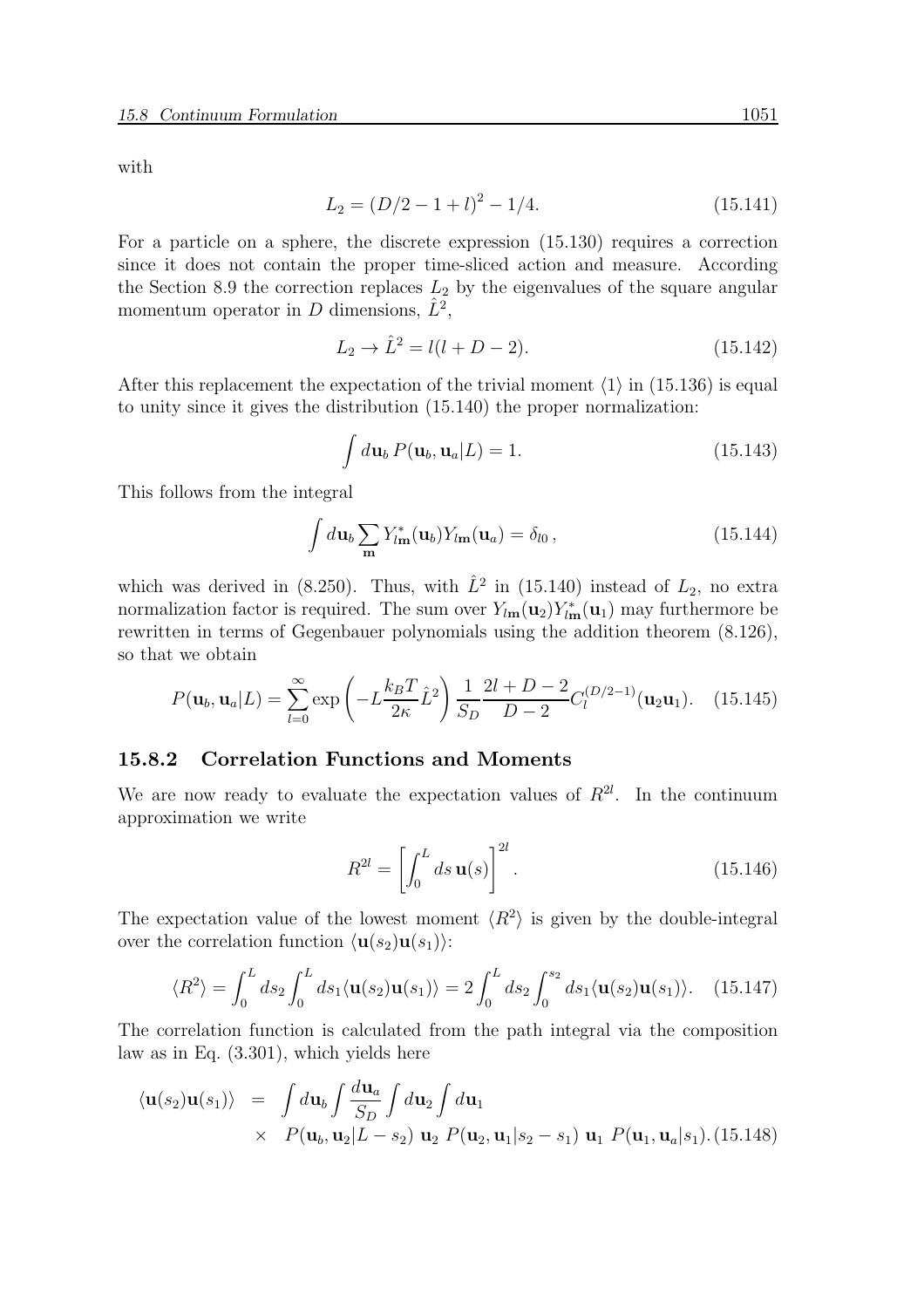with

$$L_2 = (D/2 - 1 + l)^2 - 1/4. \tag{15.141}$$

For a particle on a sphere, the discrete expression (15.130) requires a correction since it does not contain the proper time-sliced action and measure. According the Section 8.9 the correction replaces $L_2$ by the eigenvalues of the square angular momentum operator in $D$ dimensions, $\hat{L}^2$,

$$L_2 \to \hat{L}^2 = l(l + D - 2). \tag{15.142}$$

After this replacement the expectation of the trivial moment $\langle 1 \rangle$ in (15.136) is equal to unity since it gives the distribution (15.140) the proper normalization:

$$\int d\mathbf{u}_b \, P(\mathbf{u}_b, \mathbf{u}_a | L) = 1. \tag{15.143}$$

This follows from the integral

$$\int d\mathbf{u}_b \sum_{\mathbf{m}} Y^*_{l\mathbf{m}}(\mathbf{u}_b) Y_{l\mathbf{m}}(\mathbf{u}_a) = \delta_{l0}\,, \tag{15.144}$$

which was derived in (8.250). Thus, with $\hat{L}^2$ in (15.140) instead of $L_2$, no extra normalization factor is required. The sum over $Y_{l\mathbf{m}}(\mathbf{u}_2) Y^*_{l\mathbf{m}}(\mathbf{u}_1)$ may furthermore be rewritten in terms of Gegenbauer polynomials using the addition theorem (8.126), so that we obtain

$$P(\mathbf{u}_b, \mathbf{u}_a | L) = \sum_{l=0}^{\infty} \exp\left(-L \frac{k_B T}{2\kappa} \hat{L}^2\right) \frac{1}{S_D} \frac{2l + D - 2}{D - 2} C_l^{(D/2-1)}(\mathbf{u}_2 \mathbf{u}_1). \tag{15.145}$$

### 15.8.2 Correlation Functions and Moments

We are now ready to evaluate the expectation values of $R^{2l}$. In the continuum approximation we write

$$R^{2l} = \left[\int_0^L ds \, \mathbf{u}(s)\right]^{2l}. \tag{15.146}$$

The expectation value of the lowest moment $\langle R^2 \rangle$ is given by the double-integral over the correlation function $\langle \mathbf{u}(s_2) \mathbf{u}(s_1) \rangle$:

$$\langle R^2 \rangle = \int_0^L ds_2 \int_0^L ds_1 \langle \mathbf{u}(s_2) \mathbf{u}(s_1) \rangle = 2 \int_0^L ds_2 \int_0^{s_2} ds_1 \langle \mathbf{u}(s_2) \mathbf{u}(s_1) \rangle. \tag{15.147}$$

The correlation function is calculated from the path integral via the composition law as in Eq. (3.301), which yields here

$$\begin{aligned}
\langle \mathbf{u}(s_2) \mathbf{u}(s_1) \rangle &= \int d\mathbf{u}_b \int \frac{d\mathbf{u}_a}{S_D} \int d\mathbf{u}_2 \int d\mathbf{u}_1 \\
&\quad \times \; P(\mathbf{u}_b, \mathbf{u}_2 | L - s_2) \; \mathbf{u}_2 \; P(\mathbf{u}_2, \mathbf{u}_1 | s_2 - s_1) \; \mathbf{u}_1 \; P(\mathbf{u}_1, \mathbf{u}_a | s_1).
\end{aligned} \tag{15.148}$$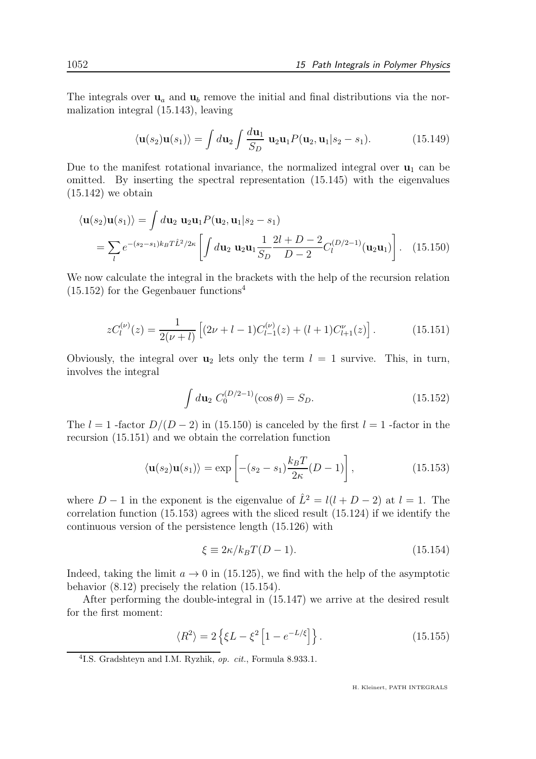The integrals over $\mathbf{u}_a$ and $\mathbf{u}_b$ remove the initial and final distributions via the normalization integral (15.143), leaving

$$\langle \mathbf{u}(s_2)\mathbf{u}(s_1)\rangle = \int d\mathbf{u}_2 \int \frac{d\mathbf{u}_1}{S_D}\; \mathbf{u}_2\mathbf{u}_1 P(\mathbf{u}_2, \mathbf{u}_1|s_2 - s_1). \tag{15.149}$$

Due to the manifest rotational invariance, the normalized integral over $\mathbf{u}_1$ can be omitted. By inserting the spectral representation (15.145) with the eigenvalues (15.142) we obtain

$$\begin{aligned}\langle \mathbf{u}(s_2)\mathbf{u}(s_1)\rangle &= \int d\mathbf{u}_2\; \mathbf{u}_2\mathbf{u}_1 P(\mathbf{u}_2, \mathbf{u}_1|s_2 - s_1) \\ &= \sum_l e^{-(s_2-s_1)k_BT\hat{L}^2/2\kappa}\left[\int d\mathbf{u}_2\; \mathbf{u}_2\mathbf{u}_1 \frac{1}{S_D}\frac{2l+D-2}{D-2}C_l^{(D/2-1)}(\mathbf{u}_2\mathbf{u}_1)\right]. \end{aligned} \tag{15.150}$$

We now calculate the integral in the brackets with the help of the recursion relation (15.152) for the Gegenbauer functions[4]

$$zC_l^{(\nu)}(z) = \frac{1}{2(\nu+l)}\left[(2\nu+l-1)C_{l-1}^{(\nu)}(z) + (l+1)C_{l+1}^{\nu}(z)\right]. \tag{15.151}$$

Obviously, the integral over $\mathbf{u}_2$ lets only the term $l = 1$ survive. This, in turn, involves the integral

$$\int d\mathbf{u}_2\; C_0^{(D/2-1)}(\cos\theta) = S_D. \tag{15.152}$$

The $l = 1$ -factor $D/(D-2)$ in (15.150) is canceled by the first $l = 1$ -factor in the recursion (15.151) and we obtain the correlation function

$$\langle \mathbf{u}(s_2)\mathbf{u}(s_1)\rangle = \exp\left[-(s_2-s_1)\frac{k_BT}{2\kappa}(D-1)\right], \tag{15.153}$$

where $D-1$ in the exponent is the eigenvalue of $\hat{L}^2 = l(l+D-2)$ at $l=1$. The correlation function (15.153) agrees with the sliced result (15.124) if we identify the continuous version of the persistence length (15.126) with

$$\xi \equiv 2\kappa/k_BT(D-1). \tag{15.154}$$

Indeed, taking the limit $a \to 0$ in (15.125), we find with the help of the asymptotic behavior (8.12) precisely the relation (15.154).

After performing the double-integral in (15.147) we arrive at the desired result for the first moment:

$$\langle R^2\rangle = 2\left\{\xi L - \xi^2\left[1 - e^{-L/\xi}\right]\right\}. \tag{15.155}$$

[4] I.S. Gradshteyn and I.M. Ryzhik, *op. cit.*, Formula 8.933.1.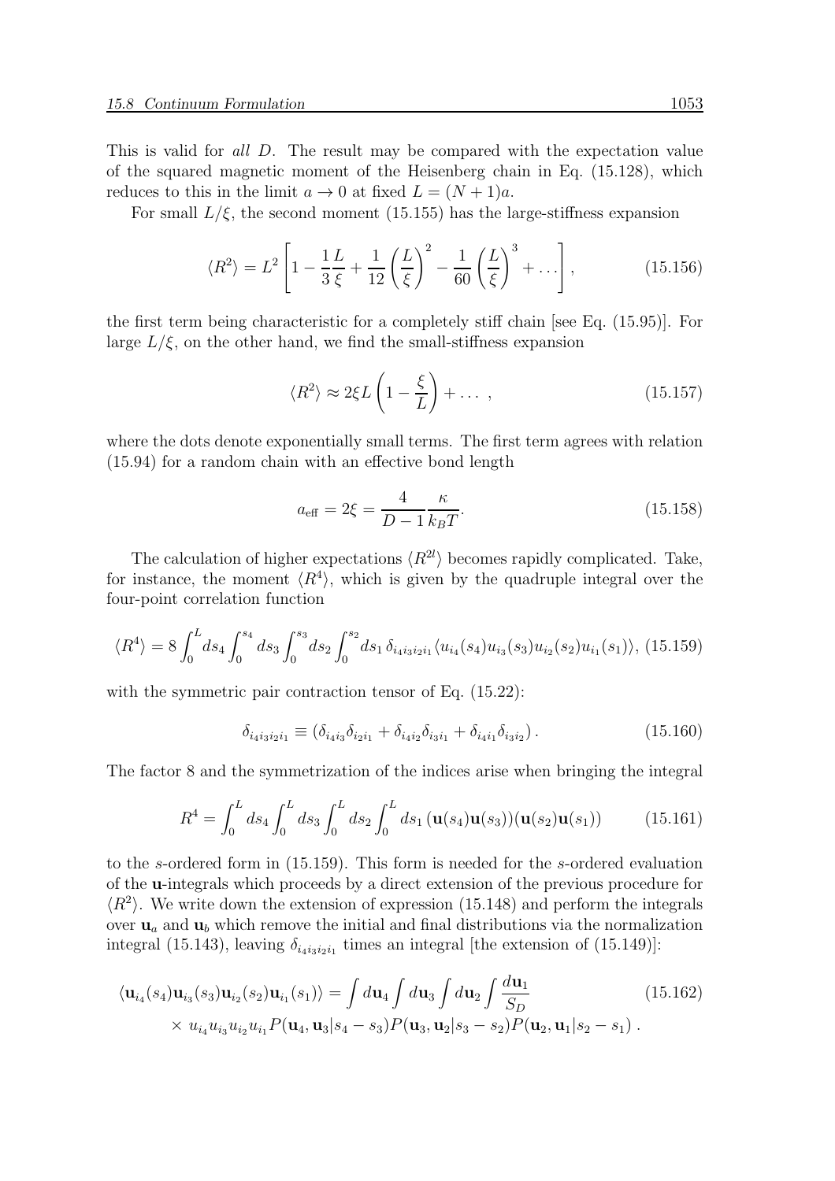This is valid for *all* $D$. The result may be compared with the expectation value of the squared magnetic moment of the Heisenberg chain in Eq. (15.128), which reduces to this in the limit $a \to 0$ at fixed $L = (N+1)a$.

For small $L/\xi$, the second moment (15.155) has the large-stiffness expansion

$$\langle R^2 \rangle = L^2 \left[ 1 - \frac{1}{3}\frac{L}{\xi} + \frac{1}{12}\left(\frac{L}{\xi}\right)^2 - \frac{1}{60}\left(\frac{L}{\xi}\right)^3 + \dots \right], \tag{15.156}$$

the first term being characteristic for a completely stiff chain [see Eq. (15.95)]. For large $L/\xi$, on the other hand, we find the small-stiffness expansion

$$\langle R^2 \rangle \approx 2\xi L \left( 1 - \frac{\xi}{L} \right) + \dots \; , \tag{15.157}$$

where the dots denote exponentially small terms. The first term agrees with relation (15.94) for a random chain with an effective bond length

$$a_{\text{eff}} = 2\xi = \frac{4}{D-1}\frac{\kappa}{k_B T}. \tag{15.158}$$

The calculation of higher expectations $\langle R^{2l} \rangle$ becomes rapidly complicated. Take, for instance, the moment $\langle R^4 \rangle$, which is given by the quadruple integral over the four-point correlation function

$$\langle R^4 \rangle = 8 \int_0^L ds_4 \int_0^{s_4} ds_3 \int_0^{s_3} ds_2 \int_0^{s_2} ds_1 \, \delta_{i_4 i_3 i_2 i_1} \langle u_{i_4}(s_4) u_{i_3}(s_3) u_{i_2}(s_2) u_{i_1}(s_1) \rangle, \tag{15.159}$$

with the symmetric pair contraction tensor of Eq. (15.22):

$$\delta_{i_4 i_3 i_2 i_1} \equiv \left( \delta_{i_4 i_3}\delta_{i_2 i_1} + \delta_{i_4 i_2}\delta_{i_3 i_1} + \delta_{i_4 i_1}\delta_{i_3 i_2} \right). \tag{15.160}$$

The factor 8 and the symmetrization of the indices arise when bringing the integral

$$R^4 = \int_0^L ds_4 \int_0^L ds_3 \int_0^L ds_2 \int_0^L ds_1 \, (\mathbf{u}(s_4)\mathbf{u}(s_3))(\mathbf{u}(s_2)\mathbf{u}(s_1)) \tag{15.161}$$

to the $s$-ordered form in (15.159). This form is needed for the $s$-ordered evaluation of the $\mathbf{u}$-integrals which proceeds by a direct extension of the previous procedure for $\langle R^2 \rangle$. We write down the extension of expression (15.148) and perform the integrals over $\mathbf{u}_a$ and $\mathbf{u}_b$ which remove the initial and final distributions via the normalization integral (15.143), leaving $\delta_{i_4 i_3 i_2 i_1}$ times an integral [the extension of (15.149)]:

$$\begin{aligned} \langle \mathbf{u}_{i_4}(s_4)\mathbf{u}_{i_3}(s_3)\mathbf{u}_{i_2}(s_2)\mathbf{u}_{i_1}(s_1) \rangle = \int d\mathbf{u}_4 \int d\mathbf{u}_3 \int d\mathbf{u}_2 \int \frac{d\mathbf{u}_1}{S_D} \\ \times \, u_{i_4} u_{i_3} u_{i_2} u_{i_1} P(\mathbf{u}_4, \mathbf{u}_3 | s_4 - s_3) P(\mathbf{u}_3, \mathbf{u}_2 | s_3 - s_2) P(\mathbf{u}_2, \mathbf{u}_1 | s_2 - s_1) \, . \end{aligned} \tag{15.162}$$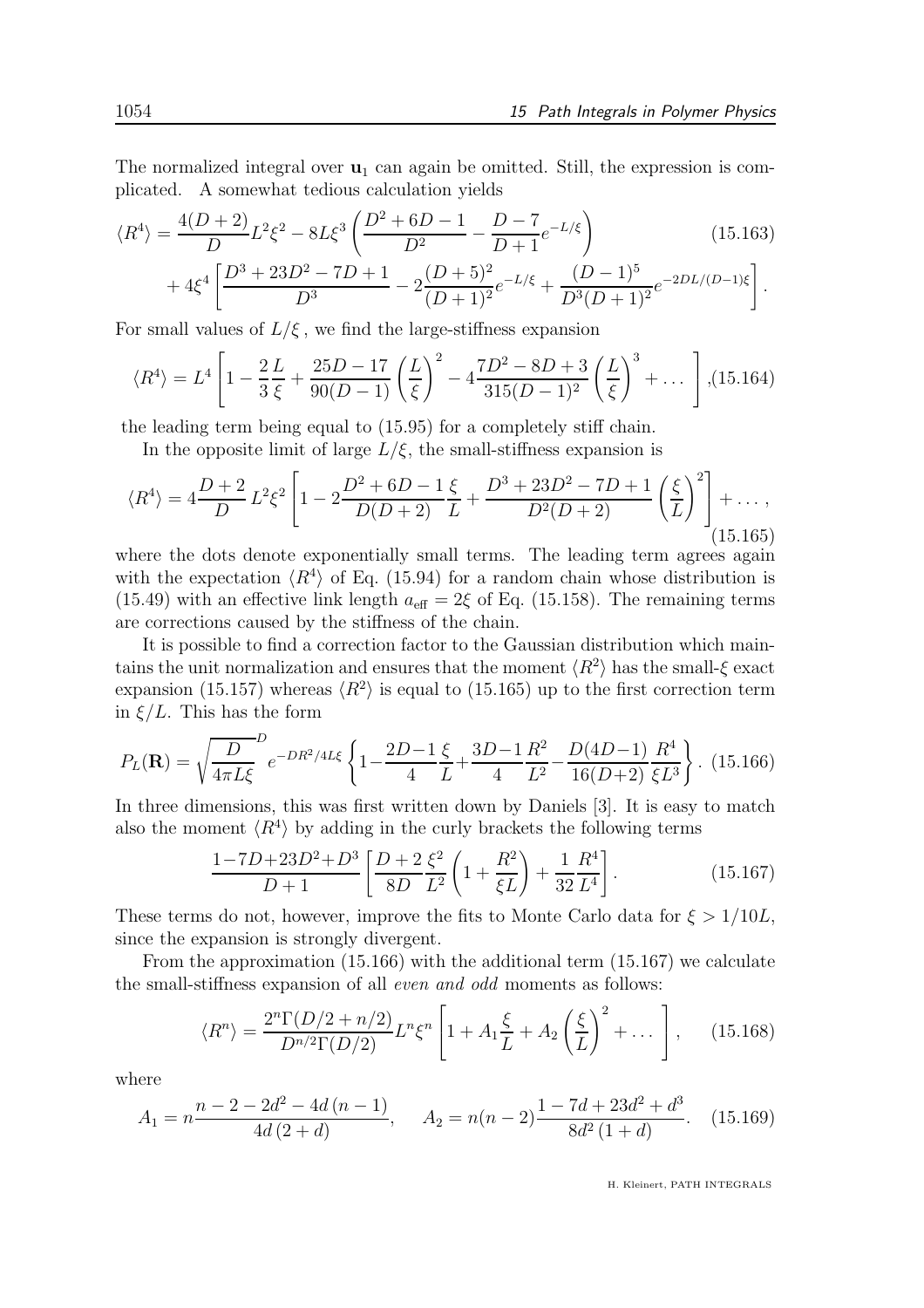The normalized integral over $\mathbf{u}_1$ can again be omitted. Still, the expression is complicated. A somewhat tedious calculation yields

$$
\langle R^4 \rangle = \frac{4(D+2)}{D} L^2 \xi^2 - 8L\xi^3 \left( \frac{D^2+6D-1}{D^2} - \frac{D-7}{D+1} e^{-L/\xi} \right) \tag{15.163}
$$
$$
+ 4\xi^4 \left[ \frac{D^3+23D^2-7D+1}{D^3} - 2\frac{(D+5)^2}{(D+1)^2} e^{-L/\xi} + \frac{(D-1)^5}{D^3(D+1)^2} e^{-2DL/(D-1)\xi} \right].
$$

For small values of $L/\xi$, we find the large-stiffness expansion

$$
\langle R^4 \rangle = L^4 \left[ 1 - \frac{2}{3}\frac{L}{\xi} + \frac{25D-17}{90(D-1)} \left( \frac{L}{\xi} \right)^2 - 4\frac{7D^2-8D+3}{315(D-1)^2} \left( \frac{L}{\xi} \right)^3 + \dots \right], \tag{15.164}
$$

the leading term being equal to (15.95) for a completely stiff chain.

In the opposite limit of large $L/\xi$, the small-stiffness expansion is

$$
\langle R^4 \rangle = 4\frac{D+2}{D} L^2 \xi^2 \left[ 1 - 2\frac{D^2+6D-1}{D(D+2)} \frac{\xi}{L} + \frac{D^3+23D^2-7D+1}{D^2(D+2)} \left( \frac{\xi}{L} \right)^2 \right] + \dots, \tag{15.165}
$$

where the dots denote exponentially small terms. The leading term agrees again with the expectation $\langle R^4 \rangle$ of Eq. (15.94) for a random chain whose distribution is (15.49) with an effective link length $a_{\rm eff} = 2\xi$ of Eq. (15.158). The remaining terms are corrections caused by the stiffness of the chain.

It is possible to find a correction factor to the Gaussian distribution which maintains the unit normalization and ensures that the moment $\langle R^2 \rangle$ has the small-$\xi$ exact expansion (15.157) whereas $\langle R^2 \rangle$ is equal to (15.165) up to the first correction term in $\xi/L$. This has the form

$$
P_L(\mathbf{R}) = \sqrt{\frac{D}{4\pi L\xi}}^D e^{-DR^2/4L\xi} \left\{ 1 - \frac{2D-1}{4}\frac{\xi}{L} + \frac{3D-1}{4}\frac{R^2}{L^2} - \frac{D(4D-1)}{16(D+2)}\frac{R^4}{\xi L^3} \right\}. \tag{15.166}
$$

In three dimensions, this was first written down by Daniels [3]. It is easy to match also the moment $\langle R^4 \rangle$ by adding in the curly brackets the following terms

$$
\frac{1-7D+23D^2+D^3}{D+1} \left[ \frac{D+2}{8D}\frac{\xi^2}{L^2} \left( 1 + \frac{R^2}{\xi L} \right) + \frac{1}{32}\frac{R^4}{L^4} \right]. \tag{15.167}
$$

These terms do not, however, improve the fits to Monte Carlo data for $\xi > 1/10L$, since the expansion is strongly divergent.

From the approximation (15.166) with the additional term (15.167) we calculate the small-stiffness expansion of all *even and odd* moments as follows:

$$
\langle R^n \rangle = \frac{2^n \Gamma(D/2+n/2)}{D^{n/2}\Gamma(D/2)} L^n \xi^n \left[ 1 + A_1 \frac{\xi}{L} + A_2 \left( \frac{\xi}{L} \right)^2 + \dots \right], \tag{15.168}
$$

where

$$
A_1 = n\frac{n-2-2d^2-4d\,(n-1)}{4d\,(2+d)}, \qquad A_2 = n(n-2)\frac{1-7d+23d^2+d^3}{8d^2\,(1+d)}. \tag{15.169}
$$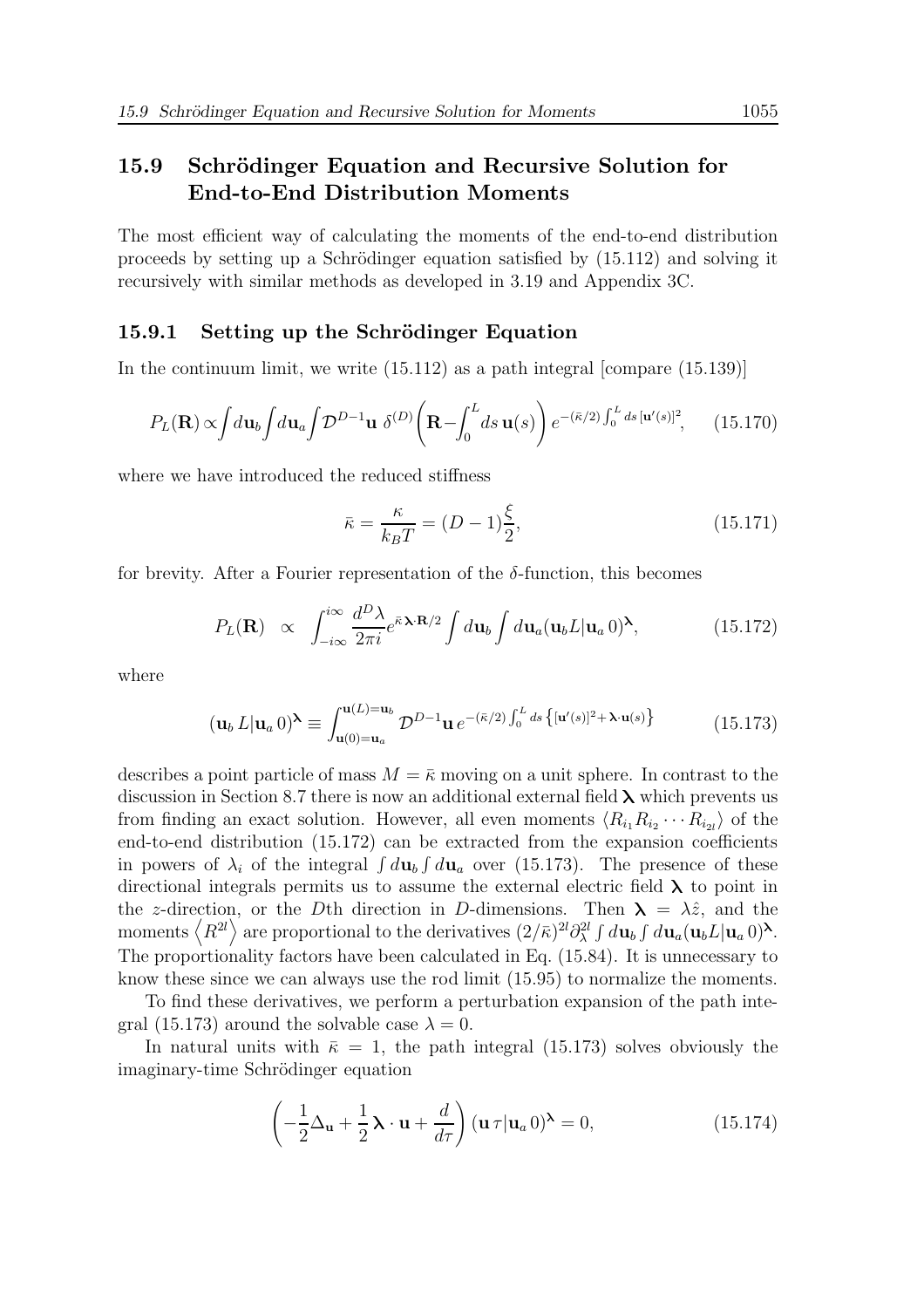## 15.9 Schrödinger Equation and Recursive Solution for End-to-End Distribution Moments

The most efficient way of calculating the moments of the end-to-end distribution proceeds by setting up a Schrödinger equation satisfied by (15.112) and solving it recursively with similar methods as developed in 3.19 and Appendix 3C.

### 15.9.1 Setting up the Schrödinger Equation

In the continuum limit, we write (15.112) as a path integral [compare (15.139)]

$$P_L(\mathbf{R}) \propto \int d\mathbf{u}_b \int d\mathbf{u}_a \int \mathcal{D}^{D-1}\mathbf{u}\ \delta^{(D)}\left(\mathbf{R} - \int_0^L ds\, \mathbf{u}(s)\right) e^{-(\bar{\kappa}/2)\int_0^L ds\, [\mathbf{u}'(s)]^2}, \tag{15.170}$$

where we have introduced the reduced stiffness

$$\bar{\kappa} = \frac{\kappa}{k_B T} = (D-1)\frac{\xi}{2}, \tag{15.171}$$

for brevity. After a Fourier representation of the $\delta$-function, this becomes

$$P_L(\mathbf{R}) \ \ \propto\ \ \int_{-i\infty}^{i\infty} \frac{d^D\lambda}{2\pi i} e^{\bar{\kappa}\boldsymbol{\lambda}\cdot\mathbf{R}/2} \int d\mathbf{u}_b \int d\mathbf{u}_a (\mathbf{u}_b L|\mathbf{u}_a\, 0)^{\boldsymbol{\lambda}}, \tag{15.172}$$

where

$$(\mathbf{u}_b\, L|\mathbf{u}_a\, 0)^{\boldsymbol{\lambda}} \equiv \int_{\mathbf{u}(0)=\mathbf{u}_a}^{\mathbf{u}(L)=\mathbf{u}_b} \mathcal{D}^{D-1}\mathbf{u}\, e^{-(\bar{\kappa}/2)\int_0^L ds\, \left\{[\mathbf{u}'(s)]^2 + \boldsymbol{\lambda}\cdot\mathbf{u}(s)\right\}} \tag{15.173}$$

describes a point particle of mass $M = \bar{\kappa}$ moving on a unit sphere. In contrast to the discussion in Section 8.7 there is now an additional external field $\boldsymbol{\lambda}$ which prevents us from finding an exact solution. However, all even moments $\langle R_{i_1} R_{i_2} \cdots R_{i_{2l}} \rangle$ of the end-to-end distribution (15.172) can be extracted from the expansion coefficients in powers of $\lambda_i$ of the integral $\int d\mathbf{u}_b \int d\mathbf{u}_a$ over (15.173). The presence of these directional integrals permits us to assume the external electric field $\boldsymbol{\lambda}$ to point in the $z$-direction, or the $D$th direction in $D$-dimensions. Then $\boldsymbol{\lambda} = \lambda\hat{z}$, and the moments $\left\langle R^{2l}\right\rangle$ are proportional to the derivatives $(2/\bar{\kappa})^{2l}\partial_\lambda^{2l} \int d\mathbf{u}_b \int d\mathbf{u}_a (\mathbf{u}_b L|\mathbf{u}_a\, 0)^{\boldsymbol{\lambda}}$. The proportionality factors have been calculated in Eq. (15.84). It is unnecessary to know these since we can always use the rod limit (15.95) to normalize the moments.

To find these derivatives, we perform a perturbation expansion of the path integral (15.173) around the solvable case $\lambda = 0$.

In natural units with $\bar{\kappa} = 1$, the path integral (15.173) solves obviously the imaginary-time Schrödinger equation

$$\left(-\frac{1}{2}\Delta_{\mathbf{u}} + \frac{1}{2}\boldsymbol{\lambda}\cdot\mathbf{u} + \frac{d}{d\tau}\right)(\mathbf{u}\,\tau|\mathbf{u}_a\, 0)^{\boldsymbol{\lambda}} = 0, \tag{15.174}$$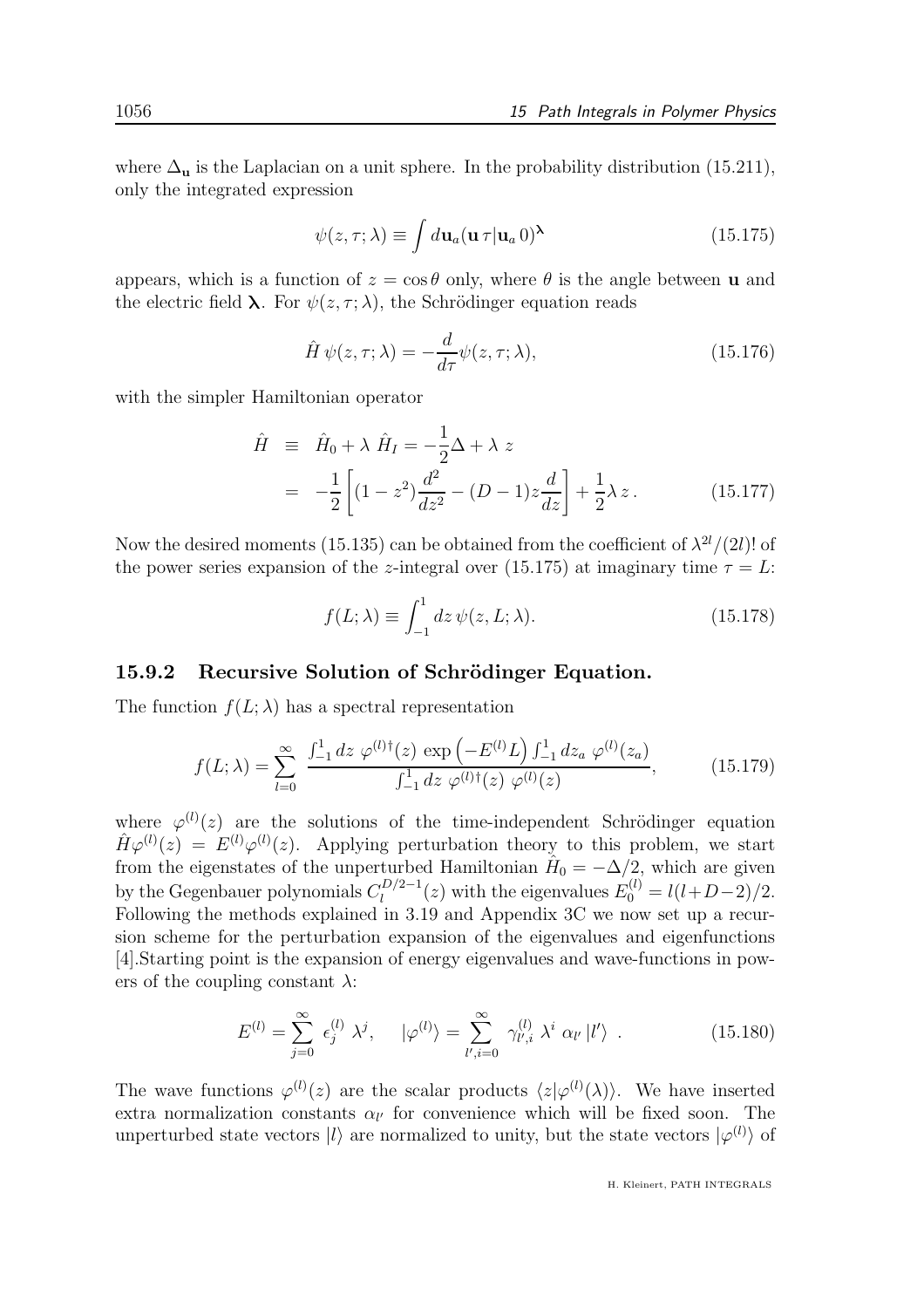where $\Delta_{\mathbf{u}}$ is the Laplacian on a unit sphere. In the probability distribution (15.211), only the integrated expression

$$\psi(z,\tau;\lambda) \equiv \int d\mathbf{u}_a (\mathbf{u}\,\tau|\mathbf{u}_a\,0)^{\boldsymbol{\lambda}} \tag{15.175}$$

appears, which is a function of $z = \cos\theta$ only, where $\theta$ is the angle between $\mathbf{u}$ and the electric field $\boldsymbol{\lambda}$. For $\psi(z,\tau;\lambda)$, the Schrödinger equation reads

$$\hat{H}\,\psi(z,\tau;\lambda) = -\frac{d}{d\tau}\psi(z,\tau;\lambda), \tag{15.176}$$

with the simpler Hamiltonian operator

$$\begin{aligned} \hat{H} &\equiv \hat{H}_0 + \lambda\,\hat{H}_I = -\frac{1}{2}\Delta + \lambda\,z \\ &= -\frac{1}{2}\left[(1-z^2)\frac{d^2}{dz^2} - (D-1)z\frac{d}{dz}\right] + \frac{1}{2}\lambda\,z\,. \end{aligned} \tag{15.177}$$

Now the desired moments (15.135) can be obtained from the coefficient of $\lambda^{2l}/(2l)!$ of the power series expansion of the $z$-integral over (15.175) at imaginary time $\tau = L$:

$$f(L;\lambda) \equiv \int_{-1}^{1} dz\,\psi(z,L;\lambda). \tag{15.178}$$

### 15.9.2 Recursive Solution of Schrödinger Equation.

The function $f(L;\lambda)$ has a spectral representation

$$f(L;\lambda) = \sum_{l=0}^{\infty} \frac{\int_{-1}^{1} dz\; \varphi^{(l)\dagger}(z)\,\exp\left(-E^{(l)}L\right)\int_{-1}^{1} dz_a\; \varphi^{(l)}(z_a)}{\int_{-1}^{1} dz\; \varphi^{(l)\dagger}(z)\;\varphi^{(l)}(z)}, \tag{15.179}$$

where $\varphi^{(l)}(z)$ are the solutions of the time-independent Schrödinger equation $\hat{H}\varphi^{(l)}(z) = E^{(l)}\varphi^{(l)}(z)$. Applying perturbation theory to this problem, we start from the eigenstates of the unperturbed Hamiltonian $\hat{H}_0 = -\Delta/2$, which are given by the Gegenbauer polynomials $C_l^{D/2-1}(z)$ with the eigenvalues $E_0^{(l)} = l(l+D-2)/2$. Following the methods explained in 3.19 and Appendix 3C we now set up a recursion scheme for the perturbation expansion of the eigenvalues and eigenfunctions [4].Starting point is the expansion of energy eigenvalues and wave-functions in powers of the coupling constant $\lambda$:

$$E^{(l)} = \sum_{j=0}^{\infty} \epsilon_j^{(l)}\,\lambda^j, \qquad |\varphi^{(l)}\rangle = \sum_{l',i=0}^{\infty} \gamma_{l',i}^{(l)}\,\lambda^i\,\alpha_{l'}\,|l'\rangle\ . \tag{15.180}$$

The wave functions $\varphi^{(l)}(z)$ are the scalar products $\langle z|\varphi^{(l)}(\lambda)\rangle$. We have inserted extra normalization constants $\alpha_{l'}$ for convenience which will be fixed soon. The unperturbed state vectors $|l\rangle$ are normalized to unity, but the state vectors $|\varphi^{(l)}\rangle$ of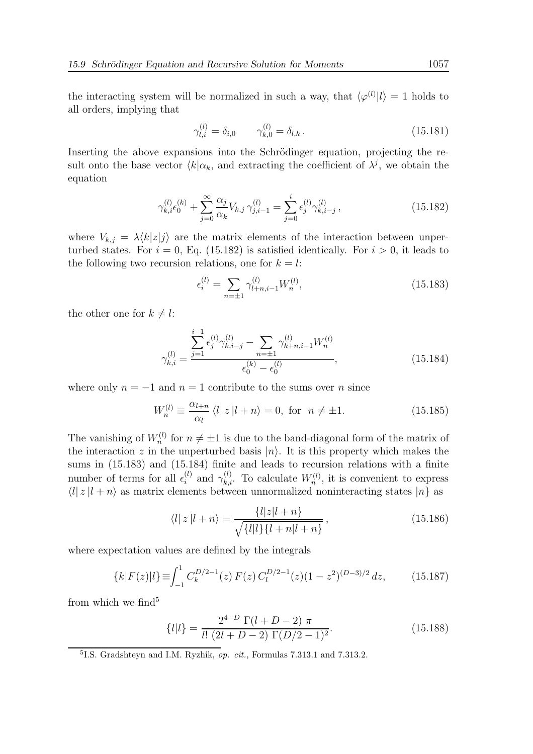the interacting system will be normalized in such a way, that $\langle\varphi^{(l)}|l\rangle = 1$ holds to all orders, implying that

$$\gamma^{(l)}_{l,i} = \delta_{i,0} \qquad \gamma^{(l)}_{k,0} = \delta_{l,k}\,. \tag{15.181}$$

Inserting the above expansions into the Schrödinger equation, projecting the result onto the base vector $\langle k|\alpha_k$, and extracting the coefficient of $\lambda^j$, we obtain the equation

$$\gamma^{(l)}_{k,i}\epsilon^{(k)}_0 + \sum_{j=0}^{\infty}\frac{\alpha_j}{\alpha_k}V_{k,j}\,\gamma^{(l)}_{j,i-1} = \sum_{j=0}^{i}\epsilon^{(l)}_j\gamma^{(l)}_{k,i-j}\,, \tag{15.182}$$

where $V_{k,j} = \lambda\langle k|z|j\rangle$ are the matrix elements of the interaction between unperturbed states. For $i = 0$, Eq. (15.182) is satisfied identically. For $i > 0$, it leads to the following two recursion relations, one for $k = l$:

$$\epsilon^{(l)}_i = \sum_{n=\pm 1}\gamma^{(l)}_{l+n,i-1}W^{(l)}_n, \tag{15.183}$$

the other one for $k \neq l$:

$$\gamma^{(l)}_{k,i} = \frac{\displaystyle\sum_{j=1}^{i-1}\epsilon^{(l)}_j\gamma^{(l)}_{k,i-j} - \sum_{n=\pm 1}\gamma^{(l)}_{k+n,i-1}W^{(l)}_n}{\epsilon^{(k)}_0 - \epsilon^{(l)}_0}, \tag{15.184}$$

where only $n = -1$ and $n = 1$ contribute to the sums over $n$ since

$$W^{(l)}_n \equiv \frac{\alpha_{l+n}}{\alpha_l}\,\langle l|\,z\,|l+n\rangle = 0,\ \text{for}\ \ n \neq \pm 1. \tag{15.185}$$

The vanishing of $W^{(l)}_n$ for $n \neq \pm 1$ is due to the band-diagonal form of the matrix of the interaction $z$ in the unperturbed basis $|n\rangle$. It is this property which makes the sums in (15.183) and (15.184) finite and leads to recursion relations with a finite number of terms for all $\epsilon^{(l)}_i$ and $\gamma^{(l)}_{k,i}$. To calculate $W^{(l)}_n$, it is convenient to express $\langle l|\,z\,|l+n\rangle$ as matrix elements between unnormalized noninteracting states $|n\}$ as

$$\langle l|\,z\,|l+n\rangle = \frac{\{l|z|l+n\}}{\sqrt{\{l|l\}\{l+n|l+n\}}}\,, \tag{15.186}$$

where expectation values are defined by the integrals

$$\{k|F(z)|l\} \equiv \int_{-1}^{1} C^{D/2-1}_k(z)\,F(z)\,C^{D/2-1}_l(z)(1-z^2)^{(D-3)/2}\,dz, \tag{15.187}$$

from which we find[5]

$$\{l|l\} = \frac{2^{4-D}\,\Gamma(l+D-2)\,\pi}{l!\,(2l+D-2)\,\Gamma(D/2-1)^2}. \tag{15.188}$$

---

[5] I.S. Gradshteyn and I.M. Ryzhik, *op. cit.*, Formulas 7.313.1 and 7.313.2.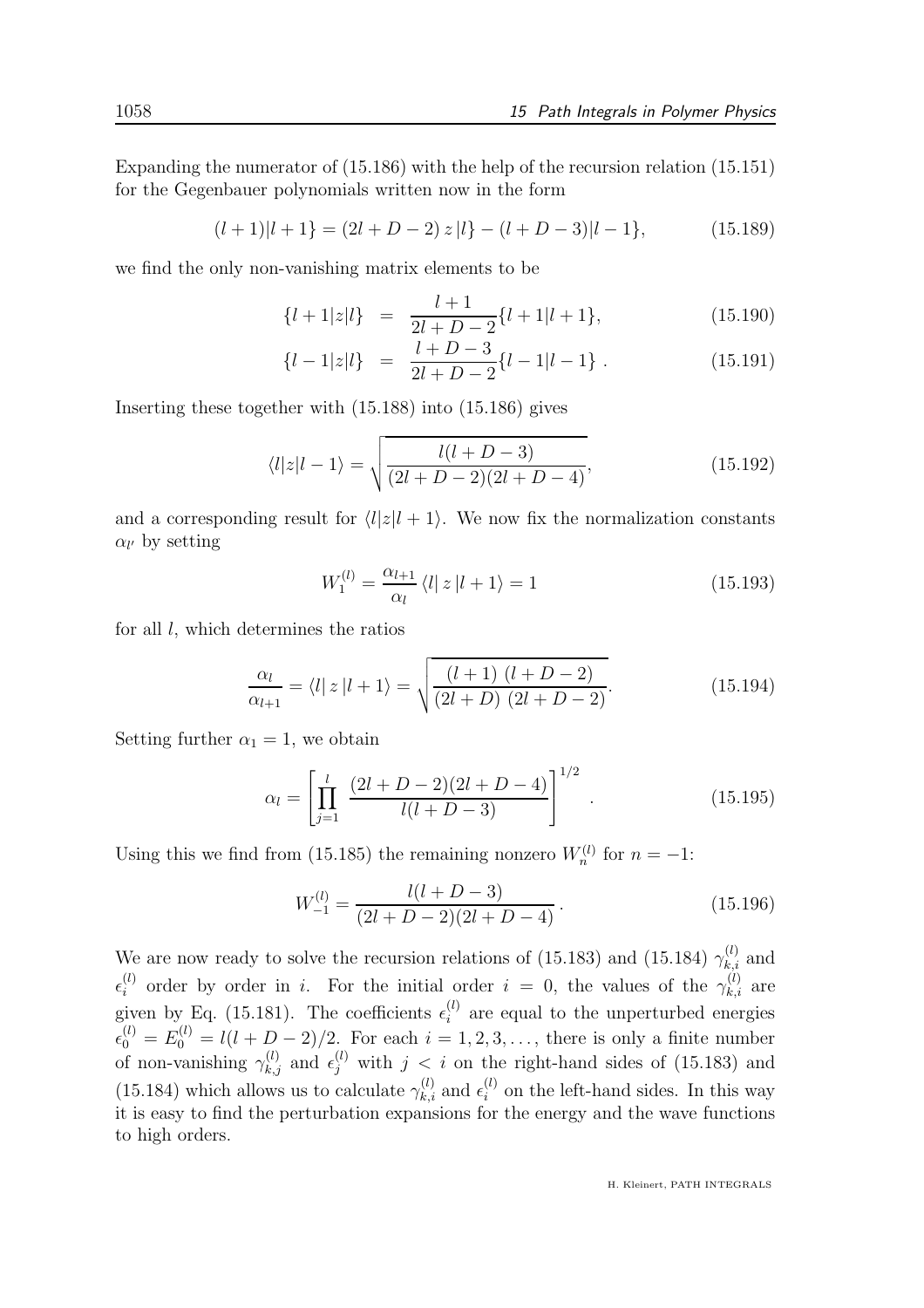Expanding the numerator of (15.186) with the help of the recursion relation (15.151) for the Gegenbauer polynomials written now in the form

$$(l+1)|l+1\} = (2l+D-2)\, z\, |l\} - (l+D-3)|l-1\}, \tag{15.189}$$

we find the only non-vanishing matrix elements to be

$$\{l+1|z|l\} = \frac{l+1}{2l+D-2}\{l+1|l+1\}, \tag{15.190}$$

$$\{l-1|z|l\} = \frac{l+D-3}{2l+D-2}\{l-1|l-1\}\,. \tag{15.191}$$

Inserting these together with (15.188) into (15.186) gives

$$\langle l|z|l-1\rangle = \sqrt{\frac{l(l+D-3)}{(2l+D-2)(2l+D-4)}}, \tag{15.192}$$

and a corresponding result for $\langle l|z|l+1\rangle$. We now fix the normalization constants $\alpha_{l'}$ by setting

$$W_1^{(l)} = \frac{\alpha_{l+1}}{\alpha_l}\,\langle l|\, z\, |l+1\rangle = 1 \tag{15.193}$$

for all $l$, which determines the ratios

$$\frac{\alpha_l}{\alpha_{l+1}} = \langle l|\, z\, |l+1\rangle = \sqrt{\frac{(l+1)\;(l+D-2)}{(2l+D)\;(2l+D-2)}}. \tag{15.194}$$

Setting further $\alpha_1 = 1$, we obtain

$$\alpha_l = \left[\prod_{j=1}^{l}\;\frac{(2l+D-2)(2l+D-4)}{l(l+D-3)}\right]^{1/2}\,. \tag{15.195}$$

Using this we find from (15.185) the remaining nonzero $W_n^{(l)}$ for $n=-1$:

$$W_{-1}^{(l)} = \frac{l(l+D-3)}{(2l+D-2)(2l+D-4)}\,. \tag{15.196}$$

We are now ready to solve the recursion relations of (15.183) and (15.184) $\gamma_{k,i}^{(l)}$ and $\epsilon_i^{(l)}$ order by order in $i$. For the initial order $i=0$, the values of the $\gamma_{k,i}^{(l)}$ are given by Eq. (15.181). The coefficients $\epsilon_i^{(l)}$ are equal to the unperturbed energies $\epsilon_0^{(l)} = E_0^{(l)} = l(l+D-2)/2$. For each $i = 1,2,3,\ldots$, there is only a finite number of non-vanishing $\gamma_{k,j}^{(l)}$ and $\epsilon_j^{(l)}$ with $j<i$ on the right-hand sides of (15.183) and (15.184) which allows us to calculate $\gamma_{k,i}^{(l)}$ and $\epsilon_i^{(l)}$ on the left-hand sides. In this way it is easy to find the perturbation expansions for the energy and the wave functions to high orders.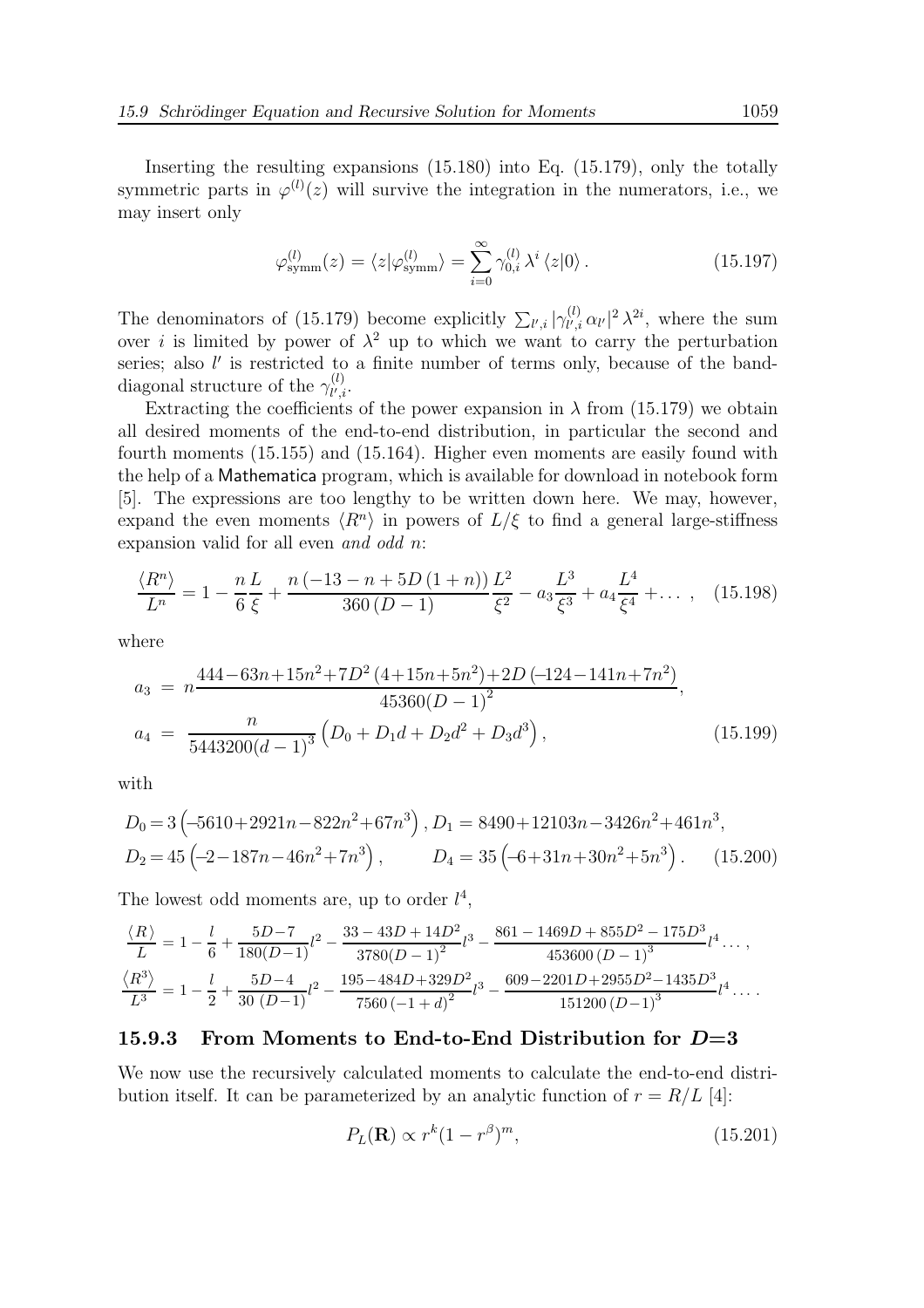Inserting the resulting expansions (15.180) into Eq. (15.179), only the totally symmetric parts in $\varphi^{(l)}(z)$ will survive the integration in the numerators, i.e., we may insert only

$$\varphi^{(l)}_{\rm symm}(z) = \langle z|\varphi^{(l)}_{\rm symm}\rangle = \sum_{i=0}^{\infty} \gamma^{(l)}_{0,i}\,\lambda^i\,\langle z|0\rangle\,. \qquad (15.197)$$

The denominators of (15.179) become explicitly $\sum_{l',i} |\gamma^{(l)}_{l',i}\,\alpha_{l'}|^2\,\lambda^{2i}$, where the sum over $i$ is limited by power of $\lambda^2$ up to which we want to carry the perturbation series; also $l'$ is restricted to a finite number of terms only, because of the band-diagonal structure of the $\gamma^{(l)}_{l',i}$.

Extracting the coefficients of the power expansion in $\lambda$ from (15.179) we obtain all desired moments of the end-to-end distribution, in particular the second and fourth moments (15.155) and (15.164). Higher even moments are easily found with the help of a Mathematica program, which is available for download in notebook form [5]. The expressions are too lengthy to be written down here. We may, however, expand the even moments $\langle R^n\rangle$ in powers of $L/\xi$ to find a general large-stiffness expansion valid for all even *and odd* $n$:

$$\frac{\langle R^n\rangle}{L^n} = 1 - \frac{n}{6}\frac{L}{\xi} + \frac{n\left(-13-n+5D\left(1+n\right)\right)}{360\left(D-1\right)}\frac{L^2}{\xi^2} - a_3\frac{L^3}{\xi^3} + a_4\frac{L^4}{\xi^4} + \dots\,, \qquad (15.198)$$

where

$$\begin{aligned} a_3 &= n\frac{444-63n+15n^2+7D^2\left(4+15n+5n^2\right)+2D\left(-124-141n+7n^2\right)}{45360(D-1)^2},\\ a_4 &= \frac{n}{5443200(d-1)^3}\left(D_0+D_1d+D_2d^2+D_3d^3\right), \end{aligned} \qquad (15.199)$$

with

$$\begin{aligned} D_0 &= 3\left(-5610+2921n-822n^2+67n^3\right), & D_1 &= 8490+12103n-3426n^2+461n^3,\\ D_2 &= 45\left(-2-187n-46n^2+7n^3\right), & D_4 &= 35\left(-6+31n+30n^2+5n^3\right). \end{aligned} \qquad (15.200)$$

The lowest odd moments are, up to order $l^4$,

$$\frac{\langle R\rangle}{L} = 1 - \frac{l}{6} + \frac{5D-7}{180(D-1)}l^2 - \frac{33-43D+14D^2}{3780(D-1)^2}l^3 - \frac{861-1469D+855D^2-175D^3}{453600\left(D-1\right)^3}l^4\dots\,,$$

$$\frac{\langle R^3\rangle}{L^3} = 1 - \frac{l}{2} + \frac{5D-4}{30\left(D-1\right)}l^2 - \frac{195-484D+329D^2}{7560\left(-1+d\right)^2}l^3 - \frac{609-2201D+2955D^2-1435D^3}{151200\left(D-1\right)^3}l^4\dots\,.$$

### 15.9.3 From Moments to End-to-End Distribution for $D$=3

We now use the recursively calculated moments to calculate the end-to-end distribution itself. It can be parameterized by an analytic function of $r = R/L$ [4]:

$$P_L(\mathbf{R}) \propto r^k(1-r^\beta)^m, \qquad (15.201)$$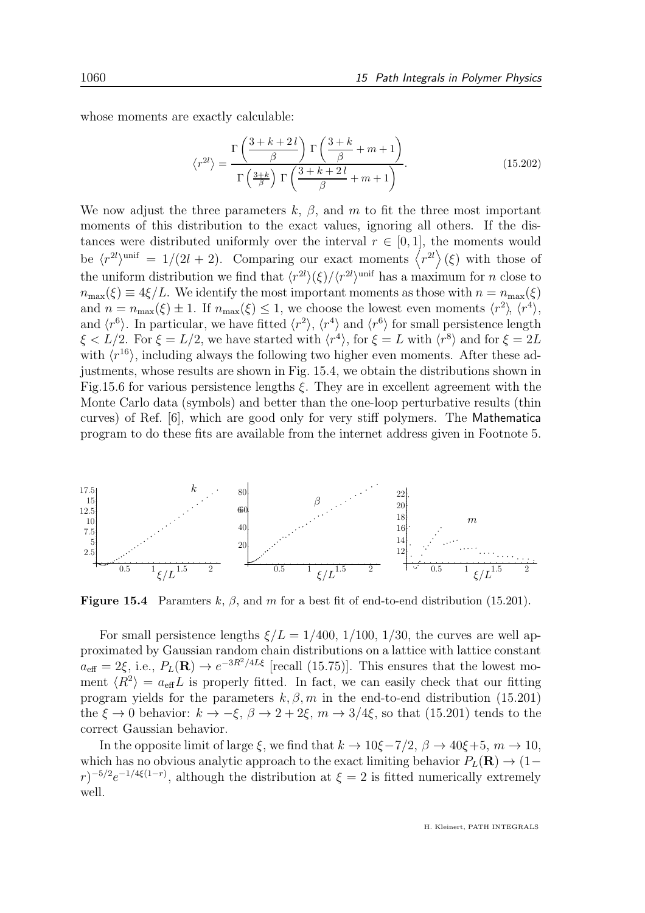whose moments are exactly calculable:

$$\langle r^{2l}\rangle = \frac{\Gamma\left(\frac{3+k+2\,l}{\beta}\right)\Gamma\left(\frac{3+k}{\beta}+m+1\right)}{\Gamma\left(\frac{3+k}{\beta}\right)\Gamma\left(\frac{3+k+2\,l}{\beta}+m+1\right)}. \tag{15.202}$$

We now adjust the three parameters $k$, $\beta$, and $m$ to fit the three most important moments of this distribution to the exact values, ignoring all others. If the distances were distributed uniformly over the interval $r \in [0,1]$, the moments would be $\langle r^{2l}\rangle^{\rm unif} = 1/(2l+2)$. Comparing our exact moments $\left\langle r^{2l}\right\rangle(\xi)$ with those of the uniform distribution we find that $\langle r^{2l}\rangle(\xi)/\langle r^{2l}\rangle^{\rm unif}$ has a maximum for $n$ close to $n_{\max}(\xi) \equiv 4\xi/L$. We identify the most important moments as those with $n = n_{\max}(\xi)$ and $n = n_{\max}(\xi) \pm 1$. If $n_{\max}(\xi) \le 1$, we choose the lowest even moments $\langle r^2\rangle$, $\langle r^4\rangle$, and $\langle r^6\rangle$. In particular, we have fitted $\langle r^2\rangle$, $\langle r^4\rangle$ and $\langle r^6\rangle$ for small persistence length $\xi < L/2$. For $\xi = L/2$, we have started with $\langle r^4\rangle$, for $\xi = L$ with $\langle r^8\rangle$ and for $\xi = 2L$ with $\langle r^{16}\rangle$, including always the following two higher even moments. After these adjustments, whose results are shown in Fig. 15.4, we obtain the distributions shown in Fig.15.6 for various persistence lengths $\xi$. They are in excellent agreement with the Monte Carlo data (symbols) and better than the one-loop perturbative results (thin curves) of Ref. [6], which are good only for very stiff polymers. The Mathematica program to do these fits are available from the internet address given in Footnote 5.

**Figure 15.4** Paramters $k$, $\beta$, and $m$ for a best fit of end-to-end distribution (15.201).

For small persistence lengths $\xi/L = 1/400$, $1/100$, $1/30$, the curves are well approximated by Gaussian random chain distributions on a lattice with lattice constant $a_{\rm eff} = 2\xi$, i.e., $P_L(\mathbf{R}) \to e^{-3R^2/4L\xi}$ [recall (15.75)]. This ensures that the lowest moment $\langle R^2\rangle = a_{\rm eff}L$ is properly fitted. In fact, we can easily check that our fitting program yields for the parameters $k, \beta, m$ in the end-to-end distribution (15.201) the $\xi \to 0$ behavior: $k \to -\xi$, $\beta \to 2+2\xi$, $m \to 3/4\xi$, so that (15.201) tends to the correct Gaussian behavior.

In the opposite limit of large $\xi$, we find that $k \to 10\xi - 7/2$, $\beta \to 40\xi + 5$, $m \to 10$, which has no obvious analytic approach to the exact limiting behavior $P_L(\mathbf{R}) \to (1-r)^{-5/2}e^{-1/4\xi(1-r)}$, although the distribution at $\xi = 2$ is fitted numerically extremely well.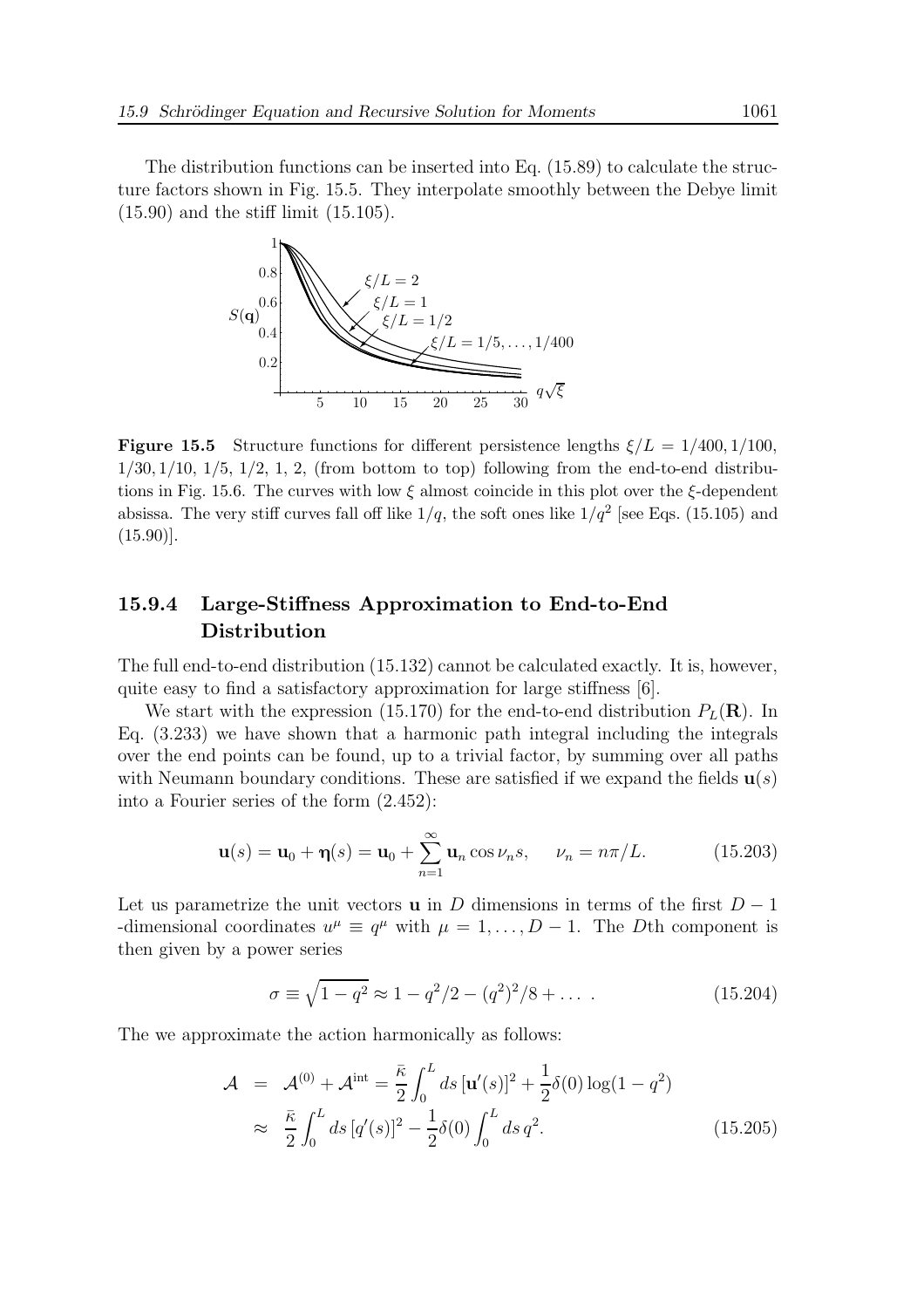The distribution functions can be inserted into Eq. (15.89) to calculate the structure factors shown in Fig. 15.5. They interpolate smoothly between the Debye limit (15.90) and the stiff limit (15.105).

**Figure 15.5** Structure functions for different persistence lengths $\xi/L = 1/400, 1/100, 1/30, 1/10, 1/5, 1/2, 1, 2,$ (from bottom to top) following from the end-to-end distributions in Fig. 15.6. The curves with low $\xi$ almost coincide in this plot over the $\xi$-dependent absissa. The very stiff curves fall off like $1/q$, the soft ones like $1/q^2$ [see Eqs. (15.105) and (15.90)].

### 15.9.4 Large-Stiffness Approximation to End-to-End Distribution

The full end-to-end distribution (15.132) cannot be calculated exactly. It is, however, quite easy to find a satisfactory approximation for large stiffness [6].

We start with the expression (15.170) for the end-to-end distribution $P_L(\mathbf{R})$. In Eq. (3.233) we have shown that a harmonic path integral including the integrals over the end points can be found, up to a trivial factor, by summing over all paths with Neumann boundary conditions. These are satisfied if we expand the fields $\mathbf{u}(s)$ into a Fourier series of the form (2.452):

$$\mathbf{u}(s) = \mathbf{u}_0 + \boldsymbol{\eta}(s) = \mathbf{u}_0 + \sum_{n=1}^{\infty} \mathbf{u}_n \cos \nu_n s, \qquad \nu_n = n\pi/L. \tag{15.203}$$

Let us parametrize the unit vectors $\mathbf{u}$ in $D$ dimensions in terms of the first $D-1$ -dimensional coordinates $u^\mu \equiv q^\mu$ with $\mu = 1, \dots, D-1$. The $D$th component is then given by a power series

$$\sigma \equiv \sqrt{1-q^2} \approx 1 - q^2/2 - (q^2)^2/8 + \dots\ . \tag{15.204}$$

The we approximate the action harmonically as follows:

$$\begin{aligned}
\mathcal{A} &= \mathcal{A}^{(0)} + \mathcal{A}^{\text{int}} = \frac{\bar{\kappa}}{2} \int_0^L ds\, [\mathbf{u}'(s)]^2 + \frac{1}{2}\delta(0) \log(1-q^2) \\
&\approx \frac{\bar{\kappa}}{2} \int_0^L ds\, [q'(s)]^2 - \frac{1}{2}\delta(0) \int_0^L ds\, q^2.
\end{aligned} \tag{15.205}$$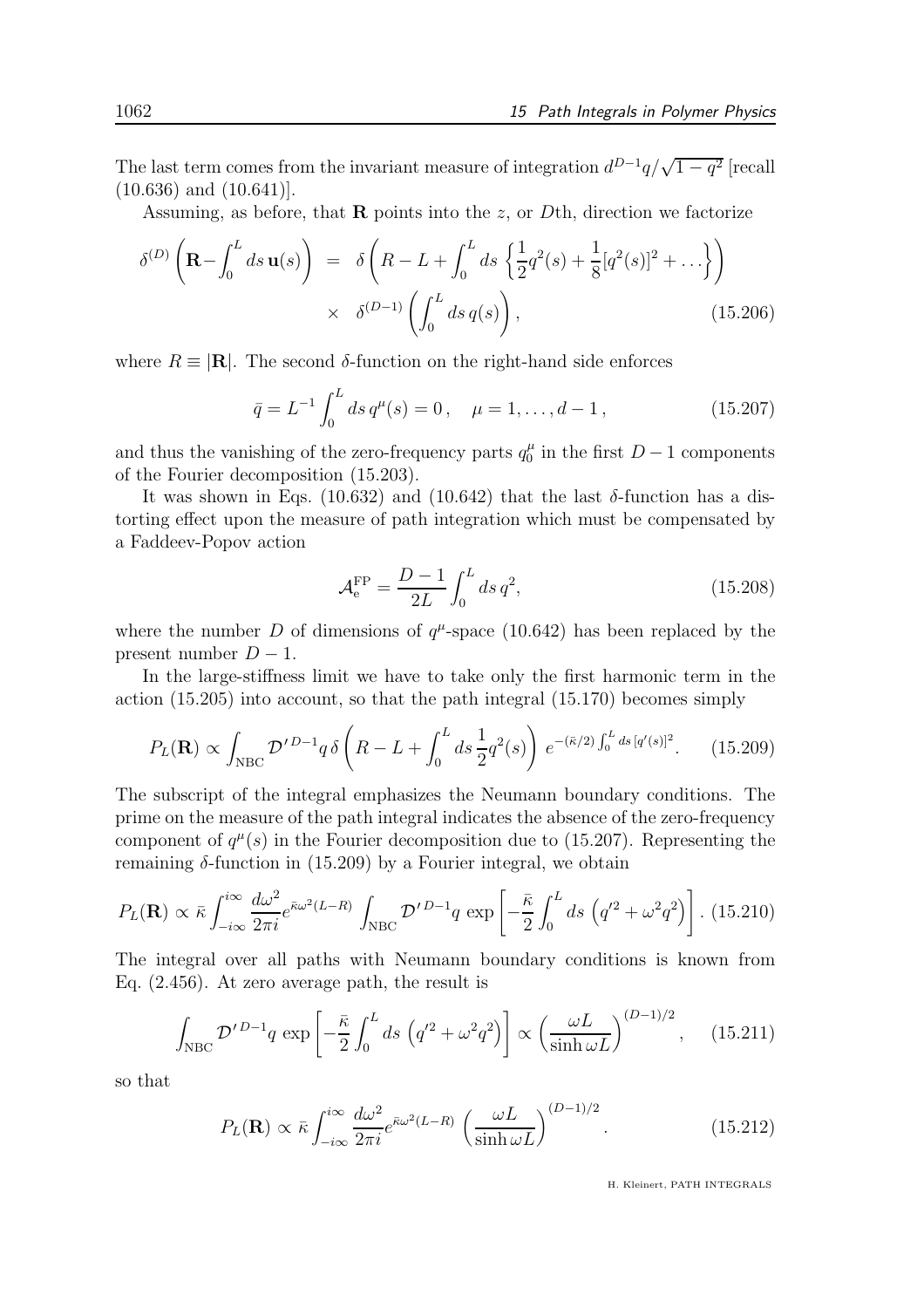The last term comes from the invariant measure of integration $d^{D-1}q/\sqrt{1-q^2}$ [recall (10.636) and (10.641)].

Assuming, as before, that $\mathbf{R}$ points into the $z$, or $D$th, direction we factorize

$$
\begin{aligned}
\delta^{(D)}\left(\mathbf{R}-\int_0^L ds\,\mathbf{u}(s)\right) &= \delta\left(R-L+\int_0^L ds\,\left\{\frac{1}{2}q^2(s)+\frac{1}{8}[q^2(s)]^2+\dots\right\}\right)\\
&\times\ \delta^{(D-1)}\left(\int_0^L ds\,q(s)\right),
\end{aligned}
\tag{15.206}
$$

where $R \equiv |\mathbf{R}|$. The second $\delta$-function on the right-hand side enforces

$$
\bar{q} = L^{-1}\int_0^L ds\, q^\mu(s) = 0\,, \quad \mu = 1,\dots,d-1\,, \tag{15.207}
$$

and thus the vanishing of the zero-frequency parts $q_0^\mu$ in the first $D-1$ components of the Fourier decomposition (15.203).

It was shown in Eqs. (10.632) and (10.642) that the last $\delta$-function has a distorting effect upon the measure of path integration which must be compensated by a Faddeev-Popov action

$$
\mathcal{A}_{\rm e}^{\rm FP} = \frac{D-1}{2L}\int_0^L ds\, q^2, \tag{15.208}
$$

where the number $D$ of dimensions of $q^\mu$-space (10.642) has been replaced by the present number $D-1$.

In the large-stiffness limit we have to take only the first harmonic term in the action (15.205) into account, so that the path integral (15.170) becomes simply

$$
P_L(\mathbf{R}) \propto \int_{\rm NBC}\mathcal{D}'^{\,D-1}q\,\delta\left(R-L+\int_0^L ds\,\frac{1}{2}q^2(s)\right)\,e^{-(\bar{\kappa}/2)\int_0^L ds\,[q'(s)]^2}. \tag{15.209}
$$

The subscript of the integral emphasizes the Neumann boundary conditions. The prime on the measure of the path integral indicates the absence of the zero-frequency component of $q^\mu(s)$ in the Fourier decomposition due to (15.207). Representing the remaining $\delta$-function in (15.209) by a Fourier integral, we obtain

$$
P_L(\mathbf{R}) \propto \bar{\kappa}\int_{-i\infty}^{i\infty}\frac{d\omega^2}{2\pi i}e^{\bar{\kappa}\omega^2(L-R)}\int_{\rm NBC}\mathcal{D}'^{\,D-1}q\,\exp\left[-\frac{\bar{\kappa}}{2}\int_0^L ds\,\left(q'^2+\omega^2q^2\right)\right]. \tag{15.210}
$$

The integral over all paths with Neumann boundary conditions is known from Eq. (2.456). At zero average path, the result is

$$
\int_{\rm NBC}\mathcal{D}'^{\,D-1}q\,\exp\left[-\frac{\bar{\kappa}}{2}\int_0^L ds\,\left(q'^2+\omega^2q^2\right)\right] \propto \left(\frac{\omega L}{\sinh\omega L}\right)^{(D-1)/2}, \tag{15.211}
$$

so that

$$
P_L(\mathbf{R}) \propto \bar{\kappa}\int_{-i\infty}^{i\infty}\frac{d\omega^2}{2\pi i}e^{\bar{\kappa}\omega^2(L-R)}\,\left(\frac{\omega L}{\sinh\omega L}\right)^{(D-1)/2}. \tag{15.212}
$$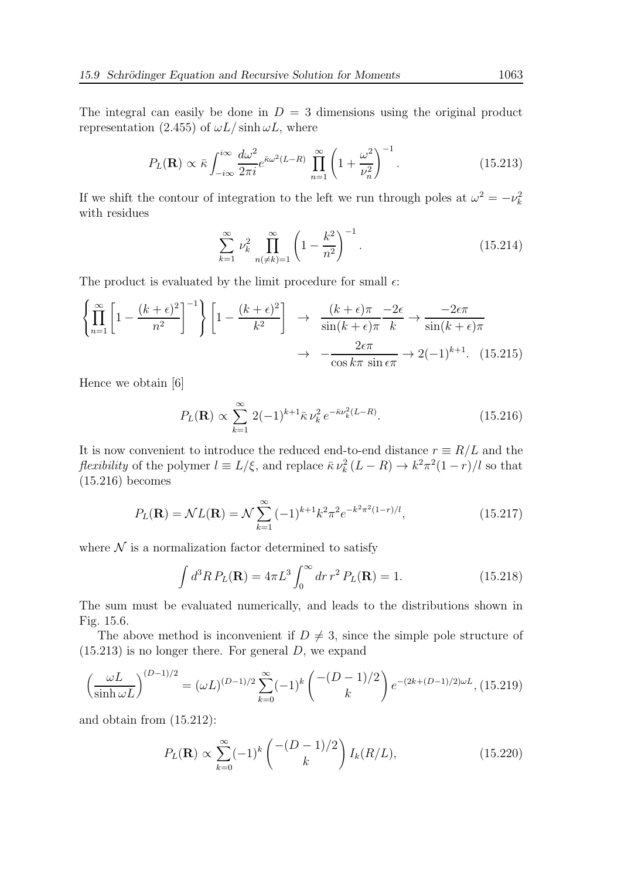The integral can easily be done in $D = 3$ dimensions using the original product representation (2.455) of $\omega L/\sinh \omega L$, where

$$P_L(\mathbf{R}) \propto \bar{\kappa} \int_{-i\infty}^{i\infty} \frac{d\omega^2}{2\pi i} e^{\bar{\kappa}\omega^2(L-R)} \prod_{n=1}^{\infty} \left(1 + \frac{\omega^2}{\nu_n^2}\right)^{-1}. \tag{15.213}$$

If we shift the contour of integration to the left we run through poles at $\omega^2 = -\nu_k^2$ with residues

$$\sum_{k=1}^{\infty} \nu_k^2 \prod_{n(\neq k)=1}^{\infty} \left(1 - \frac{k^2}{n^2}\right)^{-1}. \tag{15.214}$$

The product is evaluated by the limit procedure for small $\epsilon$:

$$\left\{ \prod_{n=1}^{\infty} \left[1 - \frac{(k+\epsilon)^2}{n^2}\right]^{-1} \right\} \left[1 - \frac{(k+\epsilon)^2}{k^2}\right] \;\to\; \frac{(k+\epsilon)\pi}{\sin(k+\epsilon)\pi} \frac{-2\epsilon}{k} \to \frac{-2\epsilon\pi}{\sin(k+\epsilon)\pi}$$
$$\to\; -\frac{2\epsilon\pi}{\cos k\pi \, \sin \epsilon\pi} \to 2(-1)^{k+1}. \tag{15.215}$$

Hence we obtain [6]

$$P_L(\mathbf{R}) \propto \sum_{k=1}^{\infty} 2(-1)^{k+1} \bar{\kappa}\, \nu_k^2 \, e^{-\bar{\kappa}\nu_k^2 (L-R)}. \tag{15.216}$$

It is now convenient to introduce the reduced end-to-end distance $r \equiv R/L$ and the *flexibility* of the polymer $l \equiv L/\xi$, and replace $\bar{\kappa}\, \nu_k^2 \,(L-R) \to k^2\pi^2(1-r)/l$ so that (15.216) becomes

$$P_L(\mathbf{R}) = \mathcal{N} L(\mathbf{R}) = \mathcal{N} \sum_{k=1}^{\infty} (-1)^{k+1} k^2 \pi^2 e^{-k^2\pi^2(1-r)/l}, \tag{15.217}$$

where $\mathcal{N}$ is a normalization factor determined to satisfy

$$\int d^3R \, P_L(\mathbf{R}) = 4\pi L^3 \int_0^{\infty} dr\, r^2\, P_L(\mathbf{R}) = 1. \tag{15.218}$$

The sum must be evaluated numerically, and leads to the distributions shown in Fig. 15.6.

The above method is inconvenient if $D \neq 3$, since the simple pole structure of (15.213) is no longer there. For general $D$, we expand

$$\left(\frac{\omega L}{\sinh \omega L}\right)^{(D-1)/2} = (\omega L)^{(D-1)/2} \sum_{k=0}^{\infty} (-1)^k \binom{-(D-1)/2}{k} e^{-(2k+(D-1)/2)\omega L}, \tag{15.219}$$

and obtain from (15.212):

$$P_L(\mathbf{R}) \propto \sum_{k=0}^{\infty} (-1)^k \binom{-(D-1)/2}{k} I_k(R/L), \tag{15.220}$$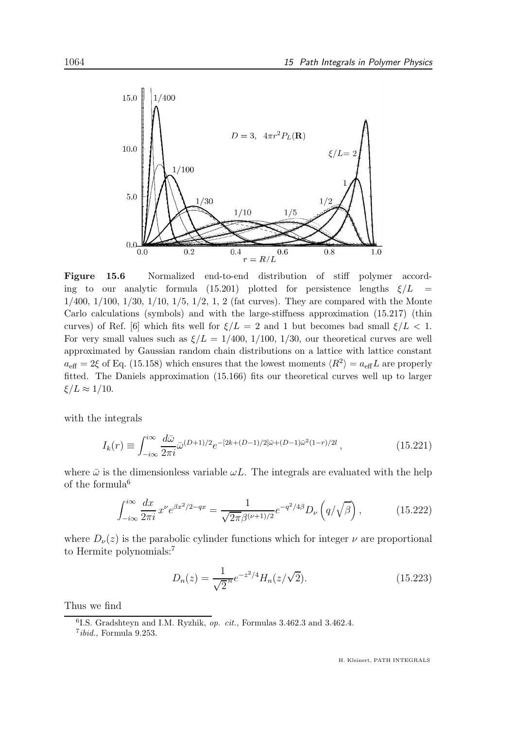**Figure 15.6** Normalized end-to-end distribution of stiff polymer according to our analytic formula (15.201) plotted for persistence lengths $\xi/L = 1/400,\ 1/100,\ 1/30,\ 1/10,\ 1/5,\ 1/2,\ 1,\ 2$ (fat curves). They are compared with the Monte Carlo calculations (symbols) and with the large-stiffness approximation (15.217) (thin curves) of Ref. [6] which fits well for $\xi/L = 2$ and 1 but becomes bad small $\xi/L < 1$. For very small values such as $\xi/L = 1/400,\ 1/100,\ 1/30$, our theoretical curves are well approximated by Gaussian random chain distributions on a lattice with lattice constant $a_{\rm eff} = 2\xi$ of Eq. (15.158) which ensures that the lowest moments $\langle R^2 \rangle = a_{\rm eff} L$ are properly fitted. The Daniels approximation (15.166) fits our theoretical curves well up to larger $\xi/L \approx 1/10$.

with the integrals

$$I_k(r) \equiv \int_{-i\infty}^{i\infty} \frac{d\bar{\omega}}{2\pi i} \bar{\omega}^{(D+1)/2} e^{-[2k+(D-1)/2]\bar{\omega}+(D-1)\bar{\omega}^2(1-r)/2l}, \tag{15.221}$$

where $\bar{\omega}$ is the dimensionless variable $\omega L$. The integrals are evaluated with the help of the formula[6]

$$\int_{-i\infty}^{i\infty} \frac{dx}{2\pi i} x^\nu e^{\beta x^2/2 - qx} = \frac{1}{\sqrt{2\pi}\beta^{(\nu+1)/2}} e^{-q^2/4\beta} D_\nu\left(q/\sqrt{\beta}\right), \tag{15.222}$$

where $D_\nu(z)$ is the parabolic cylinder functions which for integer $\nu$ are proportional to Hermite polynomials:[7]

$$D_n(z) = \frac{1}{\sqrt{2}^n} e^{-z^2/4} H_n(z/\sqrt{2}). \tag{15.223}$$

Thus we find

---

[6] I.S. Gradshteyn and I.M. Ryzhik, *op. cit.*, Formulas 3.462.3 and 3.462.4.

[7] *ibid.*, Formula 9.253.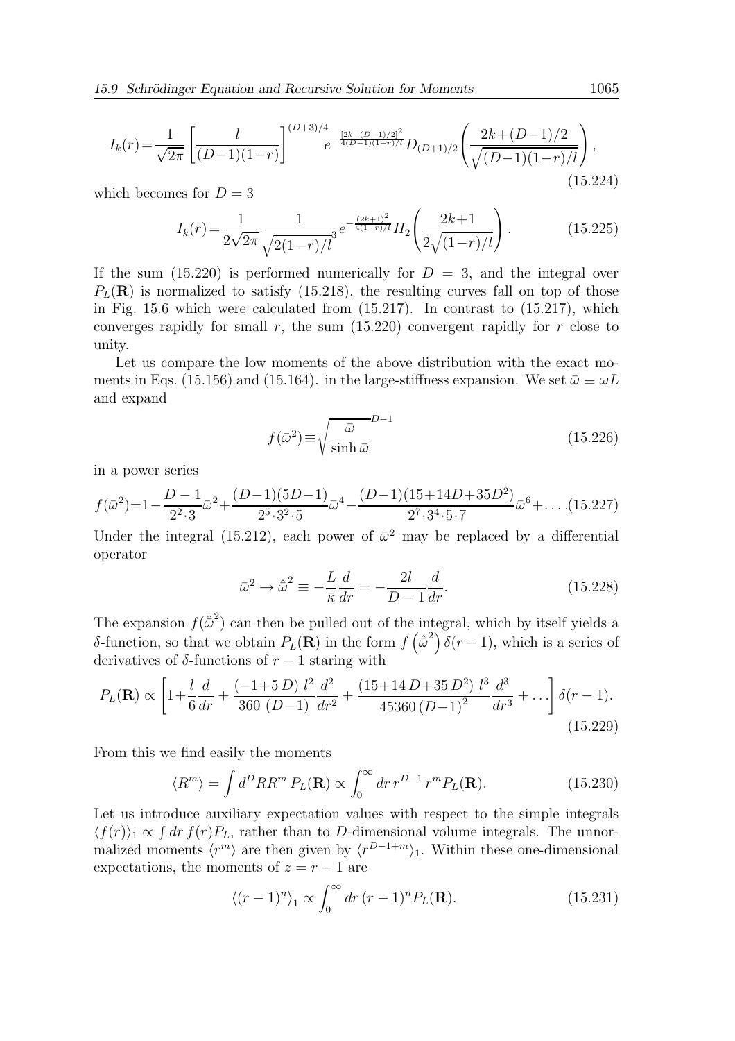$$
I_k(r) = \frac{1}{\sqrt{2\pi}} \left[ \frac{l}{(D-1)(1-r)} \right]^{(D+3)/4} e^{-\frac{[2k+(D-1)/2]^2}{4(D-1)(1-r)/l}} D_{(D+1)/2} \left( \frac{2k+(D-1)/2}{\sqrt{(D-1)(1-r)/l}} \right), \tag{15.224}
$$

which becomes for $D = 3$

$$
I_k(r) = \frac{1}{2\sqrt{2\pi}} \frac{1}{\sqrt{2(1-r)/l}^3} e^{-\frac{(2k+1)^2}{4(1-r)/l}} H_2 \left( \frac{2k+1}{2\sqrt{(1-r)/l}} \right). \tag{15.225}
$$

If the sum (15.220) is performed numerically for $D = 3$, and the integral over $P_L(\mathbf{R})$ is normalized to satisfy (15.218), the resulting curves fall on top of those in Fig. 15.6 which were calculated from (15.217). In contrast to (15.217), which converges rapidly for small $r$, the sum (15.220) convergent rapidly for $r$ close to unity.

Let us compare the low moments of the above distribution with the exact moments in Eqs. (15.156) and (15.164). in the large-stiffness expansion. We set $\bar{\omega} \equiv \omega L$ and expand

$$
f(\bar{\omega}^2) \equiv \sqrt{\frac{\bar{\omega}}{\sinh \bar{\omega}}}^{D-1} \tag{15.226}
$$

in a power series

$$
f(\bar{\omega}^2) = 1 - \frac{D-1}{2^2 \cdot 3} \bar{\omega}^2 + \frac{(D-1)(5D-1)}{2^5 \cdot 3^2 \cdot 5} \bar{\omega}^4 - \frac{(D-1)(15+14D+35D^2)}{2^7 \cdot 3^4 \cdot 5 \cdot 7} \bar{\omega}^6 + \ldots . \tag{15.227}
$$

Under the integral (15.212), each power of $\bar{\omega}^2$ may be replaced by a differential operator

$$
\bar{\omega}^2 \to \hat{\bar{\omega}}^2 \equiv -\frac{L}{\bar{\kappa}} \frac{d}{dr} = -\frac{2l}{D-1} \frac{d}{dr}. \tag{15.228}
$$

The expansion $f(\hat{\bar{\omega}}^2)$ can then be pulled out of the integral, which by itself yields a $\delta$-function, so that we obtain $P_L(\mathbf{R})$ in the form $f\left(\hat{\bar{\omega}}^2\right) \delta(r-1)$, which is a series of derivatives of $\delta$-functions of $r-1$ staring with

$$
P_L(\mathbf{R}) \propto \left[ 1 + \frac{l}{6} \frac{d}{dr} + \frac{(-1+5\,D)\; l^2}{360\;(D-1)} \frac{d^2}{dr^2} + \frac{(15+14\,D+35\,D^2)\; l^3}{45360\,(D-1)^2} \frac{d^3}{dr^3} + \ldots \right] \delta(r-1). \tag{15.229}
$$

From this we find easily the moments

$$
\langle R^m \rangle = \int d^D R R^m \, P_L(\mathbf{R}) \propto \int_0^\infty dr \, r^{D-1} \, r^m P_L(\mathbf{R}). \tag{15.230}
$$

Let us introduce auxiliary expectation values with respect to the simple integrals $\langle f(r) \rangle_1 \propto \int dr \, f(r) P_L$, rather than to $D$-dimensional volume integrals. The unnormalized moments $\langle r^m \rangle$ are then given by $\langle r^{D-1+m} \rangle_1$. Within these one-dimensional expectations, the moments of $z = r-1$ are

$$
\langle (r-1)^n \rangle_1 \propto \int_0^\infty dr \, (r-1)^n P_L(\mathbf{R}). \tag{15.231}
$$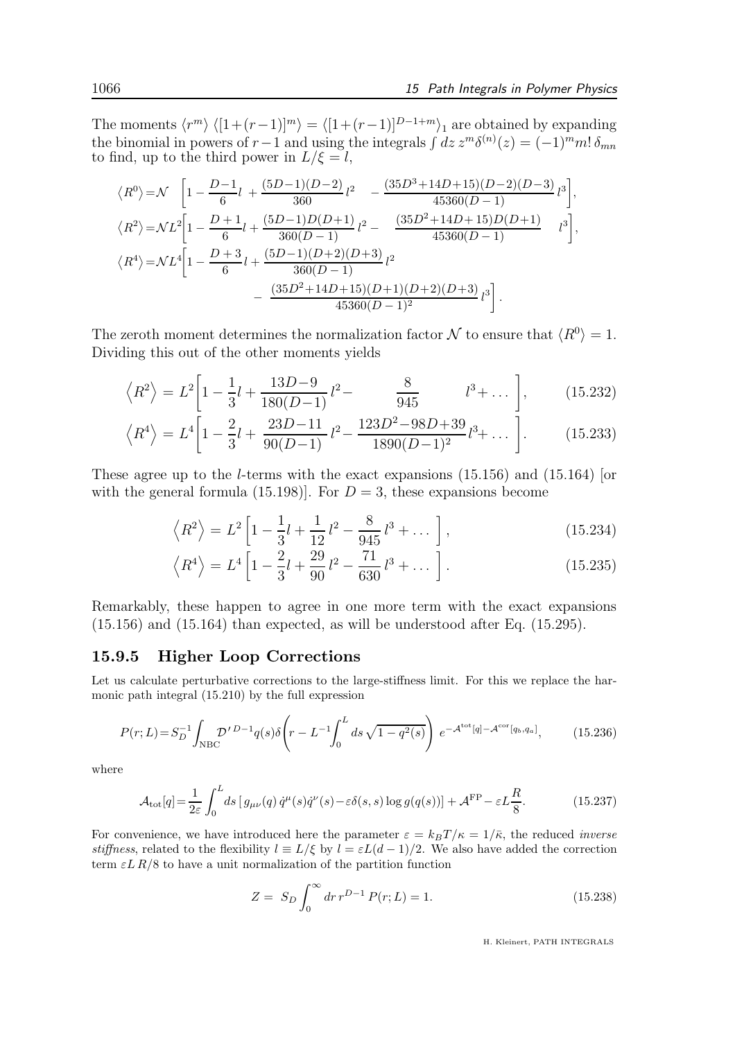The moments $\langle r^m\rangle$ $\langle[1+(r-1)]^m\rangle = \langle[1+(r-1)]^{D-1+m}\rangle_1$ are obtained by expanding the binomial in powers of $r-1$ and using the integrals $\int dz\, z^m\delta^{(n)}(z) = (-1)^m m!\,\delta_{mn}$ to find, up to the third power in $L/\xi = l$,

$$
\begin{aligned}
\langle R^0\rangle &= \mathcal{N}\left[1-\frac{D-1}{6}l+\frac{(5D-1)(D-2)}{360}l^2-\frac{(35D^3+14D+15)(D-2)(D-3)}{45360(D-1)}l^3\right],\\
\langle R^2\rangle &= \mathcal{N}L^2\left[1-\frac{D+1}{6}l+\frac{(5D-1)D(D+1)}{360(D-1)}l^2-\frac{(35D^2+14D+15)D(D+1)}{45360(D-1)}l^3\right],\\
\langle R^4\rangle &= \mathcal{N}L^4\left[1-\frac{D+3}{6}l+\frac{(5D-1)(D+2)(D+3)}{360(D-1)}l^2\right.\\
&\qquad\left.-\frac{(35D^2+14D+15)(D+1)(D+2)(D+3)}{45360(D-1)^2}l^3\right].
\end{aligned}
$$

The zeroth moment determines the normalization factor $\mathcal{N}$ to ensure that $\langle R^0\rangle = 1$. Dividing this out of the other moments yields

$$
\left\langle R^2\right\rangle = L^2\left[1-\frac{1}{3}l+\frac{13D-9}{180(D-1)}l^2-\frac{8}{945}l^3+\dots\right], \tag{15.232}
$$

$$
\left\langle R^4\right\rangle = L^4\left[1-\frac{2}{3}l+\frac{23D-11}{90(D-1)}l^2-\frac{123D^2-98D+39}{1890(D-1)^2}l^3+\dots\right]. \tag{15.233}
$$

These agree up to the $l$-terms with the exact expansions (15.156) and (15.164) [or with the general formula (15.198)]. For $D = 3$, these expansions become

$$
\left\langle R^2\right\rangle = L^2\left[1-\frac{1}{3}l+\frac{1}{12}l^2-\frac{8}{945}l^3+\dots\right], \tag{15.234}
$$

$$
\left\langle R^4\right\rangle = L^4\left[1-\frac{2}{3}l+\frac{29}{90}l^2-\frac{71}{630}l^3+\dots\right]. \tag{15.235}
$$

Remarkably, these happen to agree in one more term with the exact expansions (15.156) and (15.164) than expected, as will be understood after Eq. (15.295).

### 15.9.5 Higher Loop Corrections

Let us calculate perturbative corrections to the large-stiffness limit. For this we replace the harmonic path integral (15.210) by the full expression

$$
P(r;L) = S_D^{-1}\int_{\rm NBC}\mathcal{D}'^{\,D-1}q(s)\,\delta\!\left(r-L^{-1}\int_0^L ds\sqrt{1-q^2(s)}\right)\,e^{-\mathcal{A}^{\rm tot}[q]-\mathcal{A}^{\rm cor}[q_b,q_a]}, \tag{15.236}
$$

where

$$
\mathcal{A}_{\rm tot}[q] = \frac{1}{2\varepsilon}\int_0^L ds\left[g_{\mu\nu}(q)\,\dot q^\mu(s)\dot q^\nu(s)-\varepsilon\delta(s,s)\log g(q(s))\right]+\mathcal{A}^{\rm FP}-\varepsilon L\frac{R}{8}. \tag{15.237}
$$

For convenience, we have introduced here the parameter $\varepsilon = k_BT/\kappa = 1/\bar\kappa$, the reduced *inverse stiffness*, related to the flexibility $l\equiv L/\xi$ by $l = \varepsilon L(d-1)/2$. We also have added the correction term $\varepsilon L\,R/8$ to have a unit normalization of the partition function

$$
Z = S_D\int_0^\infty dr\, r^{D-1}\,P(r;L) = 1. \tag{15.238}
$$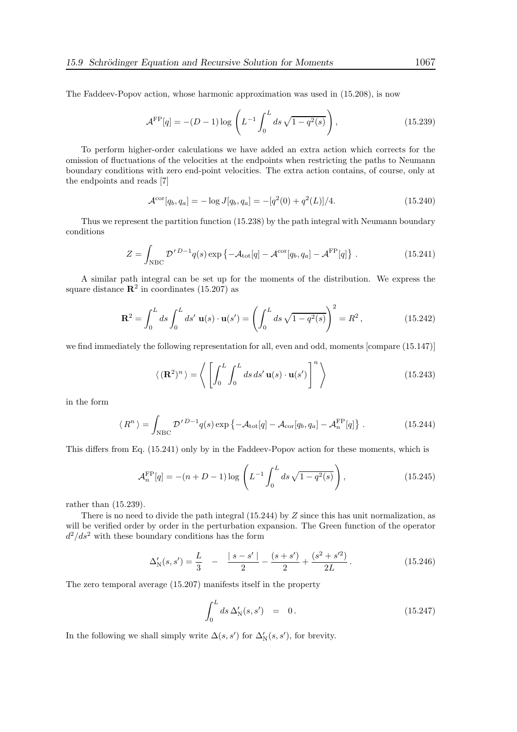The Faddeev-Popov action, whose harmonic approximation was used in (15.208), is now

$$\mathcal{A}^{\rm FP}[q] = -(D-1)\log\left(L^{-1}\int_0^L ds\,\sqrt{1-q^2(s)}\right), \tag{15.239}$$

To perform higher-order calculations we have added an extra action which corrects for the omission of fluctuations of the velocities at the endpoints when restricting the paths to Neumann boundary conditions with zero end-point velocities. The extra action contains, of course, only at the endpoints and reads [7]

$$\mathcal{A}^{\rm cor}[q_b, q_a] = -\log J[q_b, q_a] = -[q^2(0) + q^2(L)]/4. \tag{15.240}$$

Thus we represent the partition function (15.238) by the path integral with Neumann boundary conditions

$$Z = \int_{\rm NBC} \mathcal{D}'^{\,D-1}q(s)\exp\left\{-\mathcal{A}_{\rm tot}[q] - \mathcal{A}^{\rm cor}[q_b, q_a] - \mathcal{A}^{\rm FP}[q]\right\}. \tag{15.241}$$

A similar path integral can be set up for the moments of the distribution. We express the square distance $\mathbf{R}^2$ in coordinates (15.207) as

$$\mathbf{R}^2 = \int_0^L ds \int_0^L ds'\ \mathbf{u}(s)\cdot\mathbf{u}(s') = \left(\int_0^L ds\,\sqrt{1-q^2(s)}\right)^2 = R^2\,, \tag{15.242}$$

we find immediately the following representation for all, even and odd, moments [compare (15.147)]

$$\langle\,(\mathbf{R}^2)^n\,\rangle = \left\langle\,\left[\int_0^L\int_0^L ds\,ds'\,\mathbf{u}(s)\cdot\mathbf{u}(s')\right]^n\,\right\rangle \tag{15.243}$$

in the form

$$\langle\,R^n\,\rangle = \int_{\rm NBC} \mathcal{D}'^{\,D-1}q(s)\exp\left\{-\mathcal{A}_{\rm tot}[q] - \mathcal{A}_{\rm cor}[q_b, q_a] - \mathcal{A}_n^{\rm FP}[q]\right\}. \tag{15.244}$$

This differs from Eq. (15.241) only by in the Faddeev-Popov action for these moments, which is

$$\mathcal{A}_n^{\rm FP}[q] = -(n+D-1)\log\left(L^{-1}\int_0^L ds\,\sqrt{1-q^2(s)}\right), \tag{15.245}$$

rather than (15.239).

There is no need to divide the path integral (15.244) by $Z$ since this has unit normalization, as will be verified order by order in the perturbation expansion. The Green function of the operator $d^2/ds^2$ with these boundary conditions has the form

$$\Delta'_{\rm N}(s, s') = \frac{L}{3} \quad - \quad \frac{|\,s-s'\,|}{2} - \frac{(s+s')}{2} + \frac{(s^2+s'^2)}{2L}\,. \tag{15.246}$$

The zero temporal average (15.207) manifests itself in the property

$$\int_0^L ds\,\Delta'_{\rm N}(s, s') \quad = \quad 0\,. \tag{15.247}$$

In the following we shall simply write $\Delta(s, s')$ for $\Delta'_{\rm N}(s, s')$, for brevity.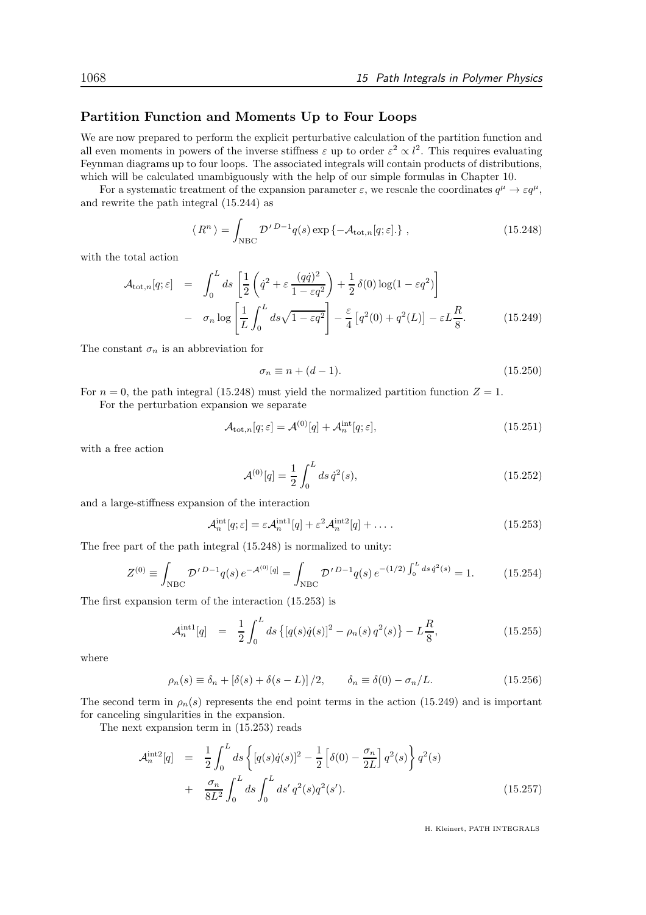### Partition Function and Moments Up to Four Loops

We are now prepared to perform the explicit perturbative calculation of the partition function and all even moments in powers of the inverse stiffness $\varepsilon$ up to order $\varepsilon^2 \propto l^2$. This requires evaluating Feynman diagrams up to four loops. The associated integrals will contain products of distributions, which will be calculated unambiguously with the help of our simple formulas in Chapter 10.

For a systematic treatment of the expansion parameter $\varepsilon$, we rescale the coordinates $q^\mu \to \varepsilon q^\mu$, and rewrite the path integral (15.244) as

$$\langle R^n \rangle = \int_{\rm NBC} \mathcal{D}'^{\,D-1} q(s) \exp\left\{-\mathcal{A}_{\mathrm{tot},n}[q;\varepsilon].\right\}, \tag{15.248}$$

with the total action

$$\begin{aligned}
\mathcal{A}_{\mathrm{tot},n}[q;\varepsilon] &= \int_0^L ds \left[\frac{1}{2}\left(\dot{q}^2 + \varepsilon \frac{(q\dot{q})^2}{1-\varepsilon q^2}\right) + \frac{1}{2}\,\delta(0)\log(1-\varepsilon q^2)\right] \\
&- \sigma_n \log\left[\frac{1}{L}\int_0^L ds \sqrt{1-\varepsilon q^2}\right] - \frac{\varepsilon}{4}\left[q^2(0)+q^2(L)\right] - \varepsilon L \frac{R}{8}.
\end{aligned} \tag{15.249}$$

The constant $\sigma_n$ is an abbreviation for

$$\sigma_n \equiv n + (d-1). \tag{15.250}$$

For $n=0$, the path integral (15.248) must yield the normalized partition function $Z=1$.

For the perturbation expansion we separate

$$\mathcal{A}_{\mathrm{tot},n}[q;\varepsilon] = \mathcal{A}^{(0)}[q] + \mathcal{A}_n^{\rm int}[q;\varepsilon], \tag{15.251}$$

with a free action

$$\mathcal{A}^{(0)}[q] = \frac{1}{2}\int_0^L ds\, \dot{q}^2(s), \tag{15.252}$$

and a large-stiffness expansion of the interaction

$$\mathcal{A}_n^{\rm int}[q;\varepsilon] = \varepsilon \mathcal{A}_n^{\rm int1}[q] + \varepsilon^2 \mathcal{A}_n^{\rm int2}[q] + \dots . \tag{15.253}$$

The free part of the path integral (15.248) is normalized to unity:

$$Z^{(0)} \equiv \int_{\rm NBC} \mathcal{D}'^{\,D-1} q(s)\, e^{-\mathcal{A}^{(0)}[q]} = \int_{\rm NBC} \mathcal{D}'^{\,D-1} q(s)\, e^{-(1/2)\int_0^L ds\, \dot{q}^2(s)} = 1. \tag{15.254}$$

The first expansion term of the interaction (15.253) is

$$\mathcal{A}_n^{\rm int1}[q] = \frac{1}{2}\int_0^L ds \left\{[q(s)\dot{q}(s)]^2 - \rho_n(s)\, q^2(s)\right\} - L\frac{R}{8}, \tag{15.255}$$

where

$$\rho_n(s) \equiv \delta_n + \left[\delta(s) + \delta(s-L)\right]/2, \qquad \delta_n \equiv \delta(0) - \sigma_n/L. \tag{15.256}$$

The second term in $\rho_n(s)$ represents the end point terms in the action (15.249) and is important for canceling singularities in the expansion.

The next expansion term in (15.253) reads

$$\begin{aligned}
\mathcal{A}_n^{\rm int2}[q] &= \frac{1}{2}\int_0^L ds \left\{[q(s)\dot{q}(s)]^2 - \frac{1}{2}\left[\delta(0) - \frac{\sigma_n}{2L}\right] q^2(s)\right\} q^2(s) \\
&+ \frac{\sigma_n}{8L^2}\int_0^L ds \int_0^L ds'\, q^2(s) q^2(s').
\end{aligned} \tag{15.257}$$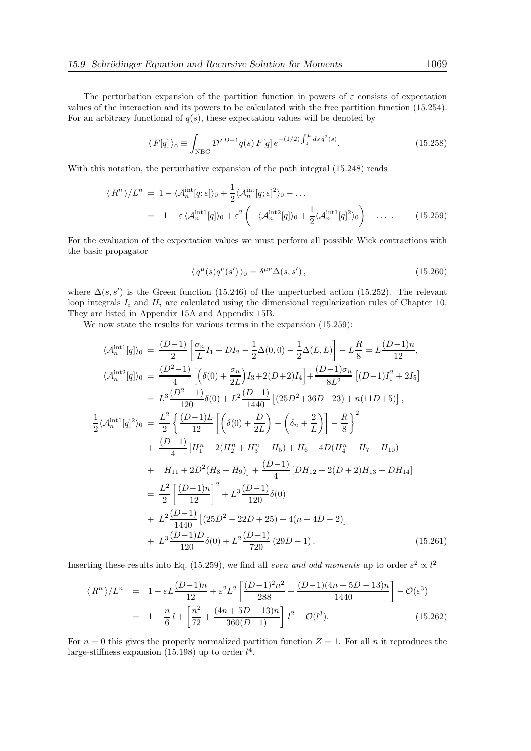The perturbation expansion of the partition function in powers of $\varepsilon$ consists of expectation values of the interaction and its powers to be calculated with the free partition function (15.254). For an arbitrary functional of $q(s)$, these expectation values will be denoted by

$$\langle\, F[q]\,\rangle_0 \equiv \int_{\rm NBC} \mathcal{D}'^{\,D-1}q(s)\, F[q]\, e^{-(1/2)\int_0^L ds\, \dot{q}^2(s)}. \tag{15.258}$$

With this notation, the perturbative expansion of the path integral (15.248) reads

$$\begin{aligned}
\langle\, R^n\,\rangle/L^n \;&=\; 1 - \langle \mathcal{A}_n^{\rm int}[q;\varepsilon]\rangle_0 + \frac{1}{2}\langle \mathcal{A}_n^{\rm int}[q;\varepsilon]^2\rangle_0 - \ldots \\
&=\; 1 - \varepsilon\,\langle \mathcal{A}_n^{\rm int1}[q]\rangle_0 + \varepsilon^2\left(-\langle \mathcal{A}_n^{\rm int2}[q]\rangle_0 + \frac{1}{2}\langle \mathcal{A}_n^{\rm int1}[q]^2\rangle_0\right) - \ldots\ .
\end{aligned} \tag{15.259}$$

For the evaluation of the expectation values we must perform all possible Wick contractions with the basic propagator

$$\langle\, q^\mu(s) q^\nu(s')\,\rangle_0 = \delta^{\mu\nu}\Delta(s,s'), \tag{15.260}$$

where $\Delta(s,s')$ is the Green function (15.246) of the unperturbed action (15.252). The relevant loop integrals $I_i$ and $H_i$ are calculated using the dimensional regularization rules of Chapter 10. They are listed in Appendix 15A and Appendix 15B.

We now state the results for various terms in the expansion (15.259):

$$\begin{aligned}
\langle \mathcal{A}_n^{\rm int1}[q]\rangle_0 \;&=\; \frac{(D-1)}{2}\left[\frac{\sigma_n}{L}I_1 + DI_2 - \frac{1}{2}\Delta(0,0) - \frac{1}{2}\Delta(L,L)\right] - L\frac{R}{8} = L\frac{(D-1)n}{12}, \\
\langle \mathcal{A}_n^{\rm int2}[q]\rangle_0 \;&=\; \frac{(D^2-1)}{4}\left[\left(\delta(0)+\frac{\sigma_n}{2L}\right)I_3 + 2(D+2)I_4\right] + \frac{(D-1)\sigma_n}{8L^2}\left[(D-1)I_1^2 + 2I_5\right] \\
&=\; L^3\frac{(D^2-1)}{120}\delta(0) + L^2\frac{(D-1)}{1440}\left[(25D^2+36D+23) + n(11D+5)\right], \\
\frac{1}{2}\langle \mathcal{A}_n^{\rm int1}[q]^2\rangle_0 \;&=\; \frac{L^2}{2}\left\{\frac{(D-1)L}{12}\left[\left(\delta(0)+\frac{D}{2L}\right) - \left(\delta_n + \frac{2}{L}\right)\right] - \frac{R}{8}\right\}^2 \\
&+\; \frac{(D-1)}{4}\left[H_1^n - 2(H_2^n + H_3^n - H_5) + H_6 - 4D(H_4^n - H_7 - H_{10})\right. \\
&+\; \left. H_{11} + 2D^2(H_8 + H_9)\right] + \frac{(D-1)}{4}\left[DH_{12} + 2(D+2)H_{13} + DH_{14}\right] \\
&=\; \frac{L^2}{2}\left[\frac{(D-1)n}{12}\right]^2 + L^3\frac{(D-1)}{120}\delta(0) \\
&+\; L^2\frac{(D-1)}{1440}\left[(25D^2-22D+25) + 4(n+4D-2)\right] \\
&+\; L^3\frac{(D-1)D}{120}\delta(0) + L^2\frac{(D-1)}{720}(29D-1).
\end{aligned} \tag{15.261}$$

Inserting these results into Eq. (15.259), we find all *even and odd moments* up to order $\varepsilon^2 \propto l^2$

$$\begin{aligned}
\langle\, R^n\,\rangle/L^n \;&=\; 1 - \varepsilon L\frac{(D-1)n}{12} + \varepsilon^2L^2\left[\frac{(D-1)^2n^2}{288} + \frac{(D-1)(4n+5D-13)n}{1440}\right] - \mathcal{O}(\varepsilon^3) \\
&=\; 1 - \frac{n}{6}\,l + \left[\frac{n^2}{72} + \frac{(4n+5D-13)n}{360(D-1)}\right]l^2 - \mathcal{O}(l^3).
\end{aligned} \tag{15.262}$$

For $n=0$ this gives the properly normalized partition function $Z=1$. For all $n$ it reproduces the large-stiffness expansion (15.198) up to order $l^4$.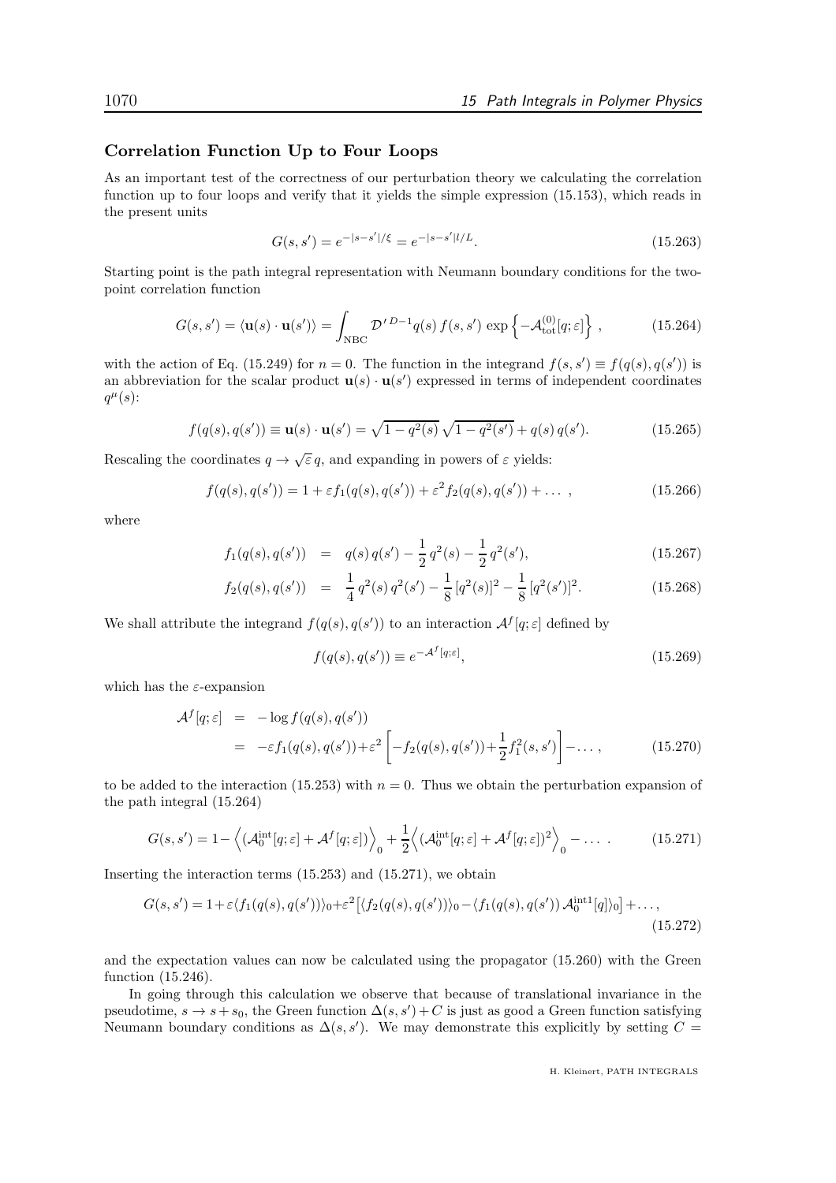### Correlation Function Up to Four Loops

As an important test of the correctness of our perturbation theory we calculating the correlation function up to four loops and verify that it yields the simple expression (15.153), which reads in the present units

$$G(s, s') = e^{-|s-s'|/\xi} = e^{-|s-s'|l/L}. \tag{15.263}$$

Starting point is the path integral representation with Neumann boundary conditions for the two-point correlation function

$$G(s, s') = \langle \mathbf{u}(s) \cdot \mathbf{u}(s') \rangle = \int_{\rm NBC} \mathcal{D}'^{\,D-1} q(s)\, f(s, s') \, \exp\left\{ -\mathcal{A}^{(0)}_{\rm tot}[q; \varepsilon] \right\}, \tag{15.264}$$

with the action of Eq. (15.249) for $n = 0$. The function in the integrand $f(s, s') \equiv f(q(s), q(s'))$ is an abbreviation for the scalar product $\mathbf{u}(s) \cdot \mathbf{u}(s')$ expressed in terms of independent coordinates $q^\mu(s)$:

$$f(q(s), q(s')) \equiv \mathbf{u}(s) \cdot \mathbf{u}(s') = \sqrt{1 - q^2(s)}\,\sqrt{1 - q^2(s')} + q(s)\, q(s'). \tag{15.265}$$

Rescaling the coordinates $q \to \sqrt{\varepsilon}\, q$, and expanding in powers of $\varepsilon$ yields:

$$f(q(s), q(s')) = 1 + \varepsilon f_1(q(s), q(s')) + \varepsilon^2 f_2(q(s), q(s')) + \dots\,, \tag{15.266}$$

where

$$f_1(q(s), q(s')) \;=\; q(s)\, q(s') - \frac{1}{2}\, q^2(s) - \frac{1}{2}\, q^2(s'), \tag{15.267}$$

$$f_2(q(s), q(s')) \;=\; \frac{1}{4}\, q^2(s)\, q^2(s') - \frac{1}{8}\,[q^2(s)]^2 - \frac{1}{8}\,[q^2(s')]^2. \tag{15.268}$$

We shall attribute the integrand $f(q(s), q(s'))$ to an interaction $\mathcal{A}^f[q; \varepsilon]$ defined by

$$f(q(s), q(s')) \equiv e^{-\mathcal{A}^f[q;\varepsilon]}, \tag{15.269}$$

which has the $\varepsilon$-expansion

$$\begin{aligned} \mathcal{A}^f[q; \varepsilon] &= -\log f(q(s), q(s')) \\ &= -\varepsilon f_1(q(s), q(s')) + \varepsilon^2 \left[ -f_2(q(s), q(s')) + \frac{1}{2} f_1^2(s, s') \right] - \dots\,, \end{aligned} \tag{15.270}$$

to be added to the interaction (15.253) with $n = 0$. Thus we obtain the perturbation expansion of the path integral (15.264)

$$G(s, s') = 1 - \Big\langle (\mathcal{A}_0^{\rm int}[q; \varepsilon] + \mathcal{A}^f[q; \varepsilon]) \Big\rangle_0 + \frac{1}{2} \Big\langle (\mathcal{A}_0^{\rm int}[q; \varepsilon] + \mathcal{A}^f[q; \varepsilon])^2 \Big\rangle_0 - \dots\;. \tag{15.271}$$

Inserting the interaction terms (15.253) and (15.271), we obtain

$$G(s, s') = 1 + \varepsilon \langle f_1(q(s), q(s')) \rangle_0 + \varepsilon^2 \big[ \langle f_2(q(s), q(s')) \rangle_0 - \langle f_1(q(s), q(s'))\, \mathcal{A}_0^{\rm int1}[q] \rangle_0 \big] + \dots, \tag{15.272}$$

and the expectation values can now be calculated using the propagator (15.260) with the Green function (15.246).

In going through this calculation we observe that because of translational invariance in the pseudotime, $s \to s + s_0$, the Green function $\Delta(s, s') + C$ is just as good a Green function satisfying Neumann boundary conditions as $\Delta(s, s')$. We may demonstrate this explicitly by setting $C =$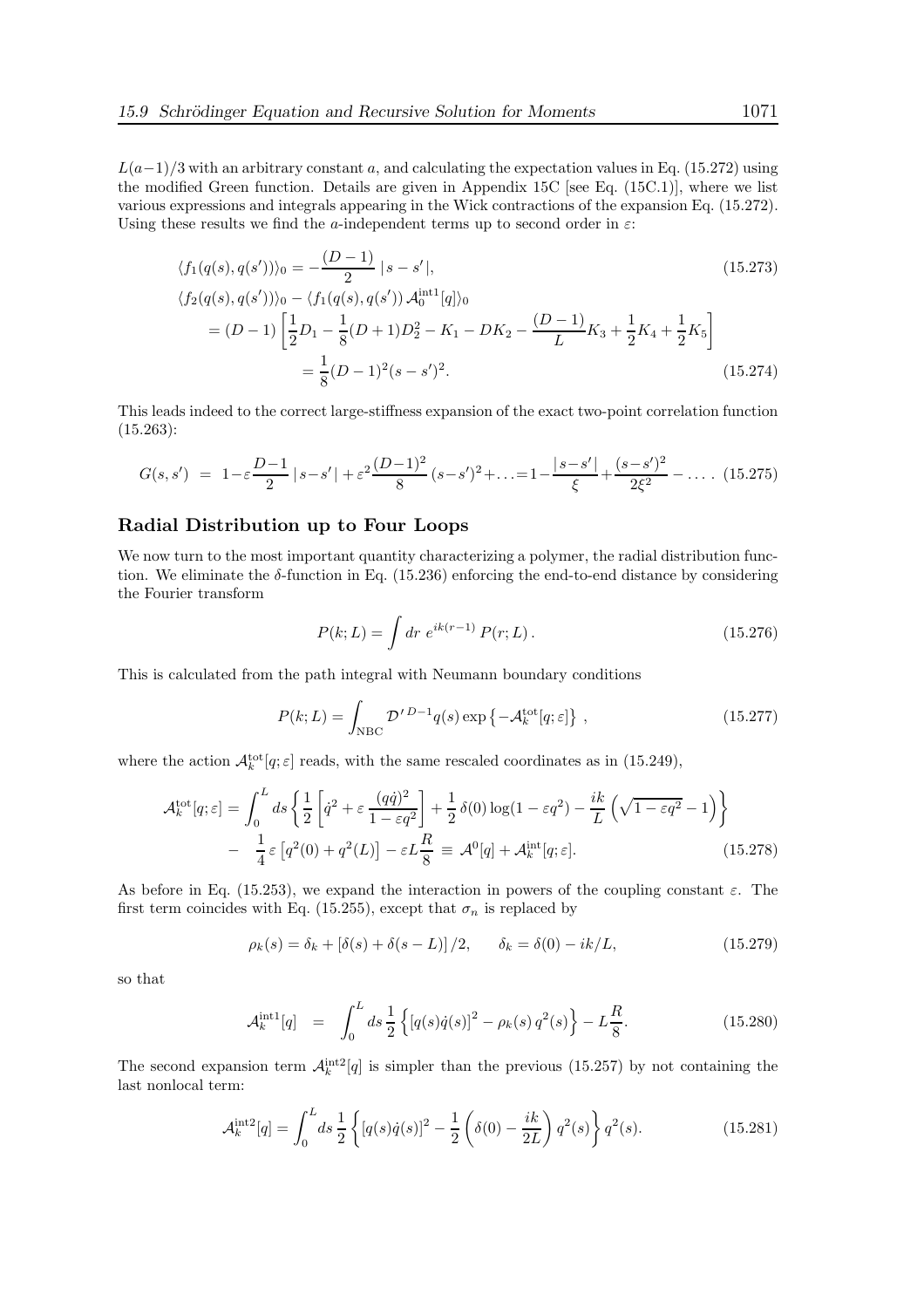$L(a-1)/3$ with an arbitrary constant $a$, and calculating the expectation values in Eq. (15.272) using the modified Green function. Details are given in Appendix 15C [see Eq. (15C.1)], where we list various expressions and integrals appearing in the Wick contractions of the expansion Eq. (15.272). Using these results we find the $a$-independent terms up to second order in $\varepsilon$:

$$
\langle f_1(q(s), q(s'))\rangle_0 = -\frac{(D-1)}{2}\,|s-s'|, \tag{15.273}
$$

$$
\begin{aligned}
&\langle f_2(q(s), q(s'))\rangle_0 - \langle f_1(q(s), q(s'))\,\mathcal{A}_0^{\rm int1}[q]\rangle_0 \\
&\quad = (D-1)\left[\frac{1}{2}D_1 - \frac{1}{8}(D+1)D_2^2 - K_1 - DK_2 - \frac{(D-1)}{L}K_3 + \frac{1}{2}K_4 + \frac{1}{2}K_5\right] \\
&\quad = \frac{1}{8}(D-1)^2(s-s')^2.
\end{aligned} \tag{15.274}
$$

This leads indeed to the correct large-stiffness expansion of the exact two-point correlation function (15.263):

$$
G(s,s') \;=\; 1-\varepsilon\frac{D-1}{2}\,|s-s'|+\varepsilon^2\frac{(D-1)^2}{8}\,(s-s')^2+\ldots=1-\frac{|s-s'|}{\xi}+\frac{(s-s')^2}{2\xi^2}-\ldots\,. \tag{15.275}
$$

## Radial Distribution up to Four Loops

We now turn to the most important quantity characterizing a polymer, the radial distribution function. We eliminate the $\delta$-function in Eq. (15.236) enforcing the end-to-end distance by considering the Fourier transform

$$
P(k;L) = \int dr\; e^{ik(r-1)}\,P(r;L)\,. \tag{15.276}
$$

This is calculated from the path integral with Neumann boundary conditions

$$
P(k;L) = \int_{\rm NBC} \mathcal{D}'^{\,D-1}q(s)\exp\left\{-\mathcal{A}_k^{\rm tot}[q;\varepsilon]\right\}\,, \tag{15.277}
$$

where the action $\mathcal{A}_k^{\rm tot}[q;\varepsilon]$ reads, with the same rescaled coordinates as in (15.249),

$$
\begin{aligned}
\mathcal{A}_k^{\rm tot}[q;\varepsilon] = &\int_0^L ds\left\{\frac{1}{2}\left[\dot q^2+\varepsilon\,\frac{(q\dot q)^2}{1-\varepsilon q^2}\right]+\frac{1}{2}\,\delta(0)\log(1-\varepsilon q^2)-\frac{ik}{L}\left(\sqrt{1-\varepsilon q^2}-1\right)\right\} \\
-&\;\frac{1}{4}\,\varepsilon\left[q^2(0)+q^2(L)\right]-\varepsilon L\frac{R}{8}\;\equiv\;\mathcal{A}^0[q]+\mathcal{A}_k^{\rm int}[q;\varepsilon].
\end{aligned} \tag{15.278}
$$

As before in Eq. (15.253), we expand the interaction in powers of the coupling constant $\varepsilon$. The first term coincides with Eq. (15.255), except that $\sigma_n$ is replaced by

$$
\rho_k(s) = \delta_k + \left[\delta(s)+\delta(s-L)\right]/2, \qquad \delta_k = \delta(0)-ik/L, \tag{15.279}
$$

so that

$$
\mathcal{A}_k^{\rm int1}[q] \;=\; \int_0^L ds\,\frac{1}{2}\left\{[q(s)\dot q(s)]^2-\rho_k(s)\,q^2(s)\right\}-L\frac{R}{8}. \tag{15.280}
$$

The second expansion term $\mathcal{A}_k^{\rm int2}[q]$ is simpler than the previous (15.257) by not containing the last nonlocal term:

$$
\mathcal{A}_k^{\rm int2}[q] = \int_0^L ds\,\frac{1}{2}\left\{[q(s)\dot q(s)]^2-\frac{1}{2}\left(\delta(0)-\frac{ik}{2L}\right)q^2(s)\right\}q^2(s). \tag{15.281}
$$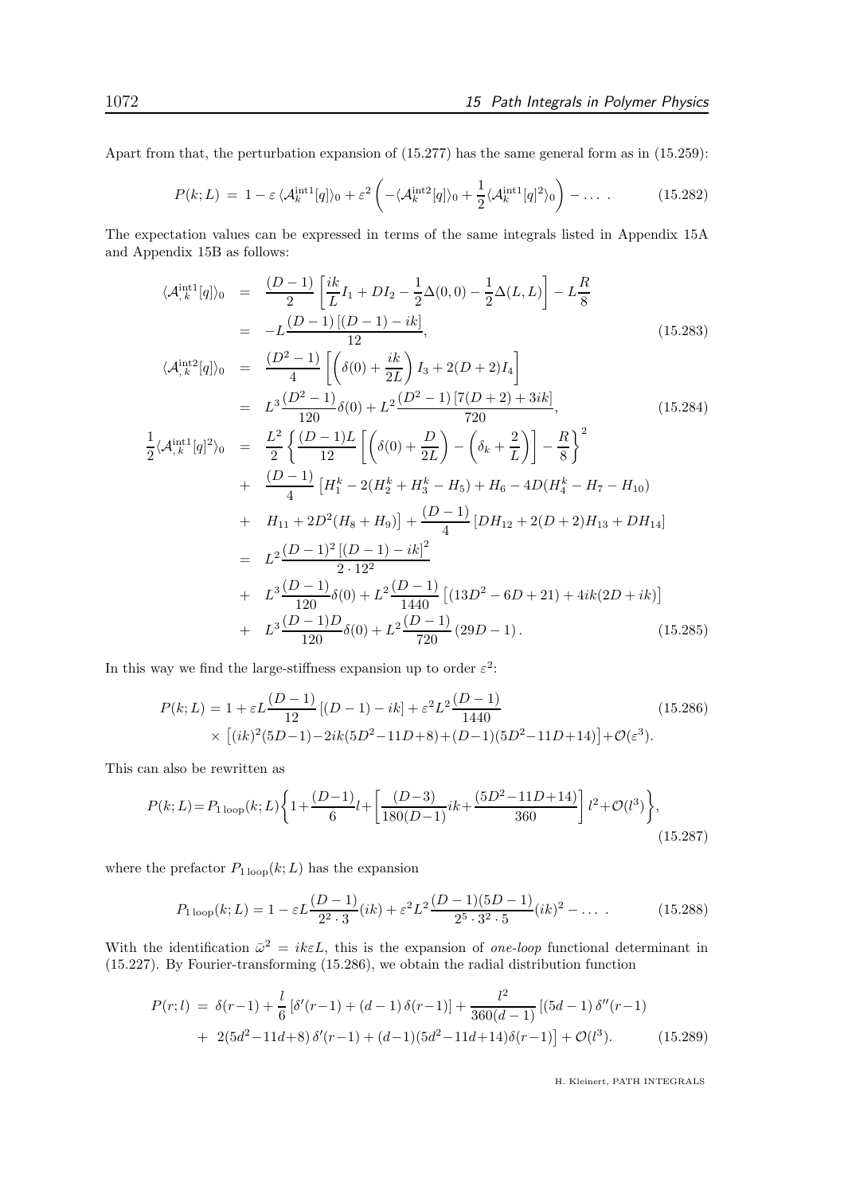Apart from that, the perturbation expansion of (15.277) has the same general form as in (15.259):

$$P(k;L) \;=\; 1-\varepsilon\,\langle\mathcal{A}_k^{\rm int1}[q]\rangle_0+\varepsilon^2\left(-\langle\mathcal{A}_k^{\rm int2}[q]\rangle_0+\frac{1}{2}\langle\mathcal{A}_k^{\rm int1}[q]^2\rangle_0\right)-\ldots\;. \tag{15.282}$$

The expectation values can be expressed in terms of the same integrals listed in Appendix 15A and Appendix 15B as follows:

$$\begin{aligned}
\langle\mathcal{A}_{,k}^{\rm int1}[q]\rangle_0 &= \frac{(D-1)}{2}\left[\frac{ik}{L}I_1+DI_2-\frac{1}{2}\Delta(0,0)-\frac{1}{2}\Delta(L,L)\right]-L\frac{R}{8}\\
&= -L\frac{(D-1)\left[(D-1)-ik\right]}{12},
\end{aligned}\tag{15.283}$$

$$\begin{aligned}
\langle\mathcal{A}_{,k}^{\rm int2}[q]\rangle_0 &= \frac{(D^2-1)}{4}\left[\left(\delta(0)+\frac{ik}{2L}\right)I_3+2(D+2)I_4\right]\\
&= L^3\frac{(D^2-1)}{120}\delta(0)+L^2\frac{(D^2-1)\left[7(D+2)+3ik\right]}{720},
\end{aligned}\tag{15.284}$$

$$\begin{aligned}
\frac{1}{2}\langle\mathcal{A}_{,k}^{\rm int1}[q]^2\rangle_0 &= \frac{L^2}{2}\left\{\frac{(D-1)L}{12}\left[\left(\delta(0)+\frac{D}{2L}\right)-\left(\delta_k+\frac{2}{L}\right)\right]-\frac{R}{8}\right\}^2\\
&+\;\frac{(D-1)}{4}\left[H_1^k-2(H_2^k+H_3^k-H_5)+H_6-4D(H_4^k-H_7-H_{10})\right.\\
&+\;\left.H_{11}+2D^2(H_8+H_9)\right]+\frac{(D-1)}{4}\left[DH_{12}+2(D+2)H_{13}+DH_{14}\right]\\
&= L^2\frac{(D-1)^2\left[(D-1)-ik\right]^2}{2\cdot 12^2}\\
&+\;L^3\frac{(D-1)}{120}\delta(0)+L^2\frac{(D-1)}{1440}\left[(13D^2-6D+21)+4ik(2D+ik)\right]\\
&+\;L^3\frac{(D-1)D}{120}\delta(0)+L^2\frac{(D-1)}{720}\left(29D-1\right).
\end{aligned}\tag{15.285}$$

In this way we find the large-stiffness expansion up to order $\varepsilon^2$:

$$\begin{aligned}
P(k;L) = 1+\varepsilon L\frac{(D-1)}{12}\left[(D-1)-ik\right]+\varepsilon^2L^2\frac{(D-1)}{1440}\\
\times\left[(ik)^2(5D-1)-2ik(5D^2-11D+8)+(D-1)(5D^2-11D+14)\right]+\mathcal{O}(\varepsilon^3).
\end{aligned}\tag{15.286}$$

This can also be rewritten as

$$P(k;L)=P_{1\,{\rm loop}}(k;L)\left\{1+\frac{(D-1)}{6}l+\left[\frac{(D-3)}{180(D-1)}ik+\frac{(5D^2-11D+14)}{360}\right]l^2+\mathcal{O}(l^3)\right\},\tag{15.287}$$

where the prefactor $P_{1\,{\rm loop}}(k;L)$ has the expansion

$$P_{1\,{\rm loop}}(k;L)=1-\varepsilon L\frac{(D-1)}{2^2\cdot 3}(ik)+\varepsilon^2L^2\frac{(D-1)(5D-1)}{2^5\cdot 3^2\cdot 5}(ik)^2-\ldots\;. \tag{15.288}$$

With the identification $\bar{\omega}^2=ik\varepsilon L$, this is the expansion of *one-loop* functional determinant in (15.227). By Fourier-transforming (15.286), we obtain the radial distribution function

$$\begin{aligned}
P(r;l) \;=\; \delta(r-1)+\frac{l}{6}\left[\delta'(r-1)+(d-1)\,\delta(r-1)\right]+\frac{l^2}{360(d-1)}\left[(5d-1)\,\delta''(r-1)\right.\\
+\;\left.2(5d^2-11d+8)\,\delta'(r-1)+(d-1)(5d^2-11d+14)\delta(r-1)\right]+\mathcal{O}(l^3).
\end{aligned}\tag{15.289}$$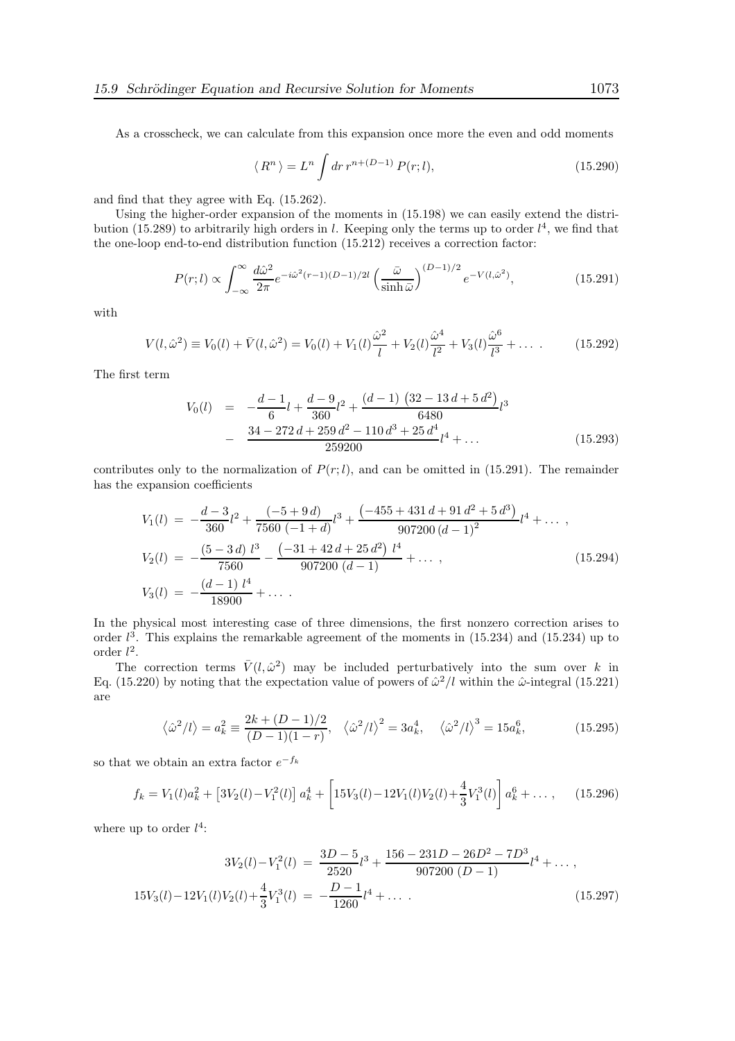As a crosscheck, we can calculate from this expansion once more the even and odd moments

$$\langle R^n \rangle = L^n \int dr\, r^{n+(D-1)}\, P(r;l), \tag{15.290}$$

and find that they agree with Eq. (15.262).

Using the higher-order expansion of the moments in (15.198) we can easily extend the distribution (15.289) to arbitrarily high orders in $l$. Keeping only the terms up to order $l^4$, we find that the one-loop end-to-end distribution function (15.212) receives a correction factor:

$$P(r;l) \propto \int_{-\infty}^{\infty} \frac{d\hat{\omega}^2}{2\pi} e^{-i\hat{\omega}^2(r-1)(D-1)/2l} \left(\frac{\bar{\omega}}{\sinh\bar{\omega}}\right)^{(D-1)/2} e^{-V(l,\hat{\omega}^2)}, \tag{15.291}$$

with

$$V(l,\hat{\omega}^2) \equiv V_0(l) + \bar{V}(l,\hat{\omega}^2) = V_0(l) + V_1(l)\frac{\hat{\omega}^2}{l} + V_2(l)\frac{\hat{\omega}^4}{l^2} + V_3(l)\frac{\hat{\omega}^6}{l^3} + \dots\ . \tag{15.292}$$

The first term

$$\begin{aligned} V_0(l) &= -\frac{d-1}{6}l + \frac{d-9}{360}l^2 + \frac{(d-1)\left(32-13\,d+5\,d^2\right)}{6480}l^3 \\ &- \frac{34-272\,d+259\,d^2-110\,d^3+25\,d^4}{259200}l^4 + \dots \end{aligned} \tag{15.293}$$

contributes only to the normalization of $P(r;l)$, and can be omitted in (15.291). The remainder has the expansion coefficients

$$\begin{aligned} V_1(l) &= -\frac{d-3}{360}l^2 + \frac{(-5+9\,d)}{7560\,(-1+d)}l^3 + \frac{\left(-455+431\,d+91\,d^2+5\,d^3\right)}{907200\,(d-1)^2}l^4 + \dots\ , \\ V_2(l) &= -\frac{(5-3\,d)\,l^3}{7560} - \frac{\left(-31+42\,d+25\,d^2\right)\,l^4}{907200\,(d-1)} + \dots\ , \\ V_3(l) &= -\frac{(d-1)\,l^4}{18900} + \dots\ . \end{aligned} \tag{15.294}$$

In the physical most interesting case of three dimensions, the first nonzero correction arises to order $l^3$. This explains the remarkable agreement of the moments in (15.234) and (15.234) up to order $l^2$.

The correction terms $\bar{V}(l,\hat{\omega}^2)$ may be included perturbatively into the sum over $k$ in Eq. (15.220) by noting that the expectation value of powers of $\hat{\omega}^2/l$ within the $\hat{\omega}$-integral (15.221) are

$$\left\langle \hat{\omega}^2/l \right\rangle = a_k^2 \equiv \frac{2k+(D-1)/2}{(D-1)(1-r)}, \quad \left\langle \hat{\omega}^2/l \right\rangle^2 = 3a_k^4, \quad \left\langle \hat{\omega}^2/l \right\rangle^3 = 15a_k^6, \tag{15.295}$$

so that we obtain an extra factor $e^{-f_k}$

$$f_k = V_1(l)a_k^2 + \left[3V_2(l) - V_1^2(l)\right]a_k^4 + \left[15V_3(l) - 12V_1(l)V_2(l) + \frac{4}{3}V_1^3(l)\right]a_k^6 + \dots\ , \tag{15.296}$$

where up to order $l^4$:

$$\begin{aligned} 3V_2(l) - V_1^2(l) &= \frac{3D-5}{2520}l^3 + \frac{156-231D-26D^2-7D^3}{907200\,(D-1)}l^4 + \dots\ , \\ 15V_3(l) - 12V_1(l)V_2(l) + \frac{4}{3}V_1^3(l) &= -\frac{D-1}{1260}l^4 + \dots\ . \end{aligned} \tag{15.297}$$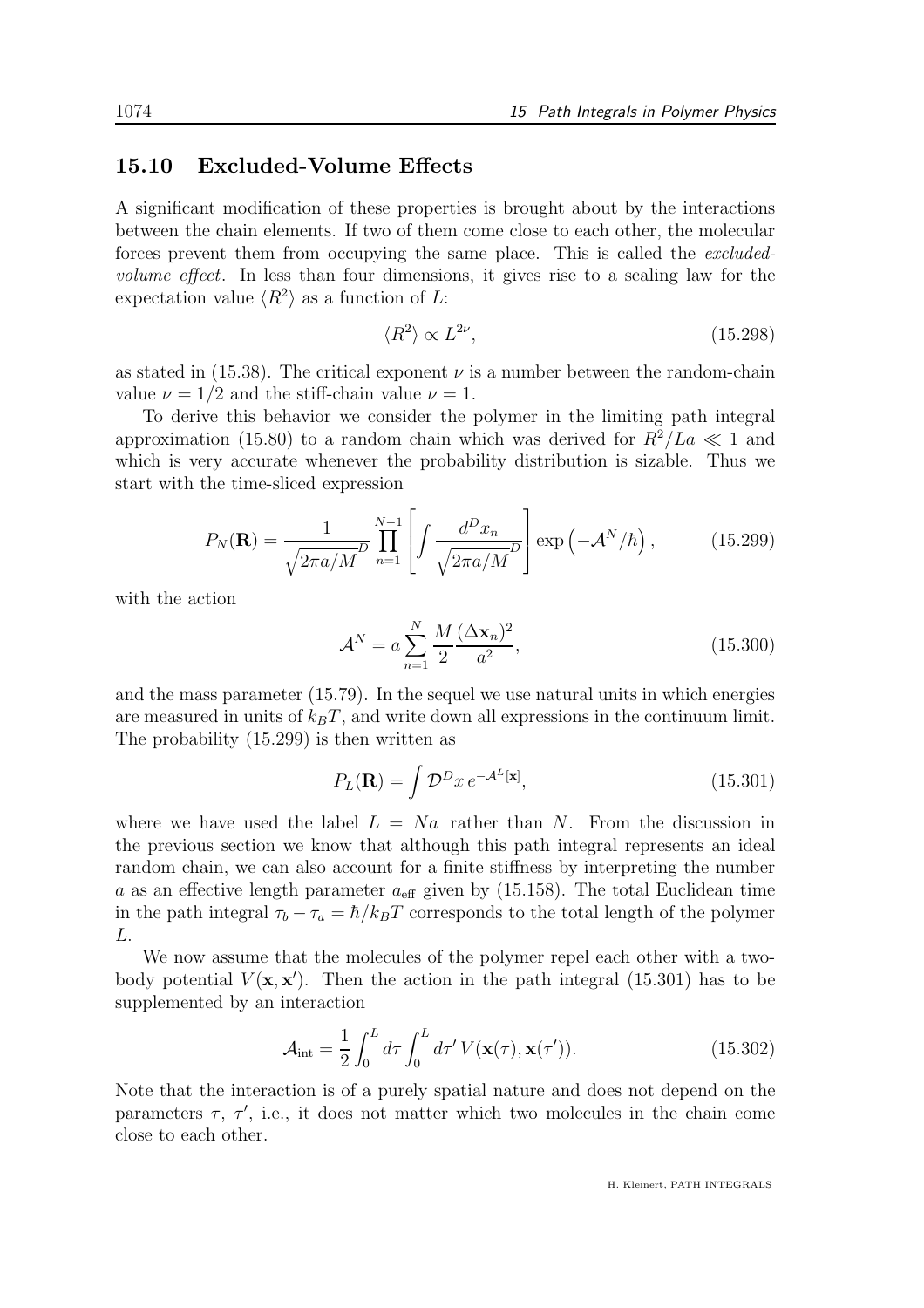## 15.10 Excluded-Volume Effects

A significant modification of these properties is brought about by the interactions between the chain elements. If two of them come close to each other, the molecular forces prevent them from occupying the same place. This is called the *excluded-volume effect*. In less than four dimensions, it gives rise to a scaling law for the expectation value $\langle R^2 \rangle$ as a function of $L$:

$$\langle R^2 \rangle \propto L^{2\nu}, \tag{15.298}$$

as stated in (15.38). The critical exponent $\nu$ is a number between the random-chain value $\nu = 1/2$ and the stiff-chain value $\nu = 1$.

To derive this behavior we consider the polymer in the limiting path integral approximation (15.80) to a random chain which was derived for $R^2/La \ll 1$ and which is very accurate whenever the probability distribution is sizable. Thus we start with the time-sliced expression

$$P_N(\mathbf{R}) = \frac{1}{\sqrt{2\pi a/M}^D} \prod_{n=1}^{N-1} \left[ \int \frac{d^D x_n}{\sqrt{2\pi a/M}^D} \right] \exp\left(-\mathcal{A}^N/\hbar\right), \tag{15.299}$$

with the action

$$\mathcal{A}^N = a \sum_{n=1}^{N} \frac{M}{2} \frac{(\Delta \mathbf{x}_n)^2}{a^2}, \tag{15.300}$$

and the mass parameter (15.79). In the sequel we use natural units in which energies are measured in units of $k_BT$, and write down all expressions in the continuum limit. The probability (15.299) is then written as

$$P_L(\mathbf{R}) = \int \mathcal{D}^D x \, e^{-\mathcal{A}^L[\mathbf{x}]}, \tag{15.301}$$

where we have used the label $L = Na$ rather than $N$. From the discussion in the previous section we know that although this path integral represents an ideal random chain, we can also account for a finite stiffness by interpreting the number $a$ as an effective length parameter $a_{\text{eff}}$ given by (15.158). The total Euclidean time in the path integral $\tau_b - \tau_a = \hbar/k_BT$ corresponds to the total length of the polymer $L$.

We now assume that the molecules of the polymer repel each other with a two-body potential $V(\mathbf{x}, \mathbf{x}')$. Then the action in the path integral (15.301) has to be supplemented by an interaction

$$\mathcal{A}_{\text{int}} = \frac{1}{2} \int_0^L d\tau \int_0^L d\tau' \, V(\mathbf{x}(\tau), \mathbf{x}(\tau')). \tag{15.302}$$

Note that the interaction is of a purely spatial nature and does not depend on the parameters $\tau$, $\tau'$, i.e., it does not matter which two molecules in the chain come close to each other.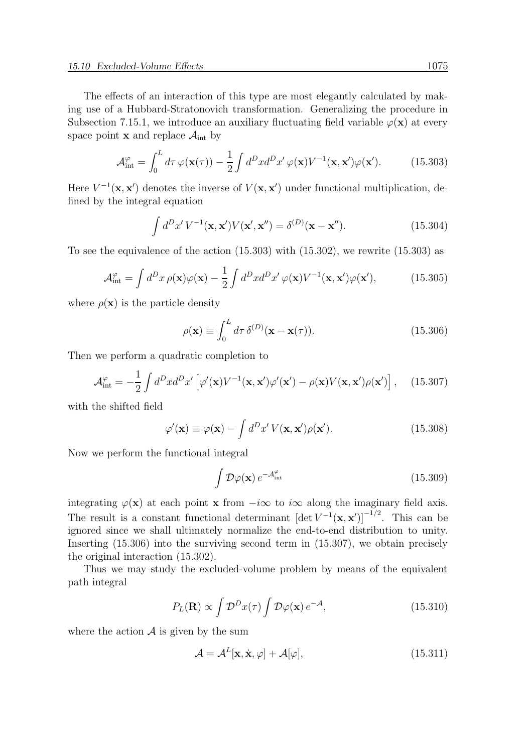The effects of an interaction of this type are most elegantly calculated by making use of a Hubbard-Stratonovich transformation. Generalizing the procedure in Subsection 7.15.1, we introduce an auxiliary fluctuating field variable $\varphi(\mathbf{x})$ at every space point $\mathbf{x}$ and replace $\mathcal{A}_{\rm int}$ by

$$\mathcal{A}_{\rm int}^{\varphi} = \int_0^L d\tau\, \varphi(\mathbf{x}(\tau)) - \frac{1}{2}\int d^Dx d^Dx'\, \varphi(\mathbf{x})V^{-1}(\mathbf{x},\mathbf{x}')\varphi(\mathbf{x}'). \tag{15.303}$$

Here $V^{-1}(\mathbf{x},\mathbf{x}')$ denotes the inverse of $V(\mathbf{x},\mathbf{x}')$ under functional multiplication, defined by the integral equation

$$\int d^Dx'\, V^{-1}(\mathbf{x},\mathbf{x}')V(\mathbf{x}',\mathbf{x}'') = \delta^{(D)}(\mathbf{x}-\mathbf{x}''). \tag{15.304}$$

To see the equivalence of the action (15.303) with (15.302), we rewrite (15.303) as

$$\mathcal{A}_{\rm int}^{\varphi} = \int d^Dx\, \rho(\mathbf{x})\varphi(\mathbf{x}) - \frac{1}{2}\int d^Dx d^Dx'\, \varphi(\mathbf{x})V^{-1}(\mathbf{x},\mathbf{x}')\varphi(\mathbf{x}'), \tag{15.305}$$

where $\rho(\mathbf{x})$ is the particle density

$$\rho(\mathbf{x}) \equiv \int_0^L d\tau\, \delta^{(D)}(\mathbf{x}-\mathbf{x}(\tau)). \tag{15.306}$$

Then we perform a quadratic completion to

$$\mathcal{A}_{\rm int}^{\varphi} = -\frac{1}{2}\int d^Dx d^Dx' \left[\varphi'(\mathbf{x})V^{-1}(\mathbf{x},\mathbf{x}')\varphi'(\mathbf{x}') - \rho(\mathbf{x})V(\mathbf{x},\mathbf{x}')\rho(\mathbf{x}')\right], \tag{15.307}$$

with the shifted field

$$\varphi'(\mathbf{x}) \equiv \varphi(\mathbf{x}) - \int d^Dx'\, V(\mathbf{x},\mathbf{x}')\rho(\mathbf{x}'). \tag{15.308}$$

Now we perform the functional integral

$$\int \mathcal{D}\varphi(\mathbf{x})\, e^{-\mathcal{A}_{\rm int}^{\varphi}} \tag{15.309}$$

integrating $\varphi(\mathbf{x})$ at each point $\mathbf{x}$ from $-i\infty$ to $i\infty$ along the imaginary field axis. The result is a constant functional determinant $\left[\det V^{-1}(\mathbf{x},\mathbf{x}')\right]^{-1/2}$. This can be ignored since we shall ultimately normalize the end-to-end distribution to unity. Inserting (15.306) into the surviving second term in (15.307), we obtain precisely the original interaction (15.302).

Thus we may study the excluded-volume problem by means of the equivalent path integral

$$P_L(\mathbf{R}) \propto \int \mathcal{D}^Dx(\tau) \int \mathcal{D}\varphi(\mathbf{x})\, e^{-\mathcal{A}}, \tag{15.310}$$

where the action $\mathcal{A}$ is given by the sum

$$\mathcal{A} = \mathcal{A}^L[\mathbf{x},\dot{\mathbf{x}},\varphi] + \mathcal{A}[\varphi], \tag{15.311}$$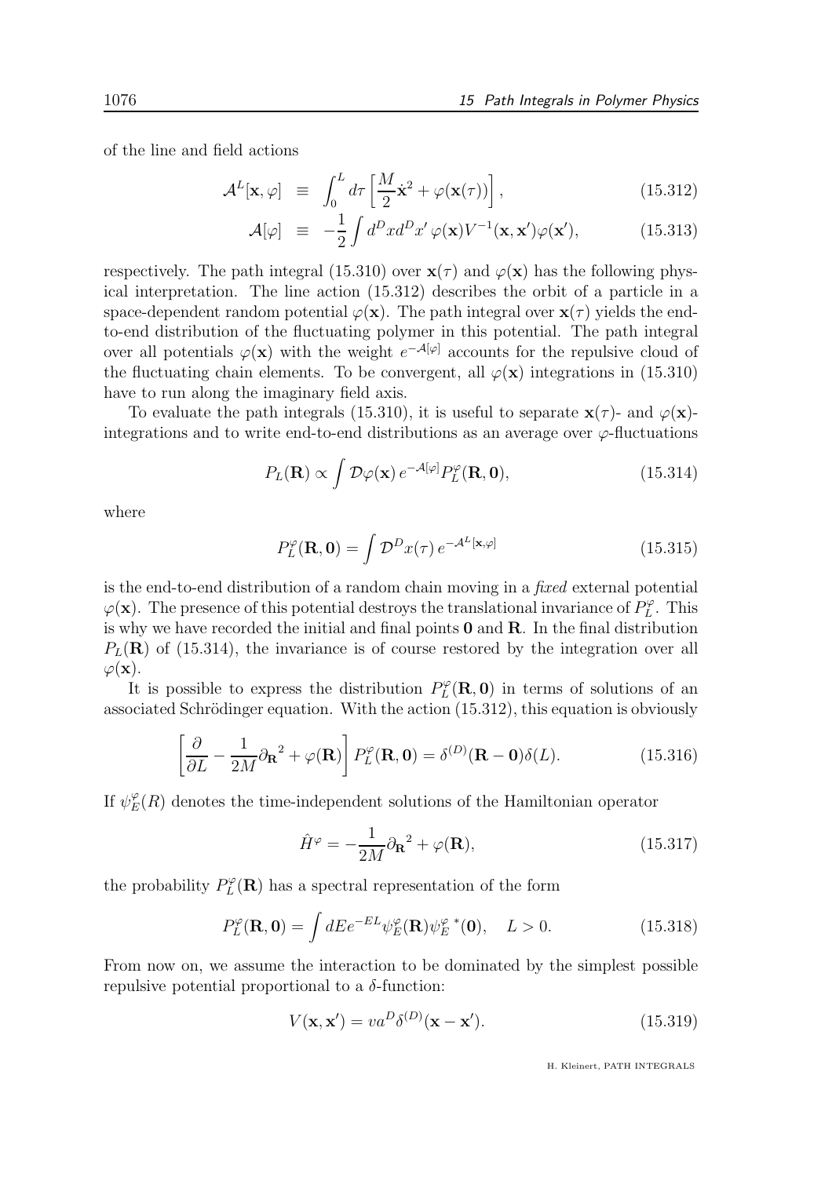of the line and field actions

$$\mathcal{A}^L[\mathbf{x},\varphi] \equiv \int_0^L d\tau \left[\frac{M}{2}\dot{\mathbf{x}}^2 + \varphi(\mathbf{x}(\tau))\right], \tag{15.312}$$

$$\mathcal{A}[\varphi] \equiv -\frac{1}{2}\int d^Dx d^Dx'\, \varphi(\mathbf{x})V^{-1}(\mathbf{x},\mathbf{x}')\varphi(\mathbf{x}'), \tag{15.313}$$

respectively. The path integral (15.310) over $\mathbf{x}(\tau)$ and $\varphi(\mathbf{x})$ has the following physical interpretation. The line action (15.312) describes the orbit of a particle in a space-dependent random potential $\varphi(\mathbf{x})$. The path integral over $\mathbf{x}(\tau)$ yields the end-to-end distribution of the fluctuating polymer in this potential. The path integral over all potentials $\varphi(\mathbf{x})$ with the weight $e^{-\mathcal{A}[\varphi]}$ accounts for the repulsive cloud of the fluctuating chain elements. To be convergent, all $\varphi(\mathbf{x})$ integrations in (15.310) have to run along the imaginary field axis.

To evaluate the path integrals (15.310), it is useful to separate $\mathbf{x}(\tau)$- and $\varphi(\mathbf{x})$-integrations and to write end-to-end distributions as an average over $\varphi$-fluctuations

$$P_L(\mathbf{R}) \propto \int \mathcal{D}\varphi(\mathbf{x})\, e^{-\mathcal{A}[\varphi]} P_L^{\varphi}(\mathbf{R},\mathbf{0}), \tag{15.314}$$

where

$$P_L^{\varphi}(\mathbf{R},\mathbf{0}) = \int \mathcal{D}^D x(\tau)\, e^{-\mathcal{A}^L[\mathbf{x},\varphi]} \tag{15.315}$$

is the end-to-end distribution of a random chain moving in a *fixed* external potential $\varphi(\mathbf{x})$. The presence of this potential destroys the translational invariance of $P_L^{\varphi}$. This is why we have recorded the initial and final points $\mathbf{0}$ and $\mathbf{R}$. In the final distribution $P_L(\mathbf{R})$ of (15.314), the invariance is of course restored by the integration over all $\varphi(\mathbf{x})$.

It is possible to express the distribution $P_L^{\varphi}(\mathbf{R},\mathbf{0})$ in terms of solutions of an associated Schrödinger equation. With the action (15.312), this equation is obviously

$$\left[\frac{\partial}{\partial L} - \frac{1}{2M}\partial_{\mathbf{R}}{}^2 + \varphi(\mathbf{R})\right] P_L^{\varphi}(\mathbf{R},\mathbf{0}) = \delta^{(D)}(\mathbf{R}-\mathbf{0})\delta(L). \tag{15.316}$$

If $\psi_E^{\varphi}(R)$ denotes the time-independent solutions of the Hamiltonian operator

$$\hat{H}^{\varphi} = -\frac{1}{2M}\partial_{\mathbf{R}}{}^2 + \varphi(\mathbf{R}), \tag{15.317}$$

the probability $P_L^{\varphi}(\mathbf{R})$ has a spectral representation of the form

$$P_L^{\varphi}(\mathbf{R},\mathbf{0}) = \int dE e^{-EL}\psi_E^{\varphi}(\mathbf{R})\psi_E^{\varphi\,*}(\mathbf{0}), \quad L>0. \tag{15.318}$$

From now on, we assume the interaction to be dominated by the simplest possible repulsive potential proportional to a $\delta$-function:

$$V(\mathbf{x},\mathbf{x}') = va^D\delta^{(D)}(\mathbf{x}-\mathbf{x}'). \tag{15.319}$$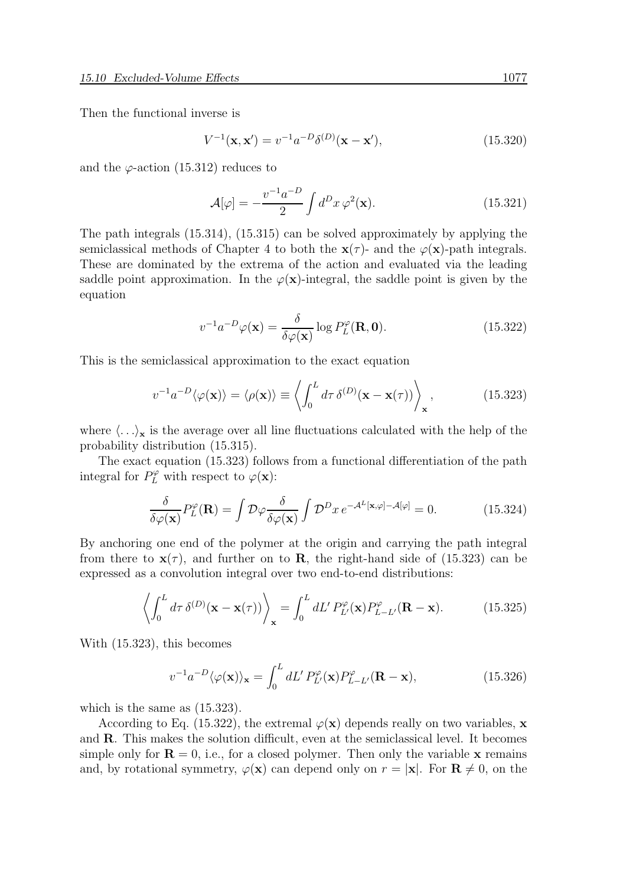Then the functional inverse is

$$V^{-1}(\mathbf{x}, \mathbf{x}') = v^{-1} a^{-D} \delta^{(D)}(\mathbf{x} - \mathbf{x}'), \tag{15.320}$$

and the $\varphi$-action (15.312) reduces to

$$\mathcal{A}[\varphi] = -\frac{v^{-1}a^{-D}}{2} \int d^D x \, \varphi^2(\mathbf{x}). \tag{15.321}$$

The path integrals (15.314), (15.315) can be solved approximately by applying the semiclassical methods of Chapter 4 to both the $\mathbf{x}(\tau)$- and the $\varphi(\mathbf{x})$-path integrals. These are dominated by the extrema of the action and evaluated via the leading saddle point approximation. In the $\varphi(\mathbf{x})$-integral, the saddle point is given by the equation

$$v^{-1}a^{-D}\varphi(\mathbf{x}) = \frac{\delta}{\delta\varphi(\mathbf{x})} \log P_L^{\varphi}(\mathbf{R}, \mathbf{0}). \tag{15.322}$$

This is the semiclassical approximation to the exact equation

$$v^{-1}a^{-D}\langle\varphi(\mathbf{x})\rangle = \langle\rho(\mathbf{x})\rangle \equiv \left\langle \int_0^L d\tau \, \delta^{(D)}(\mathbf{x} - \mathbf{x}(\tau)) \right\rangle_{\mathbf{x}}, \tag{15.323}$$

where $\langle \ldots \rangle_{\mathbf{x}}$ is the average over all line fluctuations calculated with the help of the probability distribution (15.315).

The exact equation (15.323) follows from a functional differentiation of the path integral for $P_L^{\varphi}$ with respect to $\varphi(\mathbf{x})$:

$$\frac{\delta}{\delta\varphi(\mathbf{x})} P_L^{\varphi}(\mathbf{R}) = \int \mathcal{D}\varphi \frac{\delta}{\delta\varphi(\mathbf{x})} \int \mathcal{D}^D x \, e^{-\mathcal{A}^L[\mathbf{x},\varphi] - \mathcal{A}[\varphi]} = 0. \tag{15.324}$$

By anchoring one end of the polymer at the origin and carrying the path integral from there to $\mathbf{x}(\tau)$, and further on to $\mathbf{R}$, the right-hand side of (15.323) can be expressed as a convolution integral over two end-to-end distributions:

$$\left\langle \int_0^L d\tau \, \delta^{(D)}(\mathbf{x} - \mathbf{x}(\tau)) \right\rangle_{\mathbf{x}} = \int_0^L dL' \, P_{L'}^{\varphi}(\mathbf{x}) P_{L-L'}^{\varphi}(\mathbf{R} - \mathbf{x}). \tag{15.325}$$

With (15.323), this becomes

$$v^{-1}a^{-D}\langle\varphi(\mathbf{x})\rangle_{\mathbf{x}} = \int_0^L dL' \, P_{L'}^{\varphi}(\mathbf{x}) P_{L-L'}^{\varphi}(\mathbf{R} - \mathbf{x}), \tag{15.326}$$

which is the same as (15.323).

According to Eq. (15.322), the extremal $\varphi(\mathbf{x})$ depends really on two variables, $\mathbf{x}$ and $\mathbf{R}$. This makes the solution difficult, even at the semiclassical level. It becomes simple only for $\mathbf{R} = 0$, i.e., for a closed polymer. Then only the variable $\mathbf{x}$ remains and, by rotational symmetry, $\varphi(\mathbf{x})$ can depend only on $r = |\mathbf{x}|$. For $\mathbf{R} \neq 0$, on the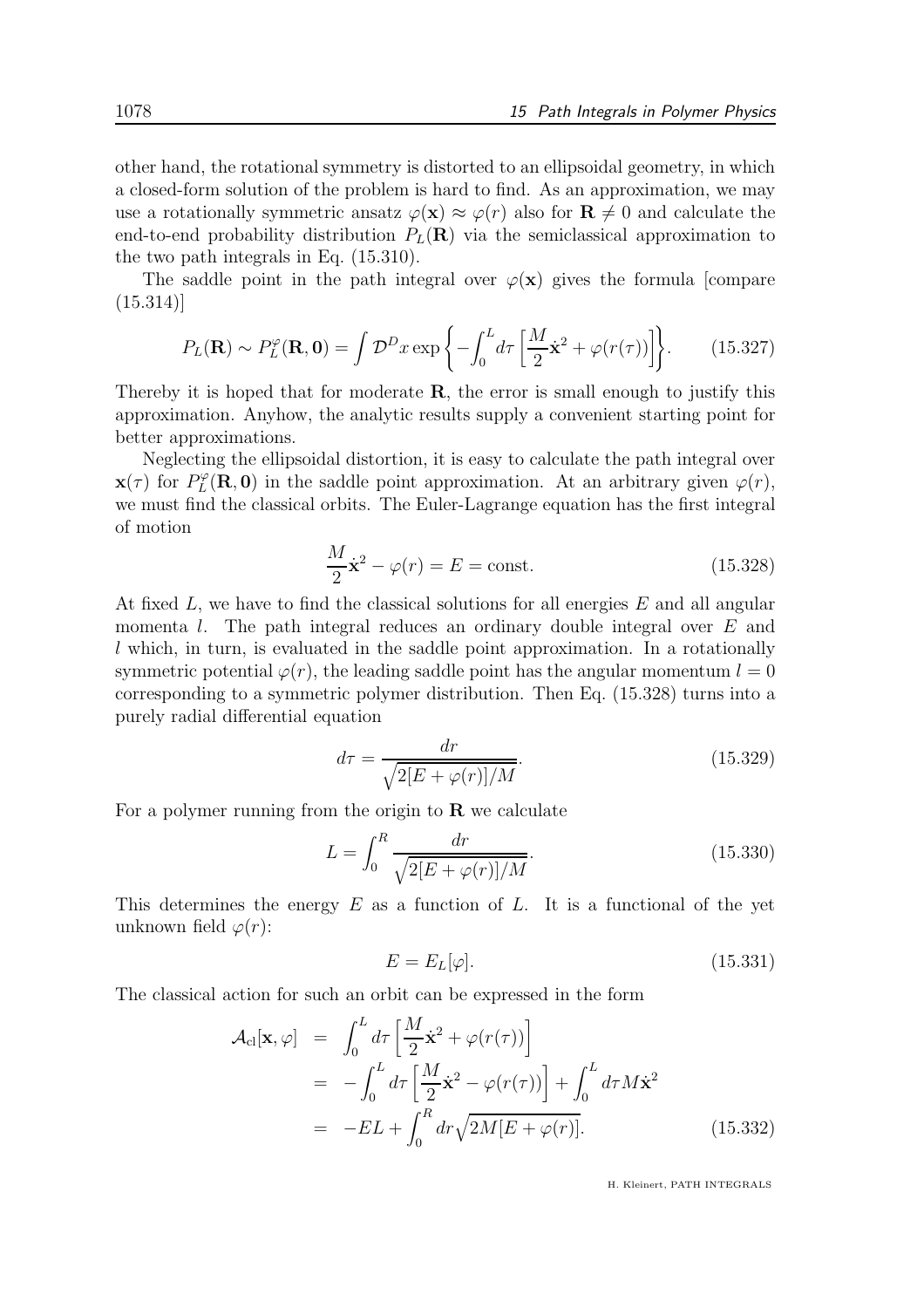other hand, the rotational symmetry is distorted to an ellipsoidal geometry, in which a closed-form solution of the problem is hard to find. As an approximation, we may use a rotationally symmetric ansatz $\varphi(\mathbf{x}) \approx \varphi(r)$ also for $\mathbf{R} \neq 0$ and calculate the end-to-end probability distribution $P_L(\mathbf{R})$ via the semiclassical approximation to the two path integrals in Eq. (15.310).

The saddle point in the path integral over $\varphi(\mathbf{x})$ gives the formula [compare (15.314)]

$$P_L(\mathbf{R}) \sim P_L^{\varphi}(\mathbf{R}, \mathbf{0}) = \int \mathcal{D}^D x \exp\left\{-\int_0^L d\tau \left[\frac{M}{2}\dot{\mathbf{x}}^2 + \varphi(r(\tau))\right]\right\}. \tag{15.327}$$

Thereby it is hoped that for moderate $\mathbf{R}$, the error is small enough to justify this approximation. Anyhow, the analytic results supply a convenient starting point for better approximations.

Neglecting the ellipsoidal distortion, it is easy to calculate the path integral over $\mathbf{x}(\tau)$ for $P_L^{\varphi}(\mathbf{R}, \mathbf{0})$ in the saddle point approximation. At an arbitrary given $\varphi(r)$, we must find the classical orbits. The Euler-Lagrange equation has the first integral of motion

$$\frac{M}{2}\dot{\mathbf{x}}^2 - \varphi(r) = E = \text{const.} \tag{15.328}$$

At fixed $L$, we have to find the classical solutions for all energies $E$ and all angular momenta $l$. The path integral reduces an ordinary double integral over $E$ and $l$ which, in turn, is evaluated in the saddle point approximation. In a rotationally symmetric potential $\varphi(r)$, the leading saddle point has the angular momentum $l = 0$ corresponding to a symmetric polymer distribution. Then Eq. (15.328) turns into a purely radial differential equation

$$d\tau = \frac{dr}{\sqrt{2[E + \varphi(r)]/M}}. \tag{15.329}$$

For a polymer running from the origin to $\mathbf{R}$ we calculate

$$L = \int_0^R \frac{dr}{\sqrt{2[E + \varphi(r)]/M}}. \tag{15.330}$$

This determines the energy $E$ as a function of $L$. It is a functional of the yet unknown field $\varphi(r)$:

$$E = E_L[\varphi]. \tag{15.331}$$

The classical action for such an orbit can be expressed in the form

$$\begin{aligned}
\mathcal{A}_{\text{cl}}[\mathbf{x}, \varphi] &= \int_0^L d\tau \left[\frac{M}{2}\dot{\mathbf{x}}^2 + \varphi(r(\tau))\right] \\
&= -\int_0^L d\tau \left[\frac{M}{2}\dot{\mathbf{x}}^2 - \varphi(r(\tau))\right] + \int_0^L d\tau M\dot{\mathbf{x}}^2 \\
&= -EL + \int_0^R dr \sqrt{2M[E + \varphi(r)]}.
\end{aligned} \tag{15.332}$$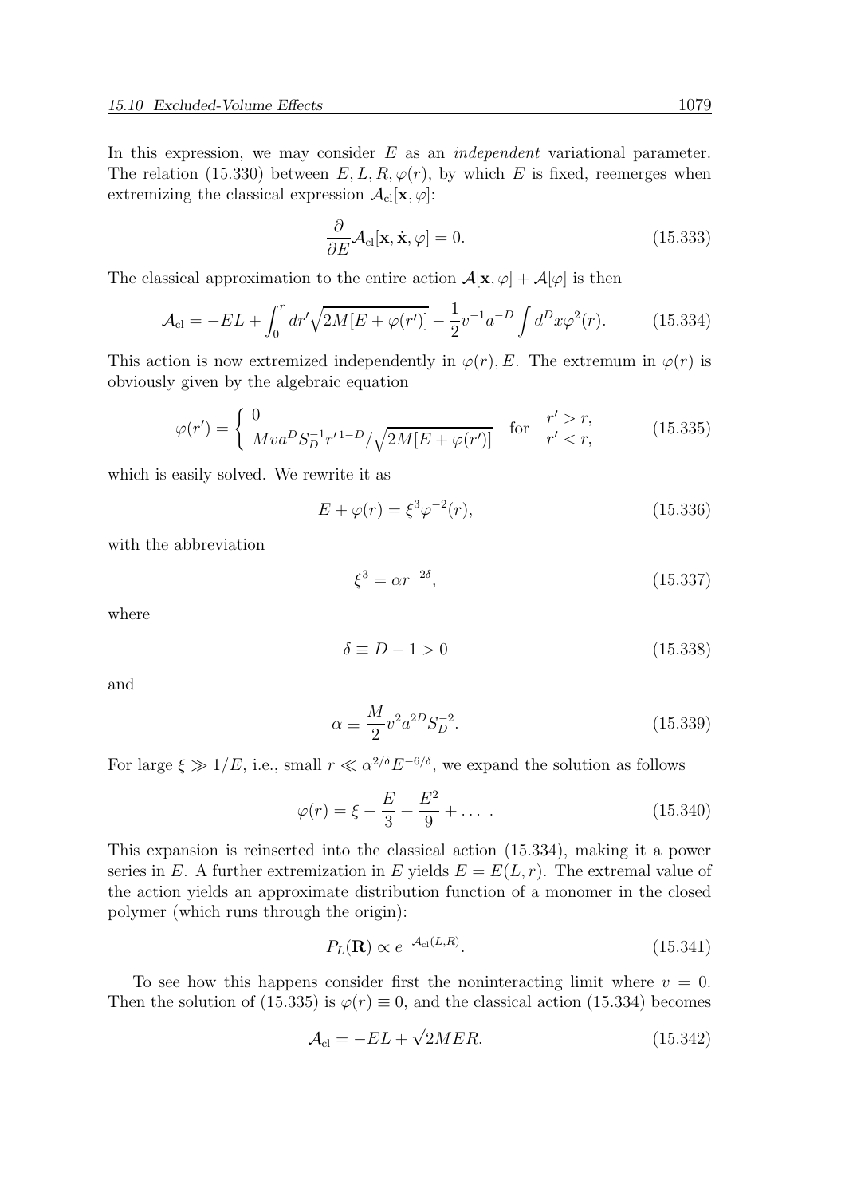In this expression, we may consider $E$ as an *independent* variational parameter. The relation (15.330) between $E, L, R, \varphi(r)$, by which $E$ is fixed, reemerges when extremizing the classical expression $\mathcal{A}_{\rm cl}[\mathbf{x}, \varphi]$:

$$\frac{\partial}{\partial E}\mathcal{A}_{\rm cl}[\mathbf{x}, \dot{\mathbf{x}}, \varphi] = 0. \tag{15.333}$$

The classical approximation to the entire action $\mathcal{A}[\mathbf{x}, \varphi] + \mathcal{A}[\varphi]$ is then

$$\mathcal{A}_{\rm cl} = -EL + \int_0^r dr' \sqrt{2M[E + \varphi(r')]} - \frac{1}{2}v^{-1}a^{-D}\int d^D x \varphi^2(r). \tag{15.334}$$

This action is now extremized independently in $\varphi(r), E$. The extremum in $\varphi(r)$ is obviously given by the algebraic equation

$$\varphi(r') = \begin{cases} 0 & \text{for} \quad r' > r, \\ Mva^D S_D^{-1} r'^{1-D}/\sqrt{2M[E + \varphi(r')]} & \text{for} \quad r' < r, \end{cases} \tag{15.335}$$

which is easily solved. We rewrite it as

$$E + \varphi(r) = \xi^3 \varphi^{-2}(r), \tag{15.336}$$

with the abbreviation

$$\xi^3 = \alpha r^{-2\delta}, \tag{15.337}$$

where

$$\delta \equiv D - 1 > 0 \tag{15.338}$$

and

$$\alpha \equiv \frac{M}{2}v^2 a^{2D} S_D^{-2}. \tag{15.339}$$

For large $\xi \gg 1/E$, i.e., small $r \ll \alpha^{2/\delta}E^{-6/\delta}$, we expand the solution as follows

$$\varphi(r) = \xi - \frac{E}{3} + \frac{E^2}{9} + \dots\ . \tag{15.340}$$

This expansion is reinserted into the classical action (15.334), making it a power series in $E$. A further extremization in $E$ yields $E = E(L, r)$. The extremal value of the action yields an approximate distribution function of a monomer in the closed polymer (which runs through the origin):

$$P_L(\mathbf{R}) \propto e^{-\mathcal{A}_{\rm cl}(L,R)}. \tag{15.341}$$

To see how this happens consider first the noninteracting limit where $v = 0$. Then the solution of (15.335) is $\varphi(r) \equiv 0$, and the classical action (15.334) becomes

$$\mathcal{A}_{\rm cl} = -EL + \sqrt{2ME}R. \tag{15.342}$$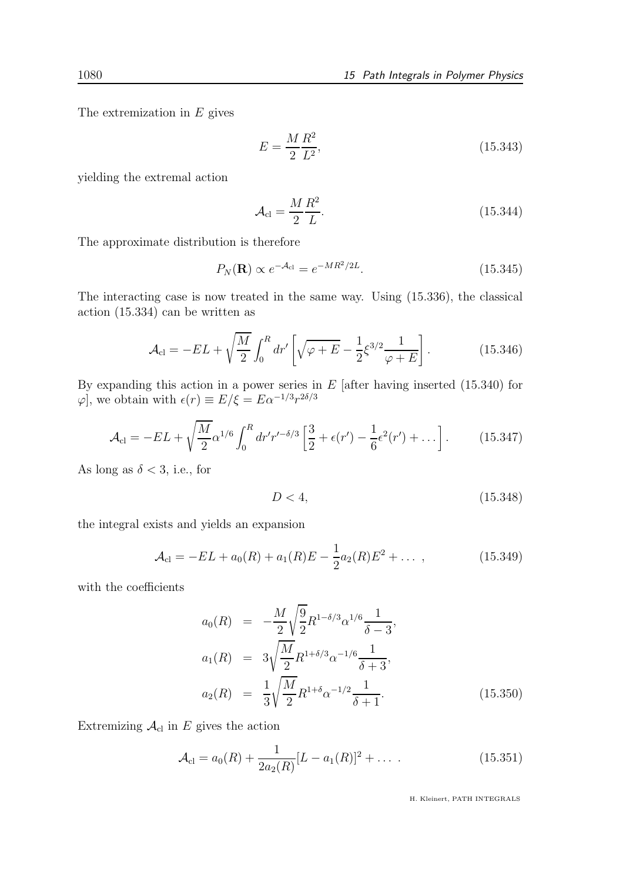The extremization in $E$ gives

$$E = \frac{M}{2}\frac{R^2}{L^2}, \tag{15.343}$$

yielding the extremal action

$$\mathcal{A}_{\rm cl} = \frac{M}{2}\frac{R^2}{L}. \tag{15.344}$$

The approximate distribution is therefore

$$P_N(\mathbf{R}) \propto e^{-\mathcal{A}_{\rm cl}} = e^{-MR^2/2L}. \tag{15.345}$$

The interacting case is now treated in the same way. Using (15.336), the classical action (15.334) can be written as

$$\mathcal{A}_{\rm cl} = -EL + \sqrt{\frac{M}{2}}\int_0^R dr' \left[\sqrt{\varphi + E} - \frac{1}{2}\xi^{3/2}\frac{1}{\varphi + E}\right]. \tag{15.346}$$

By expanding this action in a power series in $E$ [after having inserted (15.340) for $\varphi$], we obtain with $\epsilon(r) \equiv E/\xi = E\alpha^{-1/3}r^{2\delta/3}$

$$\mathcal{A}_{\rm cl} = -EL + \sqrt{\frac{M}{2}}\alpha^{1/6}\int_0^R dr' r'^{-\delta/3}\left[\frac{3}{2} + \epsilon(r') - \frac{1}{6}\epsilon^2(r') + \dots\right]. \tag{15.347}$$

As long as $\delta < 3$, i.e., for

$$D < 4, \tag{15.348}$$

the integral exists and yields an expansion

$$\mathcal{A}_{\rm cl} = -EL + a_0(R) + a_1(R)E - \frac{1}{2}a_2(R)E^2 + \dots\ , \tag{15.349}$$

with the coefficients

$$\begin{aligned}
a_0(R) &= -\frac{M}{2}\sqrt{\frac{9}{2}}R^{1-\delta/3}\alpha^{1/6}\frac{1}{\delta - 3}, \\
a_1(R) &= 3\sqrt{\frac{M}{2}}R^{1+\delta/3}\alpha^{-1/6}\frac{1}{\delta + 3}, \\
a_2(R) &= \frac{1}{3}\sqrt{\frac{M}{2}}R^{1+\delta}\alpha^{-1/2}\frac{1}{\delta + 1}.
\end{aligned} \tag{15.350}$$

Extremizing $\mathcal{A}_{\rm cl}$ in $E$ gives the action

$$\mathcal{A}_{\rm cl} = a_0(R) + \frac{1}{2a_2(R)}[L - a_1(R)]^2 + \dots\ . \tag{15.351}$$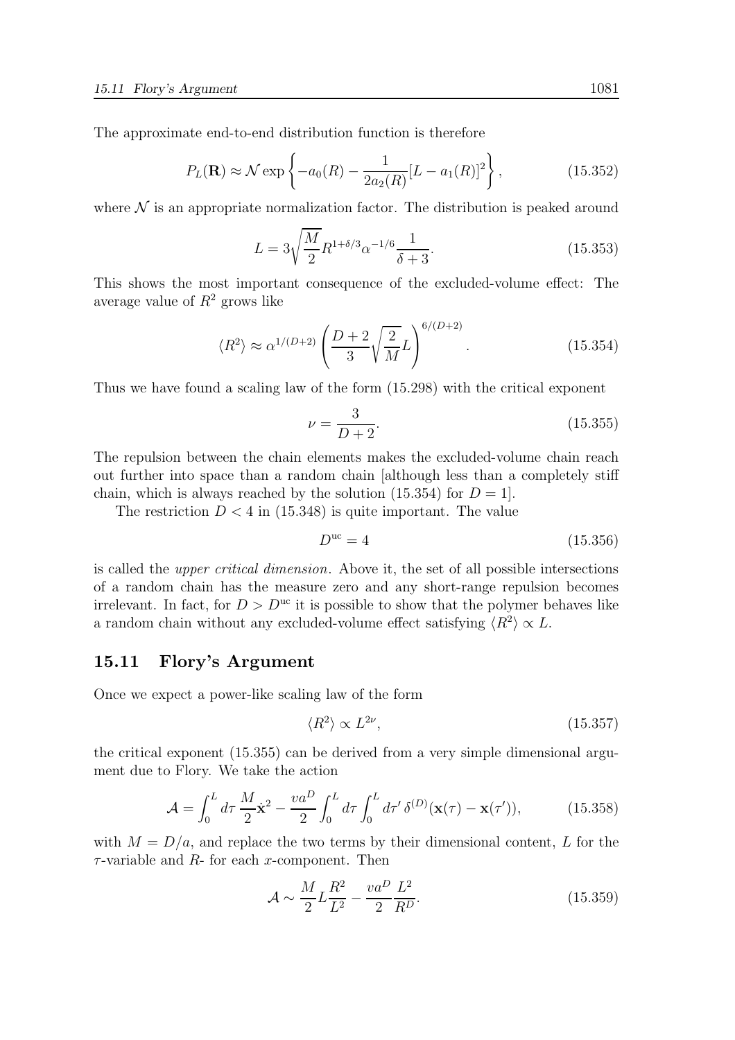The approximate end-to-end distribution function is therefore

$$P_L(\mathbf{R}) \approx \mathcal{N} \exp\left\{-a_0(R) - \frac{1}{2a_2(R)}[L - a_1(R)]^2\right\}, \tag{15.352}$$

where $\mathcal{N}$ is an appropriate normalization factor. The distribution is peaked around

$$L = 3\sqrt{\frac{M}{2}} R^{1+\delta/3} \alpha^{-1/6} \frac{1}{\delta + 3}. \tag{15.353}$$

This shows the most important consequence of the excluded-volume effect: The average value of $R^2$ grows like

$$\langle R^2 \rangle \approx \alpha^{1/(D+2)} \left(\frac{D+2}{3}\sqrt{\frac{2}{M}} L\right)^{6/(D+2)}. \tag{15.354}$$

Thus we have found a scaling law of the form (15.298) with the critical exponent

$$\nu = \frac{3}{D+2}. \tag{15.355}$$

The repulsion between the chain elements makes the excluded-volume chain reach out further into space than a random chain [although less than a completely stiff chain, which is always reached by the solution (15.354) for $D = 1$].

The restriction $D < 4$ in (15.348) is quite important. The value

$$D^{\mathrm{uc}} = 4 \tag{15.356}$$

is called the *upper critical dimension*. Above it, the set of all possible intersections of a random chain has the measure zero and any short-range repulsion becomes irrelevant. In fact, for $D > D^{\mathrm{uc}}$ it is possible to show that the polymer behaves like a random chain without any excluded-volume effect satisfying $\langle R^2 \rangle \propto L$.

## 15.11 Flory's Argument

Once we expect a power-like scaling law of the form

$$\langle R^2 \rangle \propto L^{2\nu}, \tag{15.357}$$

the critical exponent (15.355) can be derived from a very simple dimensional argument due to Flory. We take the action

$$\mathcal{A} = \int_0^L d\tau \, \frac{M}{2} \dot{\mathbf{x}}^2 - \frac{va^D}{2} \int_0^L d\tau \int_0^L d\tau' \, \delta^{(D)}(\mathbf{x}(\tau) - \mathbf{x}(\tau')), \tag{15.358}$$

with $M = D/a$, and replace the two terms by their dimensional content, $L$ for the $\tau$-variable and $R$- for each $x$-component. Then

$$\mathcal{A} \sim \frac{M}{2} L \frac{R^2}{L^2} - \frac{va^D}{2} \frac{L^2}{R^D}. \tag{15.359}$$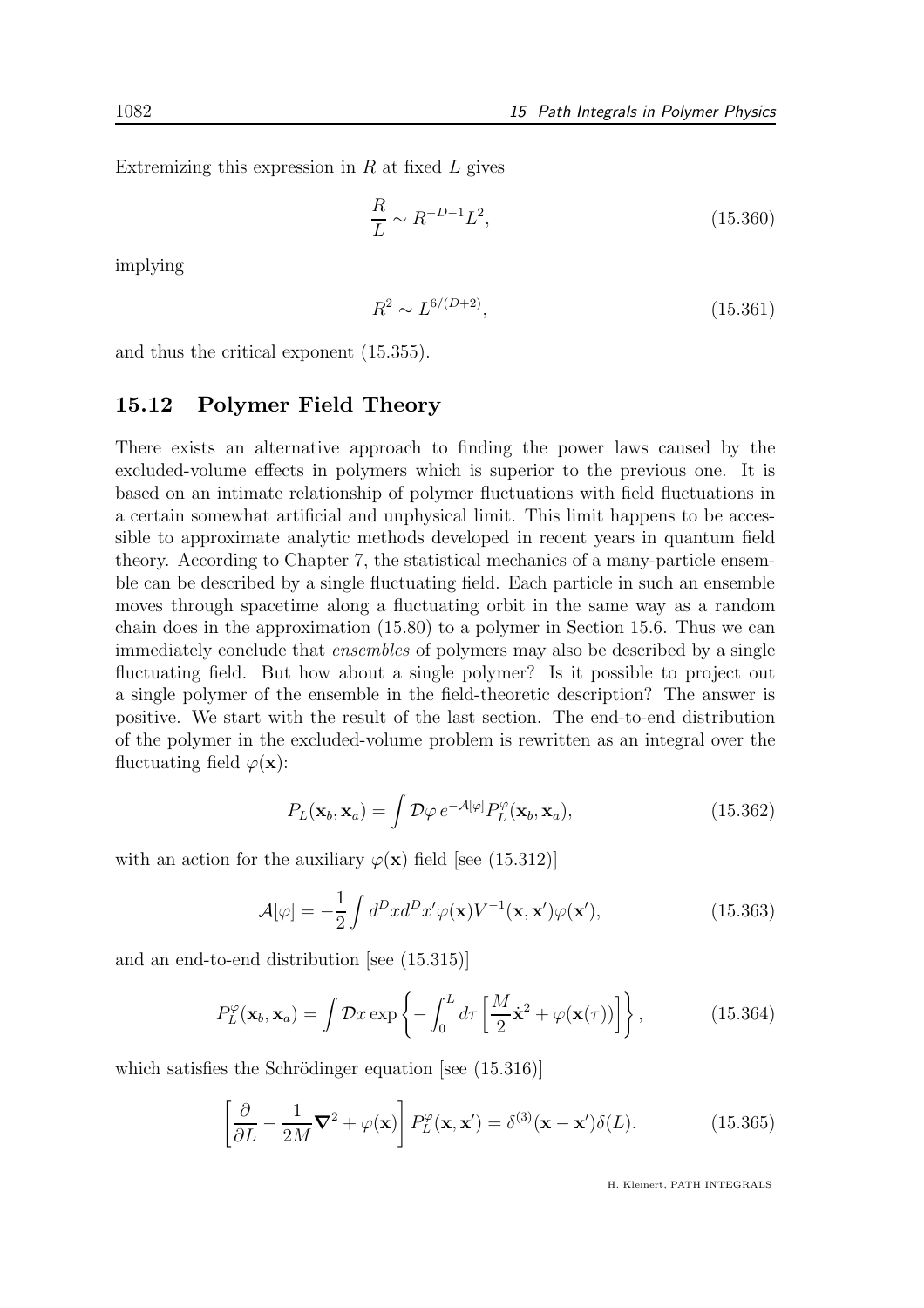Extremizing this expression in $R$ at fixed $L$ gives

$$\frac{R}{L} \sim R^{-D-1}L^2, \tag{15.360}$$

implying

$$R^2 \sim L^{6/(D+2)}, \tag{15.361}$$

and thus the critical exponent (15.355).

## 15.12 Polymer Field Theory

There exists an alternative approach to finding the power laws caused by the excluded-volume effects in polymers which is superior to the previous one. It is based on an intimate relationship of polymer fluctuations with field fluctuations in a certain somewhat artificial and unphysical limit. This limit happens to be accessible to approximate analytic methods developed in recent years in quantum field theory. According to Chapter 7, the statistical mechanics of a many-particle ensemble can be described by a single fluctuating field. Each particle in such an ensemble moves through spacetime along a fluctuating orbit in the same way as a random chain does in the approximation (15.80) to a polymer in Section 15.6. Thus we can immediately conclude that *ensembles* of polymers may also be described by a single fluctuating field. But how about a single polymer? Is it possible to project out a single polymer of the ensemble in the field-theoretic description? The answer is positive. We start with the result of the last section. The end-to-end distribution of the polymer in the excluded-volume problem is rewritten as an integral over the fluctuating field $\varphi(\mathbf{x})$:

$$P_L(\mathbf{x}_b, \mathbf{x}_a) = \int \mathcal{D}\varphi \, e^{-\mathcal{A}[\varphi]} P_L^{\varphi}(\mathbf{x}_b, \mathbf{x}_a), \tag{15.362}$$

with an action for the auxiliary $\varphi(\mathbf{x})$ field [see (15.312)]

$$\mathcal{A}[\varphi] = -\frac{1}{2}\int d^Dx d^Dx' \varphi(\mathbf{x}) V^{-1}(\mathbf{x}, \mathbf{x}')\varphi(\mathbf{x}'), \tag{15.363}$$

and an end-to-end distribution [see (15.315)]

$$P_L^{\varphi}(\mathbf{x}_b, \mathbf{x}_a) = \int \mathcal{D}x \exp\left\{-\int_0^L d\tau \left[\frac{M}{2}\dot{\mathbf{x}}^2 + \varphi(\mathbf{x}(\tau))\right]\right\}, \tag{15.364}$$

which satisfies the Schrödinger equation [see (15.316)]

$$\left[\frac{\partial}{\partial L} - \frac{1}{2M}\boldsymbol{\nabla}^2 + \varphi(\mathbf{x})\right] P_L^{\varphi}(\mathbf{x}, \mathbf{x}') = \delta^{(3)}(\mathbf{x} - \mathbf{x}')\delta(L). \tag{15.365}$$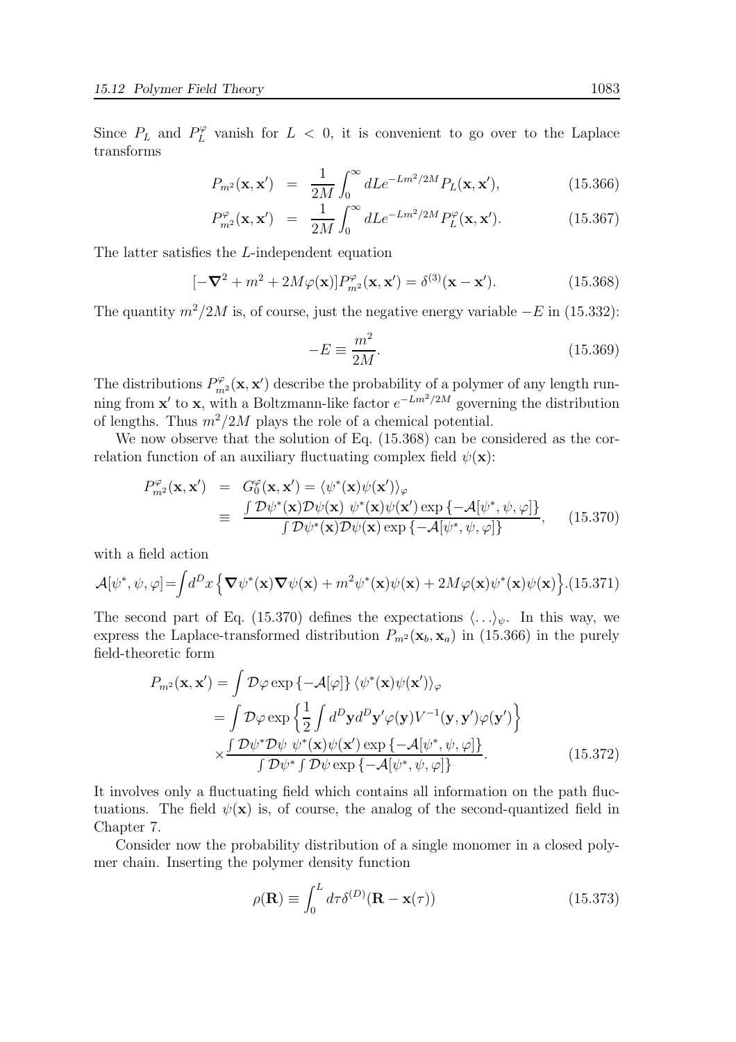Since $P_L$ and $P_L^\varphi$ vanish for $L < 0$, it is convenient to go over to the Laplace transforms

$$P_{m^2}(\mathbf{x}, \mathbf{x}') = \frac{1}{2M} \int_0^\infty dL e^{-Lm^2/2M} P_L(\mathbf{x}, \mathbf{x}'), \tag{15.366}$$

$$P_{m^2}^\varphi(\mathbf{x}, \mathbf{x}') = \frac{1}{2M} \int_0^\infty dL e^{-Lm^2/2M} P_L^\varphi(\mathbf{x}, \mathbf{x}'). \tag{15.367}$$

The latter satisfies the $L$-independent equation

$$[-\boldsymbol{\nabla}^2 + m^2 + 2M\varphi(\mathbf{x})] P_{m^2}^\varphi(\mathbf{x}, \mathbf{x}') = \delta^{(3)}(\mathbf{x} - \mathbf{x}'). \tag{15.368}$$

The quantity $m^2/2M$ is, of course, just the negative energy variable $-E$ in (15.332):

$$-E \equiv \frac{m^2}{2M}. \tag{15.369}$$

The distributions $P_{m^2}^\varphi(\mathbf{x}, \mathbf{x}')$ describe the probability of a polymer of any length running from $\mathbf{x}'$ to $\mathbf{x}$, with a Boltzmann-like factor $e^{-Lm^2/2M}$ governing the distribution of lengths. Thus $m^2/2M$ plays the role of a chemical potential.

We now observe that the solution of Eq. (15.368) can be considered as the correlation function of an auxiliary fluctuating complex field $\psi(\mathbf{x})$:

$$\begin{aligned} P_{m^2}^\varphi(\mathbf{x}, \mathbf{x}') &= G_0^\varphi(\mathbf{x}, \mathbf{x}') = \langle \psi^*(\mathbf{x}) \psi(\mathbf{x}') \rangle_\varphi \\ &\equiv \frac{\int \mathcal{D}\psi^*(\mathbf{x}) \mathcal{D}\psi(\mathbf{x}) \ \psi^*(\mathbf{x}) \psi(\mathbf{x}') \exp\{-\mathcal{A}[\psi^*, \psi, \varphi]\}}{\int \mathcal{D}\psi^*(\mathbf{x}) \mathcal{D}\psi(\mathbf{x}) \exp\{-\mathcal{A}[\psi^*, \psi, \varphi]\}}, \end{aligned} \tag{15.370}$$

with a field action

$$\mathcal{A}[\psi^*, \psi, \varphi] = \int d^D x \left\{ \boldsymbol{\nabla}\psi^*(\mathbf{x}) \boldsymbol{\nabla}\psi(\mathbf{x}) + m^2 \psi^*(\mathbf{x}) \psi(\mathbf{x}) + 2M\varphi(\mathbf{x}) \psi^*(\mathbf{x}) \psi(\mathbf{x}) \right\}. \tag{15.371}$$

The second part of Eq. (15.370) defines the expectations $\langle \ldots \rangle_\psi$. In this way, we express the Laplace-transformed distribution $P_{m^2}(\mathbf{x}_b, \mathbf{x}_a)$ in (15.366) in the purely field-theoretic form

$$\begin{aligned} P_{m^2}(\mathbf{x}, \mathbf{x}') &= \int \mathcal{D}\varphi \exp\{-\mathcal{A}[\varphi]\} \langle \psi^*(\mathbf{x}) \psi(\mathbf{x}') \rangle_\varphi \\ &= \int \mathcal{D}\varphi \exp\left\{ \frac{1}{2} \int d^D\mathbf{y} d^D\mathbf{y}' \varphi(\mathbf{y}) V^{-1}(\mathbf{y}, \mathbf{y}') \varphi(\mathbf{y}') \right\} \\ &\times \frac{\int \mathcal{D}\psi^* \mathcal{D}\psi \ \psi^*(\mathbf{x}) \psi(\mathbf{x}') \exp\{-\mathcal{A}[\psi^*, \psi, \varphi]\}}{\int \mathcal{D}\psi^* \int \mathcal{D}\psi \exp\{-\mathcal{A}[\psi^*, \psi, \varphi]\}}. \end{aligned} \tag{15.372}$$

It involves only a fluctuating field which contains all information on the path fluctuations. The field $\psi(\mathbf{x})$ is, of course, the analog of the second-quantized field in Chapter 7.

Consider now the probability distribution of a single monomer in a closed polymer chain. Inserting the polymer density function

$$\rho(\mathbf{R}) \equiv \int_0^L d\tau \delta^{(D)}(\mathbf{R} - \mathbf{x}(\tau)) \tag{15.373}$$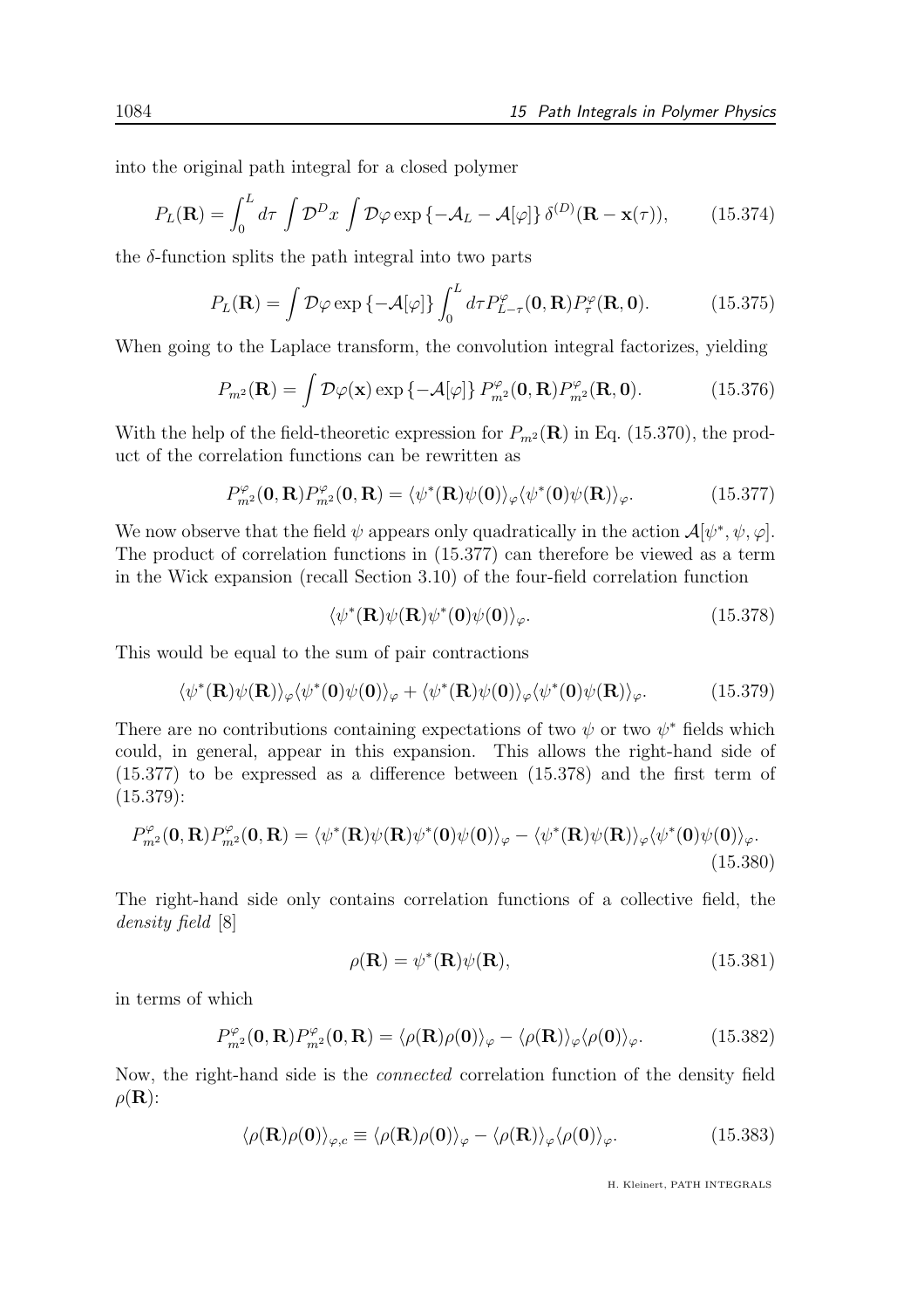into the original path integral for a closed polymer

$$P_L(\mathbf{R}) = \int_0^L d\tau \int \mathcal{D}^D x \int \mathcal{D}\varphi \exp\left\{-\mathcal{A}_L - \mathcal{A}[\varphi]\right\} \delta^{(D)}(\mathbf{R} - \mathbf{x}(\tau)), \tag{15.374}$$

the $\delta$-function splits the path integral into two parts

$$P_L(\mathbf{R}) = \int \mathcal{D}\varphi \exp\left\{-\mathcal{A}[\varphi]\right\} \int_0^L d\tau P^{\varphi}_{L-\tau}(\mathbf{0}, \mathbf{R}) P^{\varphi}_{\tau}(\mathbf{R}, \mathbf{0}). \tag{15.375}$$

When going to the Laplace transform, the convolution integral factorizes, yielding

$$P_{m^2}(\mathbf{R}) = \int \mathcal{D}\varphi(\mathbf{x}) \exp\left\{-\mathcal{A}[\varphi]\right\} P^{\varphi}_{m^2}(\mathbf{0}, \mathbf{R}) P^{\varphi}_{m^2}(\mathbf{R}, \mathbf{0}). \tag{15.376}$$

With the help of the field-theoretic expression for $P_{m^2}(\mathbf{R})$ in Eq. (15.370), the product of the correlation functions can be rewritten as

$$P^{\varphi}_{m^2}(\mathbf{0}, \mathbf{R}) P^{\varphi}_{m^2}(\mathbf{0}, \mathbf{R}) = \langle \psi^*(\mathbf{R}) \psi(\mathbf{0}) \rangle_{\varphi} \langle \psi^*(\mathbf{0}) \psi(\mathbf{R}) \rangle_{\varphi}. \tag{15.377}$$

We now observe that the field $\psi$ appears only quadratically in the action $\mathcal{A}[\psi^*, \psi, \varphi]$. The product of correlation functions in (15.377) can therefore be viewed as a term in the Wick expansion (recall Section 3.10) of the four-field correlation function

$$\langle \psi^*(\mathbf{R}) \psi(\mathbf{R}) \psi^*(\mathbf{0}) \psi(\mathbf{0}) \rangle_{\varphi}. \tag{15.378}$$

This would be equal to the sum of pair contractions

$$\langle \psi^*(\mathbf{R}) \psi(\mathbf{R}) \rangle_{\varphi} \langle \psi^*(\mathbf{0}) \psi(\mathbf{0}) \rangle_{\varphi} + \langle \psi^*(\mathbf{R}) \psi(\mathbf{0}) \rangle_{\varphi} \langle \psi^*(\mathbf{0}) \psi(\mathbf{R}) \rangle_{\varphi}. \tag{15.379}$$

There are no contributions containing expectations of two $\psi$ or two $\psi^*$ fields which could, in general, appear in this expansion. This allows the right-hand side of (15.377) to be expressed as a difference between (15.378) and the first term of (15.379):

$$P^{\varphi}_{m^2}(\mathbf{0}, \mathbf{R}) P^{\varphi}_{m^2}(\mathbf{0}, \mathbf{R}) = \langle \psi^*(\mathbf{R}) \psi(\mathbf{R}) \psi^*(\mathbf{0}) \psi(\mathbf{0}) \rangle_{\varphi} - \langle \psi^*(\mathbf{R}) \psi(\mathbf{R}) \rangle_{\varphi} \langle \psi^*(\mathbf{0}) \psi(\mathbf{0}) \rangle_{\varphi}. \tag{15.380}$$

The right-hand side only contains correlation functions of a collective field, the *density field* [8]

$$\rho(\mathbf{R}) = \psi^*(\mathbf{R}) \psi(\mathbf{R}), \tag{15.381}$$

in terms of which

$$P^{\varphi}_{m^2}(\mathbf{0}, \mathbf{R}) P^{\varphi}_{m^2}(\mathbf{0}, \mathbf{R}) = \langle \rho(\mathbf{R}) \rho(\mathbf{0}) \rangle_{\varphi} - \langle \rho(\mathbf{R}) \rangle_{\varphi} \langle \rho(\mathbf{0}) \rangle_{\varphi}. \tag{15.382}$$

Now, the right-hand side is the *connected* correlation function of the density field $\rho(\mathbf{R})$:

$$\langle \rho(\mathbf{R}) \rho(\mathbf{0}) \rangle_{\varphi,c} \equiv \langle \rho(\mathbf{R}) \rho(\mathbf{0}) \rangle_{\varphi} - \langle \rho(\mathbf{R}) \rangle_{\varphi} \langle \rho(\mathbf{0}) \rangle_{\varphi}. \tag{15.383}$$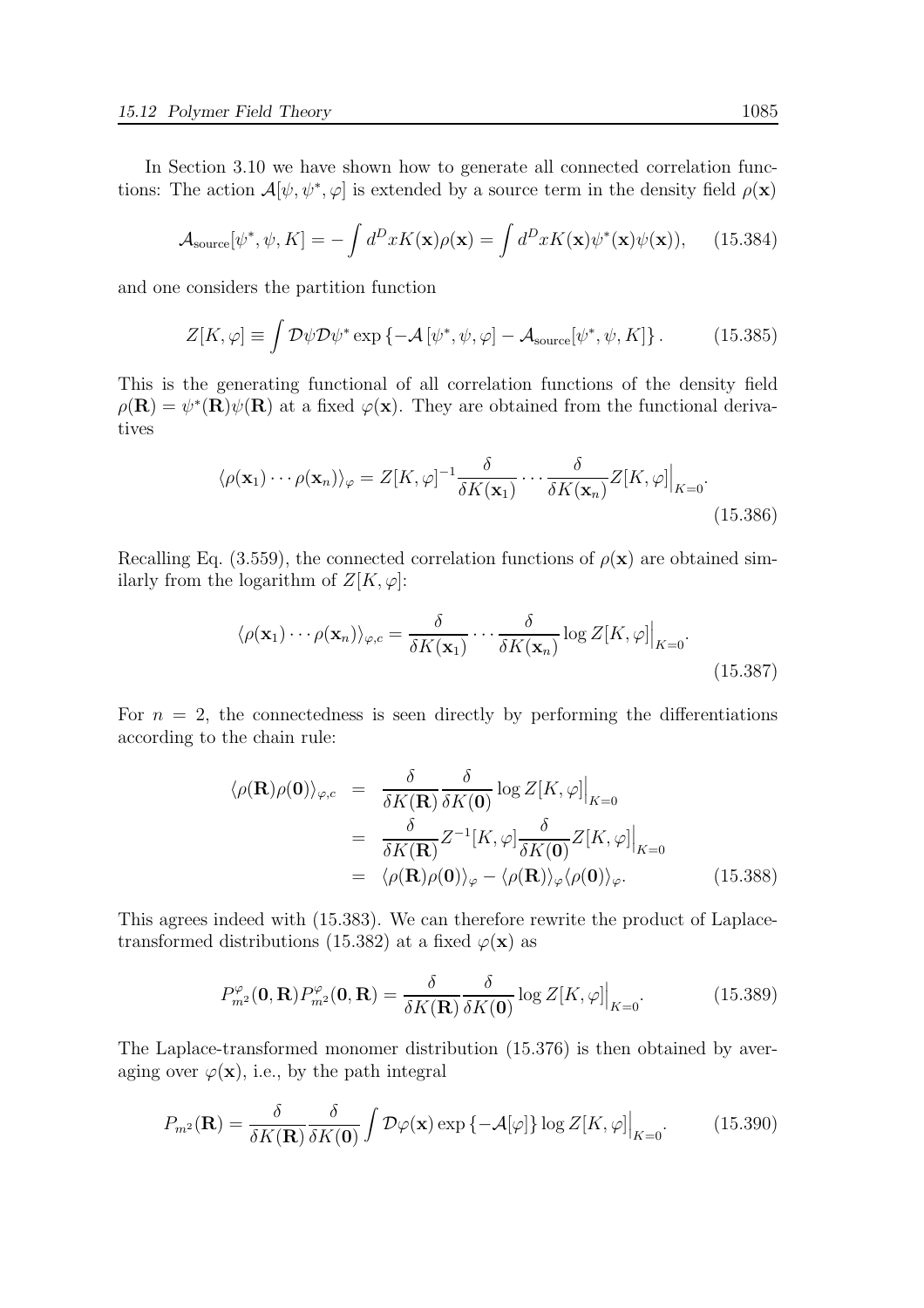In Section 3.10 we have shown how to generate all connected correlation functions: The action $\mathcal{A}[\psi, \psi^*, \varphi]$ is extended by a source term in the density field $\rho(\mathbf{x})$

$$\mathcal{A}_{\rm source}[\psi^*, \psi, K] = -\int d^D x K(\mathbf{x})\rho(\mathbf{x}) = \int d^D x K(\mathbf{x})\psi^*(\mathbf{x})\psi(\mathbf{x})), \tag{15.384}$$

and one considers the partition function

$$Z[K, \varphi] \equiv \int \mathcal{D}\psi \mathcal{D}\psi^* \exp\left\{-\mathcal{A}\left[\psi^*, \psi, \varphi\right] - \mathcal{A}_{\rm source}[\psi^*, \psi, K]\right\}. \tag{15.385}$$

This is the generating functional of all correlation functions of the density field $\rho(\mathbf{R}) = \psi^*(\mathbf{R})\psi(\mathbf{R})$ at a fixed $\varphi(\mathbf{x})$. They are obtained from the functional derivatives

$$\langle \rho(\mathbf{x}_1) \cdots \rho(\mathbf{x}_n)\rangle_\varphi = Z[K, \varphi]^{-1} \frac{\delta}{\delta K(\mathbf{x}_1)} \cdots \frac{\delta}{\delta K(\mathbf{x}_n)} Z[K, \varphi]\Big|_{K=0}. \tag{15.386}$$

Recalling Eq. (3.559), the connected correlation functions of $\rho(\mathbf{x})$ are obtained similarly from the logarithm of $Z[K, \varphi]$:

$$\langle \rho(\mathbf{x}_1) \cdots \rho(\mathbf{x}_n)\rangle_{\varphi,c} = \frac{\delta}{\delta K(\mathbf{x}_1)} \cdots \frac{\delta}{\delta K(\mathbf{x}_n)} \log Z[K, \varphi]\Big|_{K=0}. \tag{15.387}$$

For $n = 2$, the connectedness is seen directly by performing the differentiations according to the chain rule:

$$\begin{aligned}
\langle \rho(\mathbf{R})\rho(\mathbf{0})\rangle_{\varphi,c} &= \frac{\delta}{\delta K(\mathbf{R})} \frac{\delta}{\delta K(\mathbf{0})} \log Z[K, \varphi]\Big|_{K=0} \\
&= \frac{\delta}{\delta K(\mathbf{R})} Z^{-1}[K, \varphi] \frac{\delta}{\delta K(\mathbf{0})} Z[K, \varphi]\Big|_{K=0} \\
&= \langle \rho(\mathbf{R})\rho(\mathbf{0})\rangle_\varphi - \langle \rho(\mathbf{R})\rangle_\varphi \langle \rho(\mathbf{0})\rangle_\varphi.
\end{aligned} \tag{15.388}$$

This agrees indeed with (15.383). We can therefore rewrite the product of Laplace-transformed distributions (15.382) at a fixed $\varphi(\mathbf{x})$ as

$$P^\varphi_{m^2}(\mathbf{0}, \mathbf{R}) P^\varphi_{m^2}(\mathbf{0}, \mathbf{R}) = \frac{\delta}{\delta K(\mathbf{R})} \frac{\delta}{\delta K(\mathbf{0})} \log Z[K, \varphi]\Big|_{K=0}. \tag{15.389}$$

The Laplace-transformed monomer distribution (15.376) is then obtained by averaging over $\varphi(\mathbf{x})$, i.e., by the path integral

$$P_{m^2}(\mathbf{R}) = \frac{\delta}{\delta K(\mathbf{R})} \frac{\delta}{\delta K(\mathbf{0})} \int \mathcal{D}\varphi(\mathbf{x}) \exp\left\{-\mathcal{A}[\varphi]\right\} \log Z[K, \varphi]\Big|_{K=0}. \tag{15.390}$$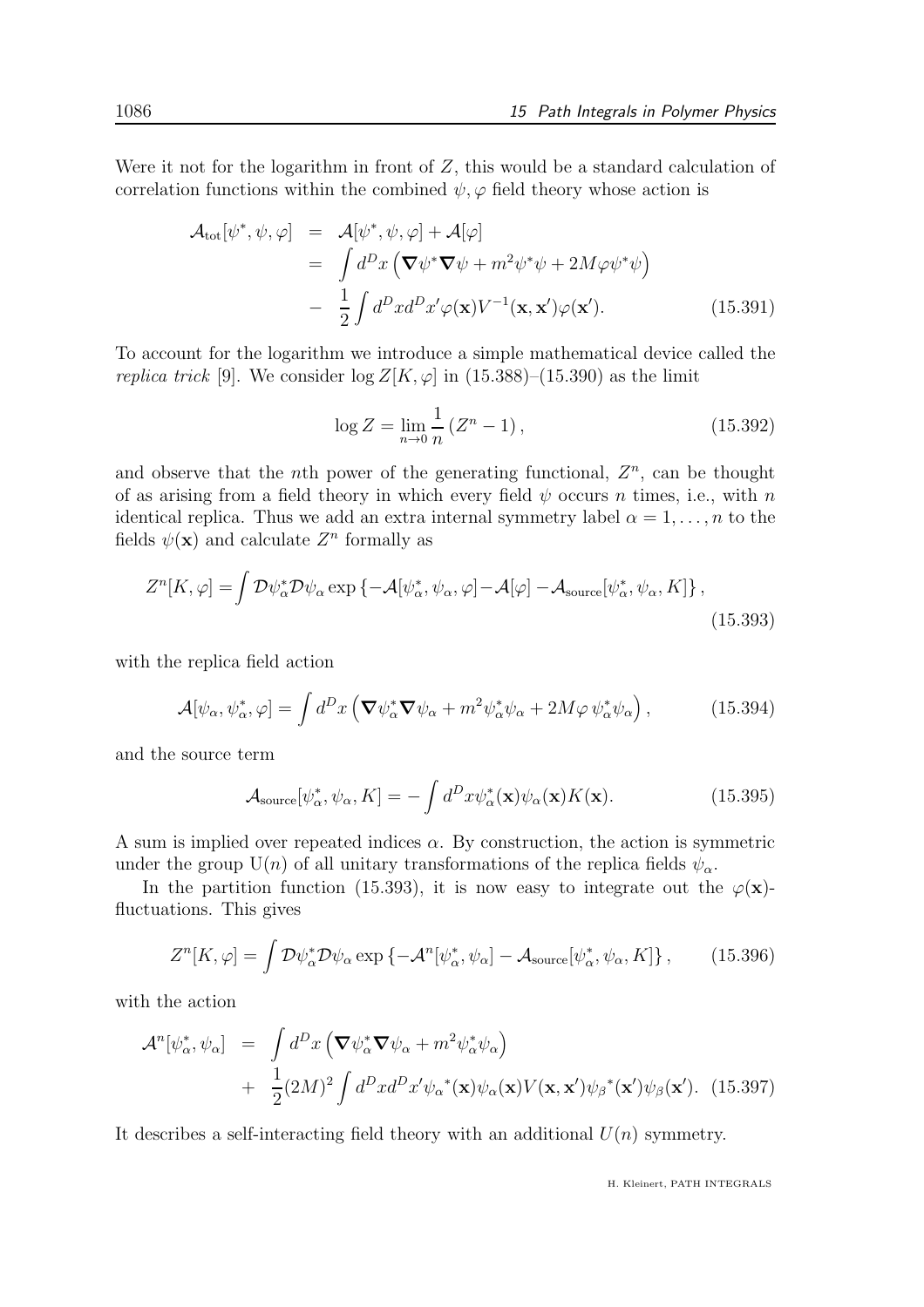Were it not for the logarithm in front of $Z$, this would be a standard calculation of correlation functions within the combined $\psi, \varphi$ field theory whose action is

$$
\begin{aligned}
\mathcal{A}_{\rm tot}[\psi^*, \psi, \varphi] &= \mathcal{A}[\psi^*, \psi, \varphi] + \mathcal{A}[\varphi] \\
&= \int d^D x \left( \boldsymbol{\nabla}\psi^* \boldsymbol{\nabla}\psi + m^2 \psi^* \psi + 2M\varphi\psi^*\psi \right) \\
&- \frac{1}{2}\int d^D x d^D x' \varphi(\mathbf{x}) V^{-1}(\mathbf{x}, \mathbf{x}')\varphi(\mathbf{x}'). \qquad (15.391)
\end{aligned}
$$

To account for the logarithm we introduce a simple mathematical device called the *replica trick* [9]. We consider $\log Z[K, \varphi]$ in (15.388)–(15.390) as the limit

$$
\log Z = \lim_{n \to 0} \frac{1}{n} \left( Z^n - 1 \right), \qquad (15.392)
$$

and observe that the $n$th power of the generating functional, $Z^n$, can be thought of as arising from a field theory in which every field $\psi$ occurs $n$ times, i.e., with $n$ identical replica. Thus we add an extra internal symmetry label $\alpha = 1, \ldots, n$ to the fields $\psi(\mathbf{x})$ and calculate $Z^n$ formally as

$$
Z^n[K, \varphi] = \int \mathcal{D}\psi^*_\alpha \mathcal{D}\psi_\alpha \exp\left\{ -\mathcal{A}[\psi^*_\alpha, \psi_\alpha, \varphi] - \mathcal{A}[\varphi] - \mathcal{A}_{\rm source}[\psi^*_\alpha, \psi_\alpha, K] \right\}, \qquad (15.393)
$$

with the replica field action

$$
\mathcal{A}[\psi_\alpha, \psi^*_\alpha, \varphi] = \int d^D x \left( \boldsymbol{\nabla}\psi^*_\alpha \boldsymbol{\nabla}\psi_\alpha + m^2 \psi^*_\alpha \psi_\alpha + 2M\varphi\, \psi^*_\alpha \psi_\alpha \right), \qquad (15.394)
$$

and the source term

$$
\mathcal{A}_{\rm source}[\psi^*_\alpha, \psi_\alpha, K] = -\int d^D x \psi^*_\alpha(\mathbf{x})\psi_\alpha(\mathbf{x}) K(\mathbf{x}). \qquad (15.395)
$$

A sum is implied over repeated indices $\alpha$. By construction, the action is symmetric under the group U$(n)$ of all unitary transformations of the replica fields $\psi_\alpha$.

In the partition function (15.393), it is now easy to integrate out the $\varphi(\mathbf{x})$-fluctuations. This gives

$$
Z^n[K, \varphi] = \int \mathcal{D}\psi^*_\alpha \mathcal{D}\psi_\alpha \exp\left\{ -\mathcal{A}^n[\psi^*_\alpha, \psi_\alpha] - \mathcal{A}_{\rm source}[\psi^*_\alpha, \psi_\alpha, K] \right\}, \qquad (15.396)
$$

with the action

$$
\begin{aligned}
\mathcal{A}^n[\psi^*_\alpha, \psi_\alpha] &= \int d^D x \left( \boldsymbol{\nabla}\psi^*_\alpha \boldsymbol{\nabla}\psi_\alpha + m^2 \psi^*_\alpha \psi_\alpha \right) \\
&+ \frac{1}{2}(2M)^2 \int d^D x d^D x' {\psi_\alpha}^*(\mathbf{x})\psi_\alpha(\mathbf{x}) V(\mathbf{x}, \mathbf{x}') {\psi_\beta}^*(\mathbf{x}')\psi_\beta(\mathbf{x}'). \quad (15.397)
\end{aligned}
$$

It describes a self-interacting field theory with an additional $U(n)$ symmetry.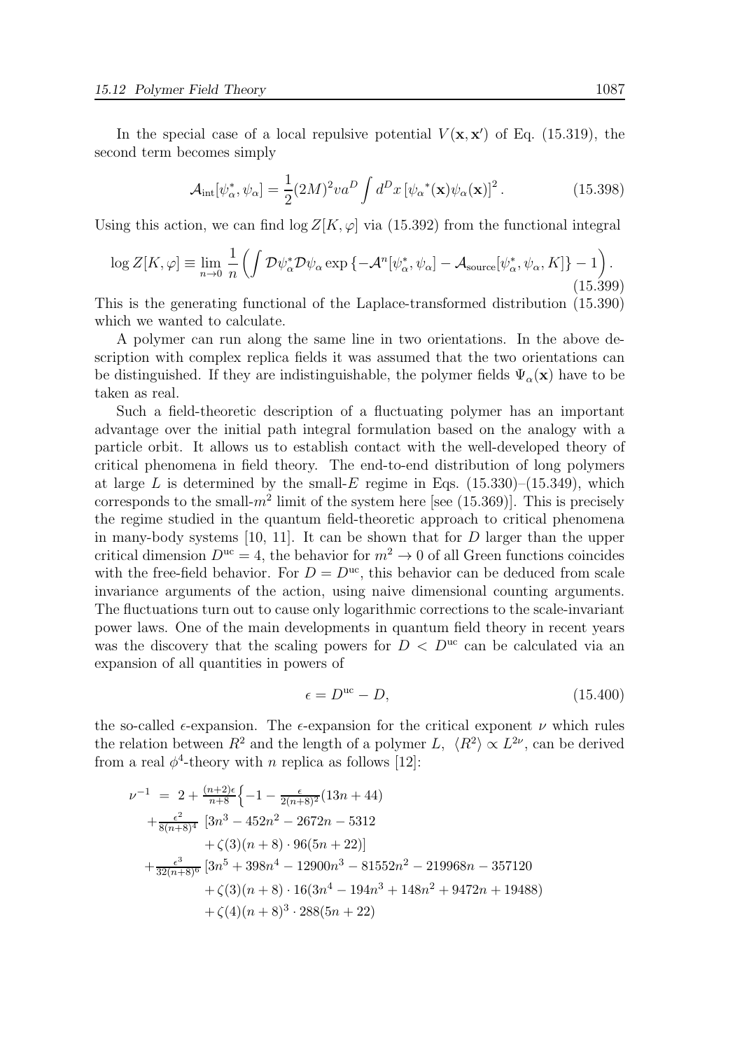In the special case of a local repulsive potential $V(\mathbf{x}, \mathbf{x}')$ of Eq. (15.319), the second term becomes simply

$$\mathcal{A}_{\rm int}[\psi_\alpha^*, \psi_\alpha] = \frac{1}{2}(2M)^2 v a^D \int d^D x \left[\psi_\alpha{}^*(\mathbf{x})\psi_\alpha(\mathbf{x})\right]^2. \tag{15.398}$$

Using this action, we can find $\log Z[K, \varphi]$ via (15.392) from the functional integral

$$\log Z[K, \varphi] \equiv \lim_{n\to 0} \frac{1}{n}\left(\int \mathcal{D}\psi_\alpha^* \mathcal{D}\psi_\alpha \exp\left\{-\mathcal{A}^n[\psi_\alpha^*, \psi_\alpha] - \mathcal{A}_{\rm source}[\psi_\alpha^*, \psi_\alpha, K]\right\} - 1\right). \tag{15.399}$$

This is the generating functional of the Laplace-transformed distribution (15.390) which we wanted to calculate.

A polymer can run along the same line in two orientations. In the above description with complex replica fields it was assumed that the two orientations can be distinguished. If they are indistinguishable, the polymer fields $\Psi_\alpha(\mathbf{x})$ have to be taken as real.

Such a field-theoretic description of a fluctuating polymer has an important advantage over the initial path integral formulation based on the analogy with a particle orbit. It allows us to establish contact with the well-developed theory of critical phenomena in field theory. The end-to-end distribution of long polymers at large $L$ is determined by the small-$E$ regime in Eqs. (15.330)–(15.349), which corresponds to the small-$m^2$ limit of the system here [see (15.369)]. This is precisely the regime studied in the quantum field-theoretic approach to critical phenomena in many-body systems [10, 11]. It can be shown that for $D$ larger than the upper critical dimension $D^{\rm uc} = 4$, the behavior for $m^2 \to 0$ of all Green functions coincides with the free-field behavior. For $D = D^{\rm uc}$, this behavior can be deduced from scale invariance arguments of the action, using naive dimensional counting arguments. The fluctuations turn out to cause only logarithmic corrections to the scale-invariant power laws. One of the main developments in quantum field theory in recent years was the discovery that the scaling powers for $D < D^{\rm uc}$ can be calculated via an expansion of all quantities in powers of

$$\epsilon = D^{\rm uc} - D, \tag{15.400}$$

the so-called $\epsilon$-expansion. The $\epsilon$-expansion for the critical exponent $\nu$ which rules the relation between $R^2$ and the length of a polymer $L$, $\langle R^2\rangle \propto L^{2\nu}$, can be derived from a real $\phi^4$-theory with $n$ replica as follows [12]:

$$\begin{aligned}
\nu^{-1} \;=\; & 2 + \tfrac{(n+2)\epsilon}{n+8}\Big\{-1 - \tfrac{\epsilon}{2(n+8)^2}(13n+44) \\
& + \tfrac{\epsilon^2}{8(n+8)^4}\,[3n^3 - 452n^2 - 2672n - 5312 \\
& \qquad + \zeta(3)(n+8)\cdot 96(5n+22)] \\
& + \tfrac{\epsilon^3}{32(n+8)^6}\,[3n^5 + 398n^4 - 12900n^3 - 81552n^2 - 219968n - 357120 \\
& \qquad + \zeta(3)(n+8)\cdot 16(3n^4 - 194n^3 + 148n^2 + 9472n + 19488) \\
& \qquad + \zeta(4)(n+8)^3\cdot 288(5n+22)
\end{aligned}$$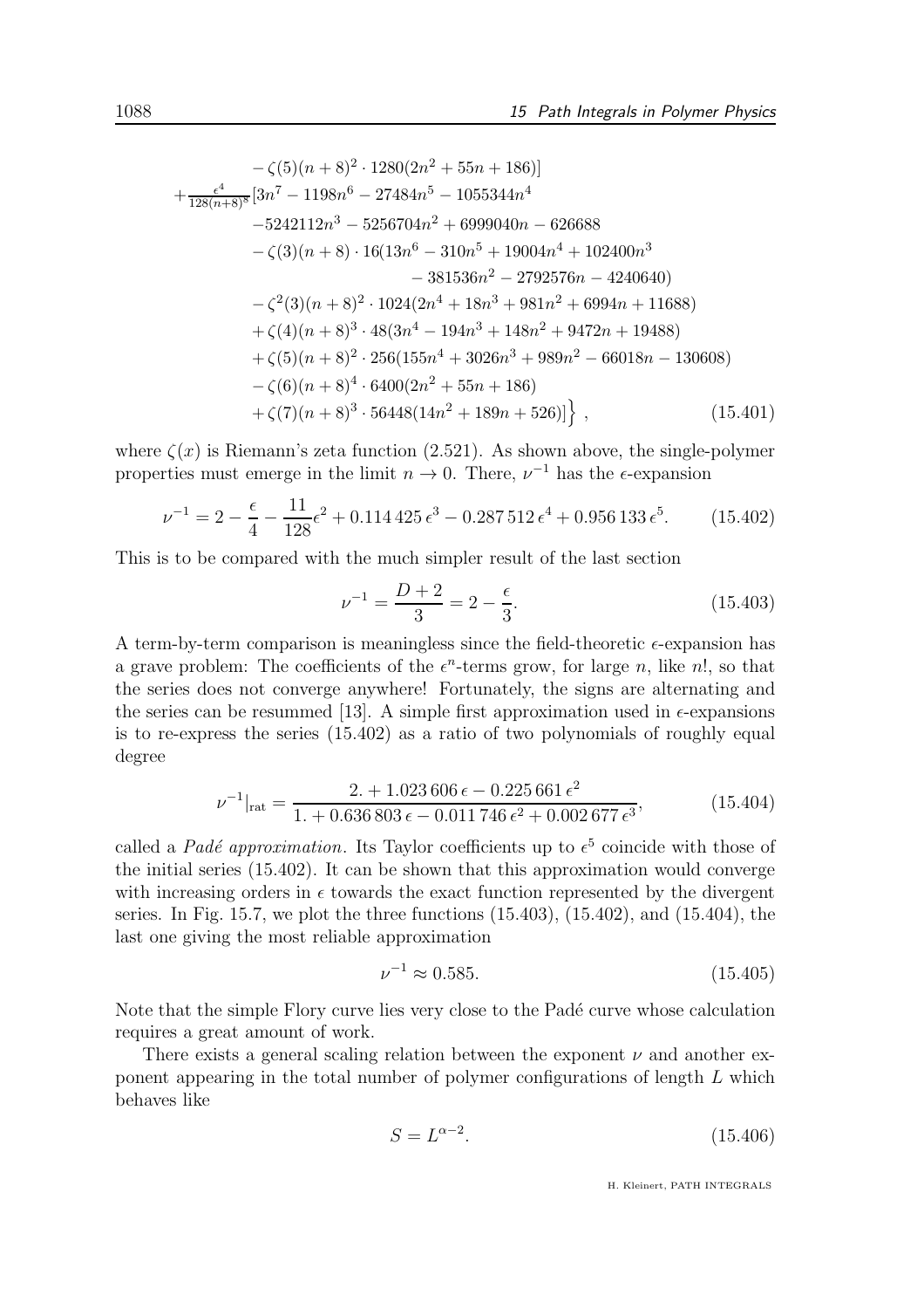$$
\begin{aligned}
&\quad -\zeta(5)(n+8)^2 \cdot 1280(2n^2+55n+186)] \\
&+\tfrac{\epsilon^4}{128(n+8)^8}[3n^7 - 1198n^6 - 27484n^5 - 1055344n^4 \\
&\quad -5242112n^3 - 5256704n^2 + 6999040n - 626688 \\
&\quad -\zeta(3)(n+8)\cdot 16(13n^6 - 310n^5 + 19004n^4 + 102400n^3 \\
&\qquad - 381536n^2 - 2792576n - 4240640) \\
&\quad -\zeta^2(3)(n+8)^2 \cdot 1024(2n^4 + 18n^3 + 981n^2 + 6994n + 11688) \\
&\quad +\zeta(4)(n+8)^3 \cdot 48(3n^4 - 194n^3 + 148n^2 + 9472n + 19488) \\
&\quad +\zeta(5)(n+8)^2 \cdot 256(155n^4 + 3026n^3 + 989n^2 - 66018n - 130608) \\
&\quad -\zeta(6)(n+8)^4 \cdot 6400(2n^2 + 55n + 186) \\
&\quad +\zeta(7)(n+8)^3 \cdot 56448(14n^2 + 189n + 526)]\Big\}\,, \qquad (15.401)
\end{aligned}
$$

where $\zeta(x)$ is Riemann's zeta function (2.521). As shown above, the single-polymer properties must emerge in the limit $n \to 0$. There, $\nu^{-1}$ has the $\epsilon$-expansion

$$
\nu^{-1} = 2 - \frac{\epsilon}{4} - \frac{11}{128}\epsilon^2 + 0.114\,425\,\epsilon^3 - 0.287\,512\,\epsilon^4 + 0.956\,133\,\epsilon^5. \qquad (15.402)
$$

This is to be compared with the much simpler result of the last section

$$
\nu^{-1} = \frac{D+2}{3} = 2 - \frac{\epsilon}{3}. \qquad (15.403)
$$

A term-by-term comparison is meaningless since the field-theoretic $\epsilon$-expansion has a grave problem: The coefficients of the $\epsilon^n$-terms grow, for large $n$, like $n!$, so that the series does not converge anywhere! Fortunately, the signs are alternating and the series can be resummed [13]. A simple first approximation used in $\epsilon$-expansions is to re-express the series (15.402) as a ratio of two polynomials of roughly equal degree

$$
\nu^{-1}|_{\rm rat} = \frac{2. + 1.023\,606\,\epsilon - 0.225\,661\,\epsilon^2}{1. + 0.636\,803\,\epsilon - 0.011\,746\,\epsilon^2 + 0.002\,677\,\epsilon^3}, \qquad (15.404)
$$

called a *Padé approximation*. Its Taylor coefficients up to $\epsilon^5$ coincide with those of the initial series (15.402). It can be shown that this approximation would converge with increasing orders in $\epsilon$ towards the exact function represented by the divergent series. In Fig. 15.7, we plot the three functions (15.403), (15.402), and (15.404), the last one giving the most reliable approximation

$$
\nu^{-1} \approx 0.585. \qquad (15.405)
$$

Note that the simple Flory curve lies very close to the Padé curve whose calculation requires a great amount of work.

There exists a general scaling relation between the exponent $\nu$ and another exponent appearing in the total number of polymer configurations of length $L$ which behaves like

$$
S = L^{\alpha-2}. \qquad (15.406)
$$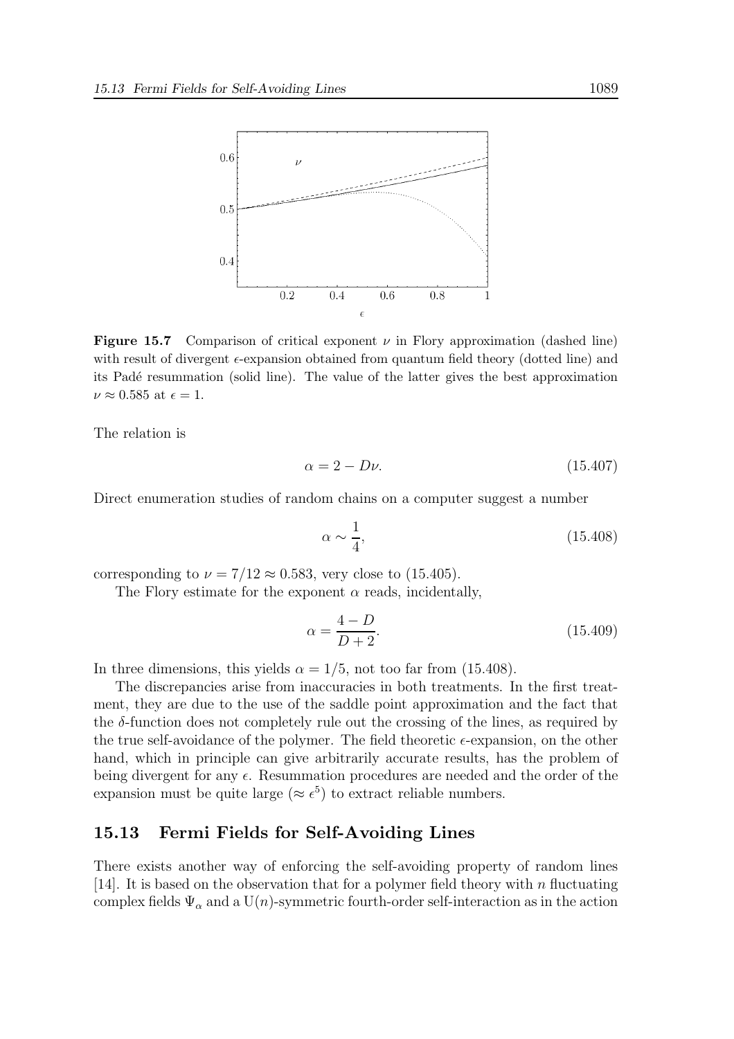**Figure 15.7** Comparison of critical exponent $\nu$ in Flory approximation (dashed line) with result of divergent $\epsilon$-expansion obtained from quantum field theory (dotted line) and its Padé resummation (solid line). The value of the latter gives the best approximation $\nu \approx 0.585$ at $\epsilon = 1$.

The relation is

$$\alpha = 2 - D\nu. \tag{15.407}$$

Direct enumeration studies of random chains on a computer suggest a number

$$\alpha \sim \frac{1}{4}, \tag{15.408}$$

corresponding to $\nu = 7/12 \approx 0.583$, very close to (15.405).

The Flory estimate for the exponent $\alpha$ reads, incidentally,

$$\alpha = \frac{4 - D}{D + 2}. \tag{15.409}$$

In three dimensions, this yields $\alpha = 1/5$, not too far from (15.408).

The discrepancies arise from inaccuracies in both treatments. In the first treatment, they are due to the use of the saddle point approximation and the fact that the $\delta$-function does not completely rule out the crossing of the lines, as required by the true self-avoidance of the polymer. The field theoretic $\epsilon$-expansion, on the other hand, which in principle can give arbitrarily accurate results, has the problem of being divergent for any $\epsilon$. Resummation procedures are needed and the order of the expansion must be quite large ($\approx \epsilon^5$) to extract reliable numbers.

## 15.13 Fermi Fields for Self-Avoiding Lines

There exists another way of enforcing the self-avoiding property of random lines [14]. It is based on the observation that for a polymer field theory with $n$ fluctuating complex fields $\Psi_\alpha$ and a $\mathrm{U}(n)$-symmetric fourth-order self-interaction as in the action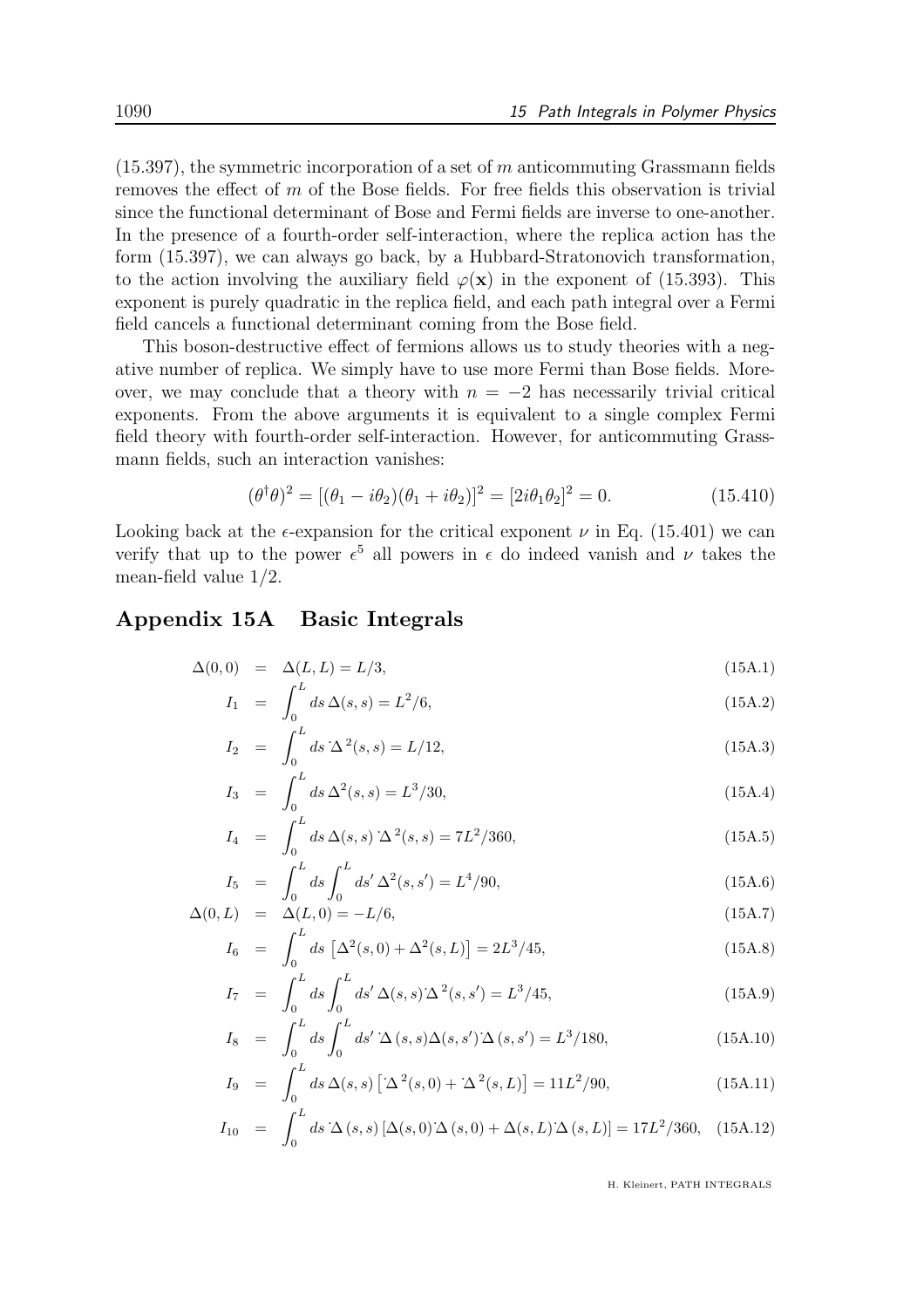(15.397), the symmetric incorporation of a set of $m$ anticommuting Grassmann fields removes the effect of $m$ of the Bose fields. For free fields this observation is trivial since the functional determinant of Bose and Fermi fields are inverse to one-another. In the presence of a fourth-order self-interaction, where the replica action has the form (15.397), we can always go back, by a Hubbard-Stratonovich transformation, to the action involving the auxiliary field $\varphi(\mathbf{x})$ in the exponent of (15.393). This exponent is purely quadratic in the replica field, and each path integral over a Fermi field cancels a functional determinant coming from the Bose field.

This boson-destructive effect of fermions allows us to study theories with a negative number of replica. We simply have to use more Fermi than Bose fields. Moreover, we may conclude that a theory with $n = -2$ has necessarily trivial critical exponents. From the above arguments it is equivalent to a single complex Fermi field theory with fourth-order self-interaction. However, for anticommuting Grassmann fields, such an interaction vanishes:

$$(\theta^\dagger \theta)^2 = [(\theta_1 - i\theta_2)(\theta_1 + i\theta_2)]^2 = [2i\theta_1\theta_2]^2 = 0. \tag{15.410}$$

Looking back at the $\epsilon$-expansion for the critical exponent $\nu$ in Eq. (15.401) we can verify that up to the power $\epsilon^5$ all powers in $\epsilon$ do indeed vanish and $\nu$ takes the mean-field value $1/2$.

## Appendix 15A Basic Integrals

$$\Delta(0,0) = \Delta(L,L) = L/3, \tag{15A.1}$$

$$I_1 = \int_0^L ds\, \Delta(s,s) = L^2/6, \tag{15A.2}$$

$$I_2 = \int_0^L ds\, {}^{\cdot}\Delta^2(s,s) = L/12, \tag{15A.3}$$

$$I_3 = \int_0^L ds\, \Delta^2(s,s) = L^3/30, \tag{15A.4}$$

$$I_4 = \int_0^L ds\, \Delta(s,s)\, {}^{\cdot}\Delta^2(s,s) = 7L^2/360, \tag{15A.5}$$

$$I_5 = \int_0^L ds \int_0^L ds'\, \Delta^2(s,s') = L^4/90, \tag{15A.6}$$

$$\Delta(0,L) = \Delta(L,0) = -L/6, \tag{15A.7}$$

$$I_6 = \int_0^L ds\, \left[\Delta^2(s,0) + \Delta^2(s,L)\right] = 2L^3/45, \tag{15A.8}$$

$$I_7 = \int_0^L ds \int_0^L ds'\, \Delta(s,s)\, {}^{\cdot}\Delta^2(s,s') = L^3/45, \tag{15A.9}$$

$$I_8 = \int_0^L ds \int_0^L ds'\, {}^{\cdot}\Delta(s,s)\Delta(s,s')\, {}^{\cdot}\Delta(s,s') = L^3/180, \tag{15A.10}$$

$$I_9 = \int_0^L ds\, \Delta(s,s)\left[{}^{\cdot}\Delta^2(s,0) + {}^{\cdot}\Delta^2(s,L)\right] = 11L^2/90, \tag{15A.11}$$

$$I_{10} = \int_0^L ds\, {}^{\cdot}\Delta(s,s)\left[\Delta(s,0)\, {}^{\cdot}\Delta(s,0) + \Delta(s,L)\, {}^{\cdot}\Delta(s,L)\right] = 17L^2/360, \tag{15A.12}$$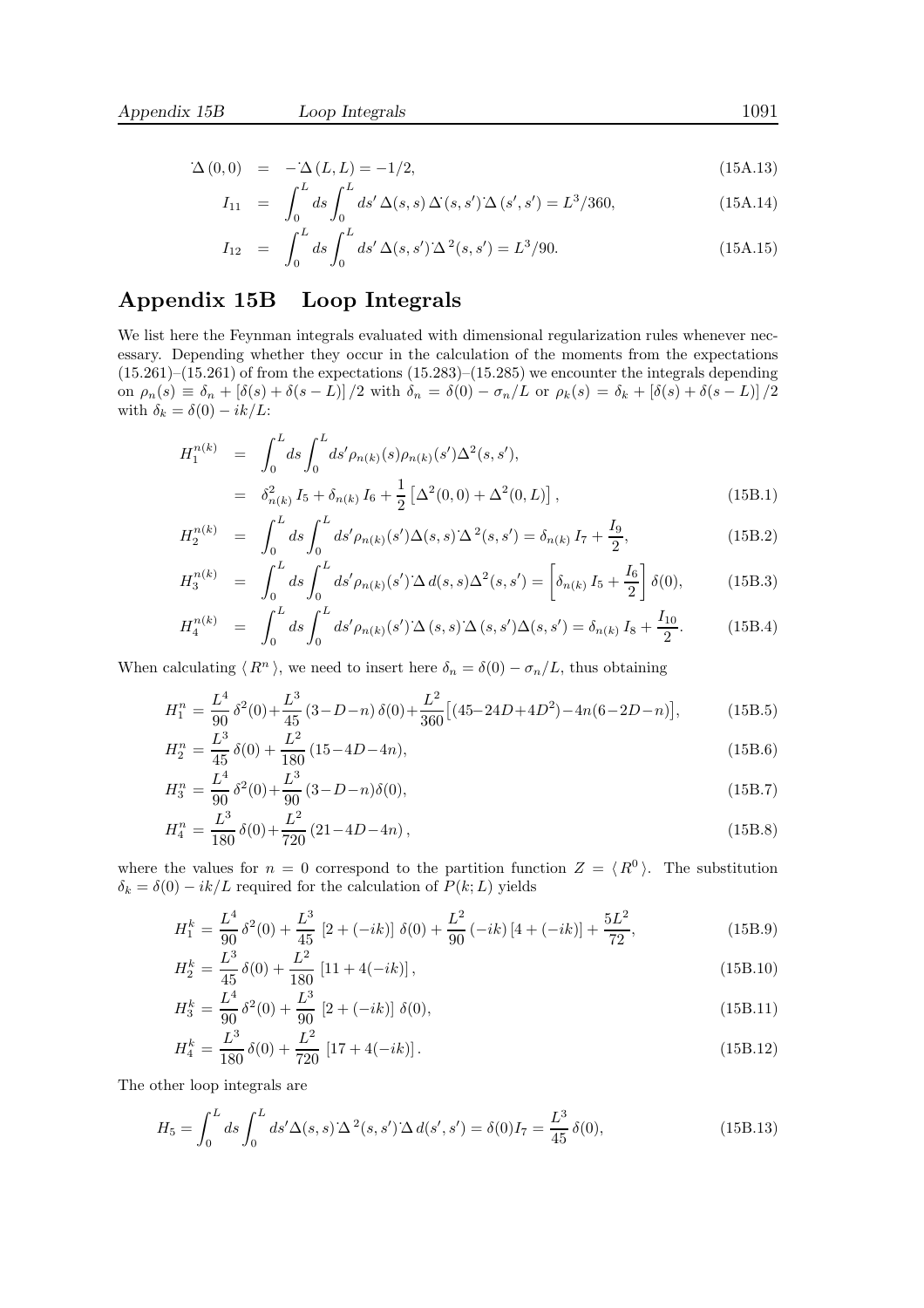$$\dot{\Delta}(0,0) \;=\; -\dot{\Delta}(L,L) = -1/2, \tag{15A.13}$$

$$I_{11} \;=\; \int_0^L ds \int_0^L ds'\, \Delta(s,s)\, \Delta^{\cdot}(s,s') \dot{\Delta}(s',s') = L^3/360, \tag{15A.14}$$

$$I_{12} \;=\; \int_0^L ds \int_0^L ds'\, \Delta(s,s') \dot{\Delta}^{\,2}(s,s') = L^3/90. \tag{15A.15}$$

## Appendix 15B Loop Integrals

We list here the Feynman integrals evaluated with dimensional regularization rules whenever necessary. Depending whether they occur in the calculation of the moments from the expectations (15.261)–(15.261) of from the expectations (15.283)–(15.285) we encounter the integrals depending on $\rho_n(s) \equiv \delta_n + [\delta(s) + \delta(s-L)]/2$ with $\delta_n = \delta(0) - \sigma_n/L$ or $\rho_k(s) = \delta_k + [\delta(s) + \delta(s-L)]/2$ with $\delta_k = \delta(0) - ik/L$:

$$\begin{aligned} H_1^{n(k)} &= \int_0^L ds \int_0^L ds' \rho_{n(k)}(s)\rho_{n(k)}(s')\Delta^2(s,s'), \\ &= \delta^2_{n(k)}\, I_5 + \delta_{n(k)}\, I_6 + \frac{1}{2}\left[\Delta^2(0,0) + \Delta^2(0,L)\right], \end{aligned} \tag{15B.1}$$

$$H_2^{n(k)} \;=\; \int_0^L ds \int_0^L ds' \rho_{n(k)}(s')\Delta(s,s)\dot{\Delta}^{\,2}(s,s') = \delta_{n(k)}\, I_7 + \frac{I_9}{2}, \tag{15B.2}$$

$$H_3^{n(k)} \;=\; \int_0^L ds \int_0^L ds' \rho_{n(k)}(s')\dot{\Delta}\, d(s,s)\Delta^2(s,s') = \left[\delta_{n(k)}\, I_5 + \frac{I_6}{2}\right]\delta(0), \tag{15B.3}$$

$$H_4^{n(k)} \;=\; \int_0^L ds \int_0^L ds' \rho_{n(k)}(s')\dot{\Delta}(s,s)\dot{\Delta}(s,s')\Delta(s,s') = \delta_{n(k)}\, I_8 + \frac{I_{10}}{2}. \tag{15B.4}$$

When calculating $\langle R^n \rangle$, we need to insert here $\delta_n = \delta(0) - \sigma_n/L$, thus obtaining

$$H_1^n = \frac{L^4}{90}\,\delta^2(0) + \frac{L^3}{45}\,(3-D-n)\,\delta(0) + \frac{L^2}{360}\big[(45-24D+4D^2) - 4n(6-2D-n)\big], \tag{15B.5}$$

$$H_2^n = \frac{L^3}{45}\,\delta(0) + \frac{L^2}{180}\,(15-4D-4n), \tag{15B.6}$$

$$H_3^n = \frac{L^4}{90}\,\delta^2(0) + \frac{L^3}{90}\,(3-D-n)\delta(0), \tag{15B.7}$$

$$H_4^n = \frac{L^3}{180}\,\delta(0) + \frac{L^2}{720}\,(21-4D-4n)\,, \tag{15B.8}$$

where the values for $n = 0$ correspond to the partition function $Z = \langle R^0 \rangle$. The substitution $\delta_k = \delta(0) - ik/L$ required for the calculation of $P(k;L)$ yields

$$H_1^k = \frac{L^4}{90}\,\delta^2(0) + \frac{L^3}{45}\,\left[2 + (-ik)\right]\,\delta(0) + \frac{L^2}{90}\,(-ik)\left[4 + (-ik)\right] + \frac{5L^2}{72}, \tag{15B.9}$$

$$H_2^k = \frac{L^3}{45}\,\delta(0) + \frac{L^2}{180}\,\left[11 + 4(-ik)\right], \tag{15B.10}$$

$$H_3^k = \frac{L^4}{90}\,\delta^2(0) + \frac{L^3}{90}\,\left[2 + (-ik)\right]\,\delta(0), \tag{15B.11}$$

$$H_4^k = \frac{L^3}{180}\,\delta(0) + \frac{L^2}{720}\,\left[17 + 4(-ik)\right]. \tag{15B.12}$$

The other loop integrals are

$$H_5 = \int_0^L ds \int_0^L ds' \Delta(s,s)\dot{\Delta}^{\,2}(s,s')\dot{\Delta}\, d(s',s') = \delta(0) I_7 = \frac{L^3}{45}\,\delta(0), \tag{15B.13}$$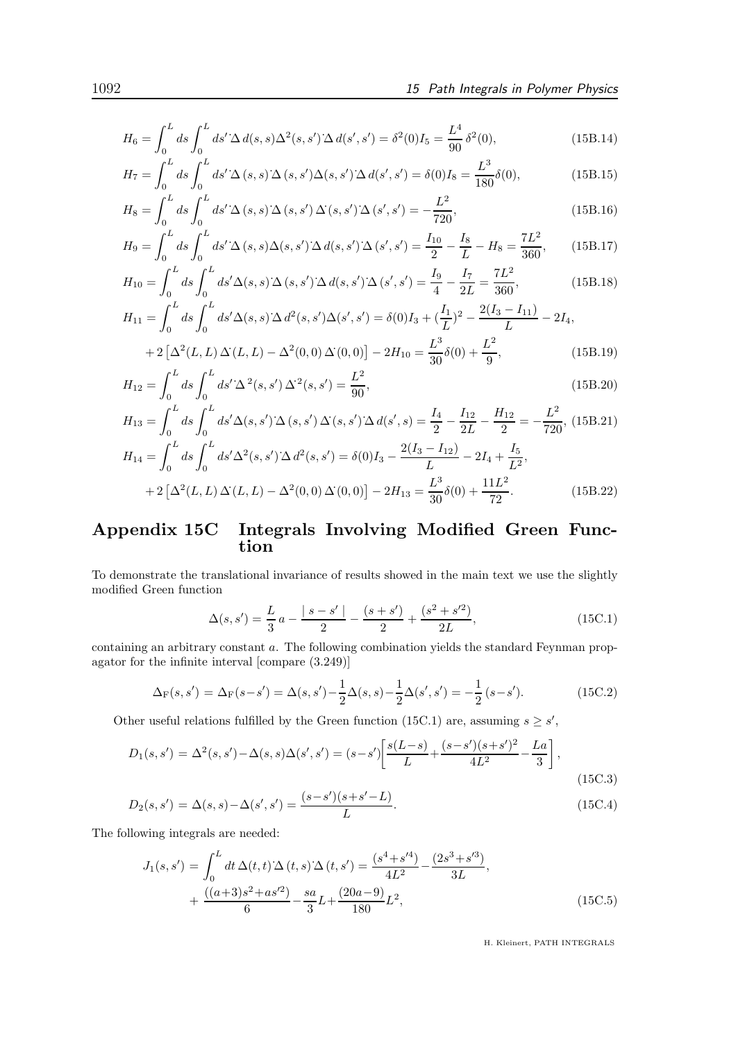$$H_6 = \int_0^L ds \int_0^L ds' \dot{\Delta}\, d(s,s)\Delta^2(s,s')\dot{\Delta}\, d(s',s') = \delta^2(0) I_5 = \frac{L^4}{90}\,\delta^2(0), \tag{15B.14}$$

$$H_7 = \int_0^L ds \int_0^L ds' \dot{\Delta}\,(s,s)\dot{\Delta}\,(s,s')\Delta(s,s')\dot{\Delta}\, d(s',s') = \delta(0) I_8 = \frac{L^3}{180}\delta(0), \tag{15B.15}$$

$$H_8 = \int_0^L ds \int_0^L ds' \dot{\Delta}\,(s,s)\dot{\Delta}\,(s,s')\,\Delta^{\!\cdot}(s,s')\dot{\Delta}\,(s',s') = -\frac{L^2}{720}, \tag{15B.16}$$

$$H_9 = \int_0^L ds \int_0^L ds' \dot{\Delta}\,(s,s)\Delta(s,s')\dot{\Delta}\, d(s,s')\dot{\Delta}\,(s',s') = \frac{I_{10}}{2} - \frac{I_8}{L} - H_8 = \frac{7L^2}{360}, \tag{15B.17}$$

$$H_{10} = \int_0^L ds \int_0^L ds' \Delta(s,s)\dot{\Delta}\,(s,s')\dot{\Delta}\, d(s,s')\dot{\Delta}\,(s',s') = \frac{I_9}{4} - \frac{I_7}{2L} = \frac{7L^2}{360}, \tag{15B.18}$$

$$\begin{aligned} H_{11} &= \int_0^L ds \int_0^L ds' \Delta(s,s)\dot{\Delta}\, d^2(s,s')\Delta(s',s') = \delta(0) I_3 + (\frac{I_1}{L})^2 - \frac{2(I_3 - I_{11})}{L} - 2I_4, \\ &+ 2\left[\Delta^2(L,L)\,\Delta^{\!\cdot}(L,L) - \Delta^2(0,0)\,\Delta^{\!\cdot}(0,0)\right] - 2H_{10} = \frac{L^3}{30}\delta(0) + \frac{L^2}{9}, \end{aligned} \tag{15B.19}$$

$$H_{12} = \int_0^L ds \int_0^L ds' \dot{\Delta}^{\,2}(s,s')\,\Delta^{\!\cdot 2}(s,s') = \frac{L^2}{90}, \tag{15B.20}$$

$$H_{13} = \int_0^L ds \int_0^L ds' \Delta(s,s')\dot{\Delta}\,(s,s')\,\Delta^{\!\cdot}(s,s')\dot{\Delta}\, d(s',s) = \frac{I_4}{2} - \frac{I_{12}}{2L} - \frac{H_{12}}{2} = -\frac{L^2}{720}, \tag{15B.21}$$

$$\begin{aligned} H_{14} &= \int_0^L ds \int_0^L ds' \Delta^2(s,s')\dot{\Delta}\, d^2(s,s') = \delta(0) I_3 - \frac{2(I_3 - I_{12})}{L} - 2I_4 + \frac{I_5}{L^2}, \\ &+ 2\left[\Delta^2(L,L)\,\Delta^{\!\cdot}(L,L) - \Delta^2(0,0)\,\Delta^{\!\cdot}(0,0)\right] - 2H_{13} = \frac{L^3}{30}\delta(0) + \frac{11L^2}{72}. \end{aligned} \tag{15B.22}$$

## Appendix 15C Integrals Involving Modified Green Function

To demonstrate the translational invariance of results showed in the main text we use the slightly modified Green function

$$\Delta(s,s') = \frac{L}{3}\,a - \frac{|\,s - s'\,|}{2} - \frac{(s+s')}{2} + \frac{(s^2 + s'^2)}{2L}, \tag{15C.1}$$

containing an arbitrary constant $a$. The following combination yields the standard Feynman propagator for the infinite interval [compare (3.249)]

$$\Delta_{\rm F}(s,s') = \Delta_{\rm F}(s-s') = \Delta(s,s') - \frac{1}{2}\Delta(s,s) - \frac{1}{2}\Delta(s',s') = -\frac{1}{2}\,(s-s'). \tag{15C.2}$$

Other useful relations fulfilled by the Green function (15C.1) are, assuming $s \geq s'$,

$$D_1(s,s') = \Delta^2(s,s') - \Delta(s,s)\Delta(s',s') = (s-s')\left[\frac{s(L-s)}{L} + \frac{(s-s')(s+s')^2}{4L^2} - \frac{La}{3}\right], \tag{15C.3}$$

$$D_2(s,s') = \Delta(s,s) - \Delta(s',s') = \frac{(s-s')(s+s'-L)}{L}. \tag{15C.4}$$

The following integrals are needed:

$$\begin{aligned} J_1(s,s') &= \int_0^L dt\, \Delta(t,t)\dot{\Delta}\,(t,s)\dot{\Delta}\,(t,s') = \frac{(s^4 + s'^4)}{4L^2} - \frac{(2s^3 + s'^3)}{3L}, \\ &+ \frac{((a+3)s^2 + as'^2)}{6} - \frac{sa}{3}L + \frac{(20a-9)}{180}L^2, \end{aligned} \tag{15C.5}$$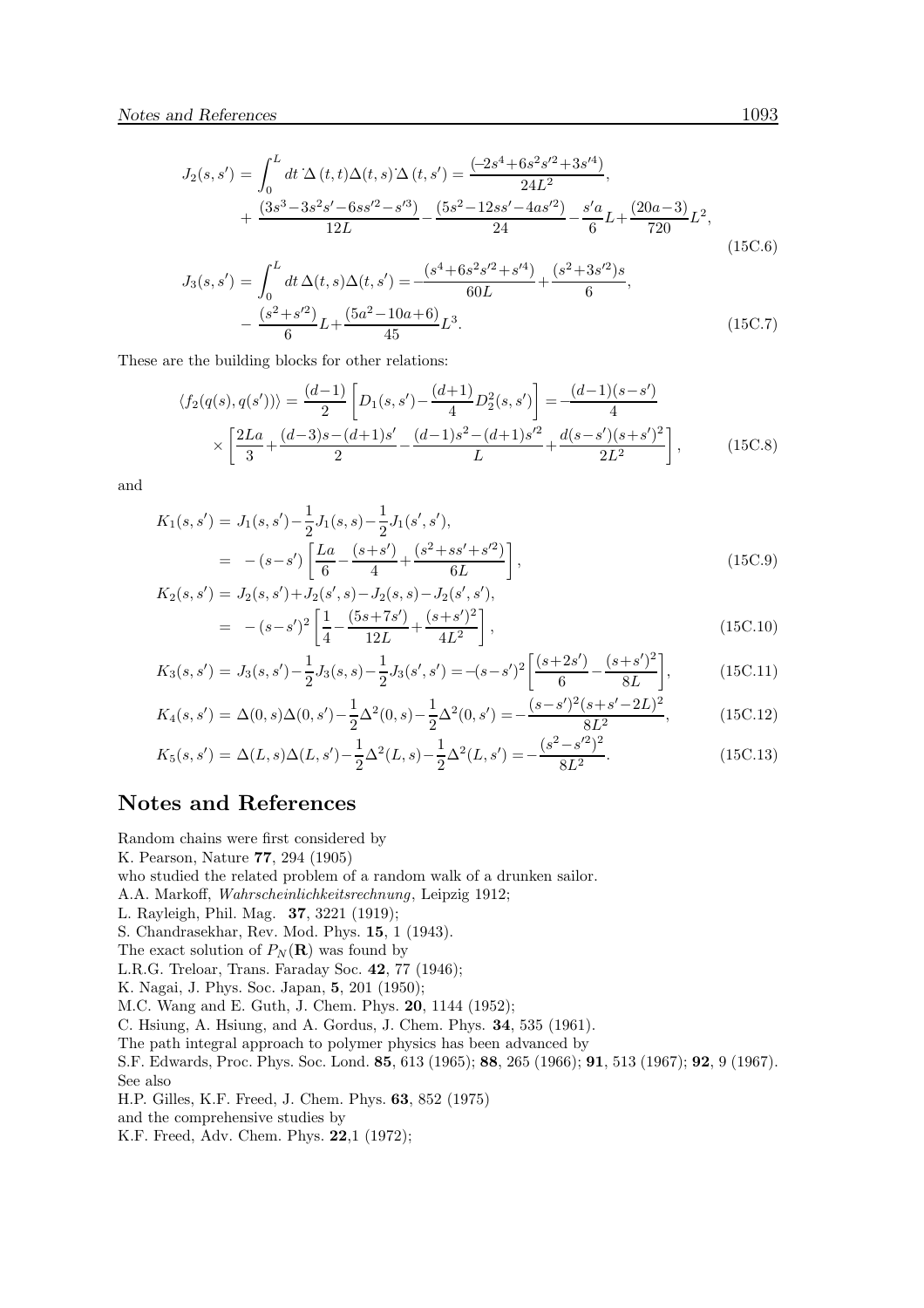$$J_2(s,s') = \int_0^L dt\, \dot{\Delta}(t,t)\Delta(t,s)\dot{\Delta}(t,s') = \frac{(-2s^4+6s^2s'^2+3s'^4)}{24L^2},$$
$$+\frac{(3s^3-3s^2s'-6ss'^2-s'^3)}{12L} - \frac{(5s^2-12ss'-4as'^2)}{24} - \frac{s'a}{6}L + \frac{(20a-3)}{720}L^2, \tag{15C.6}$$

$$J_3(s,s') = \int_0^L dt\, \Delta(t,s)\Delta(t,s') = -\frac{(s^4+6s^2s'^2+s'^4)}{60L} + \frac{(s^2+3s'^2)s}{6},$$
$$-\frac{(s^2+s'^2)}{6}L + \frac{(5a^2-10a+6)}{45}L^3. \tag{15C.7}$$

These are the building blocks for other relations:

$$\langle f_2(q(s),q(s'))\rangle = \frac{(d-1)}{2}\left[D_1(s,s') - \frac{(d+1)}{4}D_2^2(s,s')\right] = -\frac{(d-1)(s-s')}{4}$$
$$\times\left[\frac{2La}{3} + \frac{(d-3)s-(d+1)s'}{2} - \frac{(d-1)s^2-(d+1)s'^2}{L} + \frac{d(s-s')(s+s')^2}{2L^2}\right], \tag{15C.8}$$

and

$$K_1(s,s') = J_1(s,s') - \frac{1}{2}J_1(s,s) - \frac{1}{2}J_1(s',s'),$$
$$= -(s-s')\left[\frac{La}{6} - \frac{(s+s')}{4} + \frac{(s^2+ss'+s'^2)}{6L}\right], \tag{15C.9}$$

$$K_2(s,s') = J_2(s,s') + J_2(s',s) - J_2(s,s) - J_2(s',s'),$$
$$= -(s-s')^2\left[\frac{1}{4} - \frac{(5s+7s')}{12L} + \frac{(s+s')^2}{4L^2}\right], \tag{15C.10}$$

$$K_3(s,s') = J_3(s,s') - \frac{1}{2}J_3(s,s) - \frac{1}{2}J_3(s',s') = -(s-s')^2\left[\frac{(s+2s')}{6} - \frac{(s+s')^2}{8L}\right], \tag{15C.11}$$

$$K_4(s,s') = \Delta(0,s)\Delta(0,s') - \frac{1}{2}\Delta^2(0,s) - \frac{1}{2}\Delta^2(0,s') = -\frac{(s-s')^2(s+s'-2L)^2}{8L^2}, \tag{15C.12}$$

$$K_5(s,s') = \Delta(L,s)\Delta(L,s') - \frac{1}{2}\Delta^2(L,s) - \frac{1}{2}\Delta^2(L,s') = -\frac{(s^2-s'^2)^2}{8L^2}. \tag{15C.13}$$

## Notes and References

Random chains were first considered by
K. Pearson, Nature **77**, 294 (1905)
who studied the related problem of a random walk of a drunken sailor.
A.A. Markoff, *Wahrscheinlichkeitsrechnung*, Leipzig 1912;
L. Rayleigh, Phil. Mag. **37**, 3221 (1919);
S. Chandrasekhar, Rev. Mod. Phys. **15**, 1 (1943).
The exact solution of $P_N(\mathbf{R})$ was found by
L.R.G. Treloar, Trans. Faraday Soc. **42**, 77 (1946);
K. Nagai, J. Phys. Soc. Japan, **5**, 201 (1950);
M.C. Wang and E. Guth, J. Chem. Phys. **20**, 1144 (1952);
C. Hsiung, A. Hsiung, and A. Gordus, J. Chem. Phys. **34**, 535 (1961).
The path integral approach to polymer physics has been advanced by
S.F. Edwards, Proc. Phys. Soc. Lond. **85**, 613 (1965); **88**, 265 (1966); **91**, 513 (1967); **92**, 9 (1967).
See also
H.P. Gilles, K.F. Freed, J. Chem. Phys. **63**, 852 (1975)
and the comprehensive studies by
K.F. Freed, Adv. Chem. Phys. **22**,1 (1972);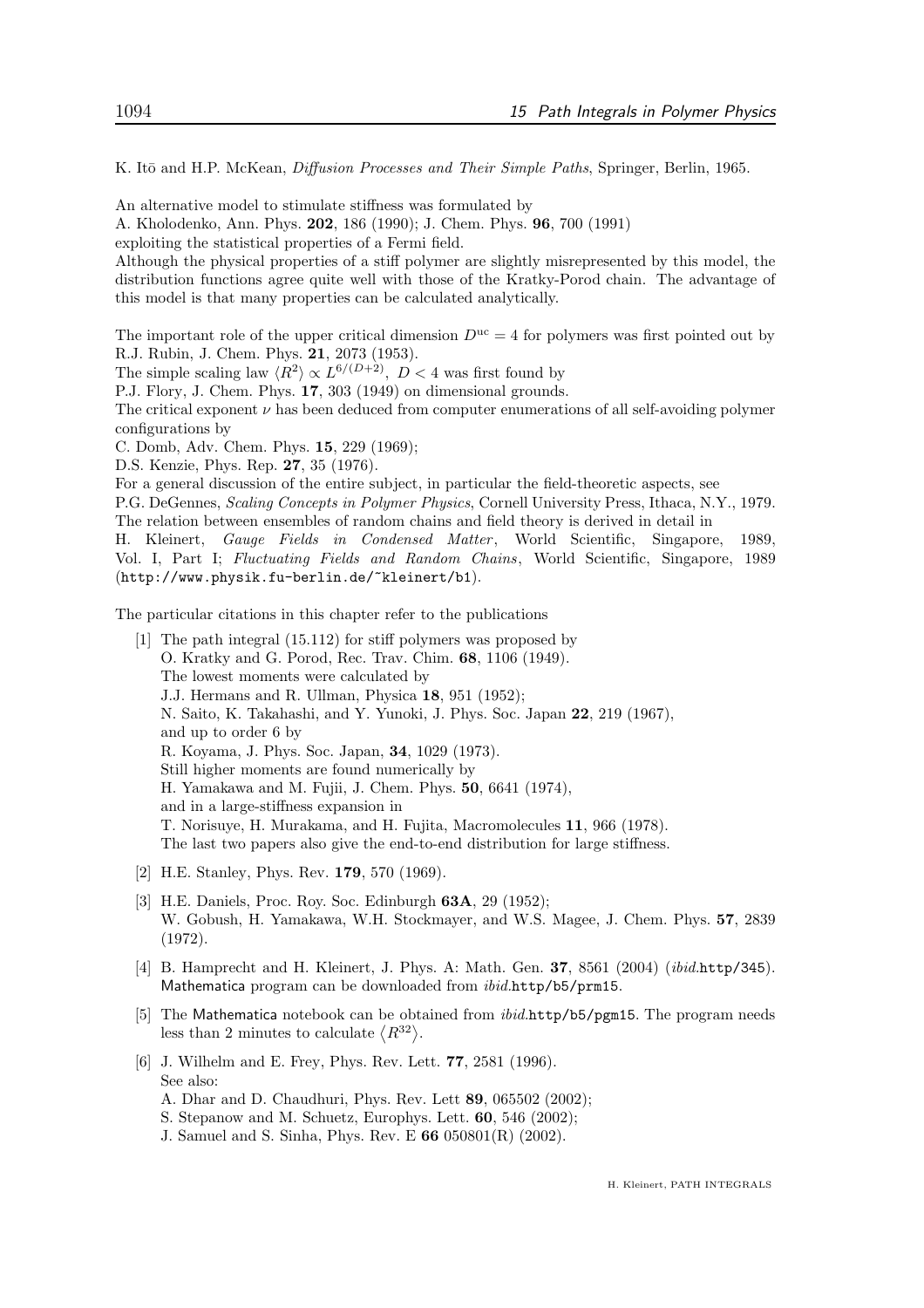K. Itō and H.P. McKean, *Diffusion Processes and Their Simple Paths*, Springer, Berlin, 1965.

An alternative model to stimulate stiffness was formulated by
A. Kholodenko, Ann. Phys. **202**, 186 (1990); J. Chem. Phys. **96**, 700 (1991)
exploiting the statistical properties of a Fermi field.
Although the physical properties of a stiff polymer are slightly misrepresented by this model, the distribution functions agree quite well with those of the Kratky-Porod chain. The advantage of this model is that many properties can be calculated analytically.

The important role of the upper critical dimension $D^{\rm uc} = 4$ for polymers was first pointed out by
R.J. Rubin, J. Chem. Phys. **21**, 2073 (1953).
The simple scaling law $\langle R^2 \rangle \propto L^{6/(D+2)}$, $D < 4$ was first found by
P.J. Flory, J. Chem. Phys. **17**, 303 (1949) on dimensional grounds.
The critical exponent $\nu$ has been deduced from computer enumerations of all self-avoiding polymer configurations by
C. Domb, Adv. Chem. Phys. **15**, 229 (1969);
D.S. Kenzie, Phys. Rep. **27**, 35 (1976).
For a general discussion of the entire subject, in particular the field-theoretic aspects, see
P.G. DeGennes, *Scaling Concepts in Polymer Physics*, Cornell University Press, Ithaca, N.Y., 1979.
The relation between ensembles of random chains and field theory is derived in detail in
H. Kleinert, *Gauge Fields in Condensed Matter*, World Scientific, Singapore, 1989, Vol. I, Part I; *Fluctuating Fields and Random Chains*, World Scientific, Singapore, 1989 (`http://www.physik.fu-berlin.de/~kleinert/b1`).

The particular citations in this chapter refer to the publications

[1] The path integral (15.112) for stiff polymers was proposed by
O. Kratky and G. Porod, Rec. Trav. Chim. **68**, 1106 (1949).
The lowest moments were calculated by
J.J. Hermans and R. Ullman, Physica **18**, 951 (1952);
N. Saito, K. Takahashi, and Y. Yunoki, J. Phys. Soc. Japan **22**, 219 (1967),
and up to order 6 by
R. Koyama, J. Phys. Soc. Japan, **34**, 1029 (1973).
Still higher moments are found numerically by
H. Yamakawa and M. Fujii, J. Chem. Phys. **50**, 6641 (1974),
and in a large-stiffness expansion in
T. Norisuye, H. Murakama, and H. Fujita, Macromolecules **11**, 966 (1978).
The last two papers also give the end-to-end distribution for large stiffness.

[2] H.E. Stanley, Phys. Rev. **179**, 570 (1969).

[3] H.E. Daniels, Proc. Roy. Soc. Edinburgh **63A**, 29 (1952);
W. Gobush, H. Yamakawa, W.H. Stockmayer, and W.S. Magee, J. Chem. Phys. **57**, 2839 (1972).

[4] B. Hamprecht and H. Kleinert, J. Phys. A: Math. Gen. **37**, 8561 (2004) (*ibid.*`http/345`). Mathematica program can be downloaded from *ibid.*`http/b5/prm15`.

[5] The Mathematica notebook can be obtained from *ibid.*`http/b5/pgm15`. The program needs less than 2 minutes to calculate $\langle R^{32} \rangle$.

[6] J. Wilhelm and E. Frey, Phys. Rev. Lett. **77**, 2581 (1996).
See also:
A. Dhar and D. Chaudhuri, Phys. Rev. Lett **89**, 065502 (2002);
S. Stepanow and M. Schuetz, Europhys. Lett. **60**, 546 (2002);
J. Samuel and S. Sinha, Phys. Rev. E **66** 050801(R) (2002).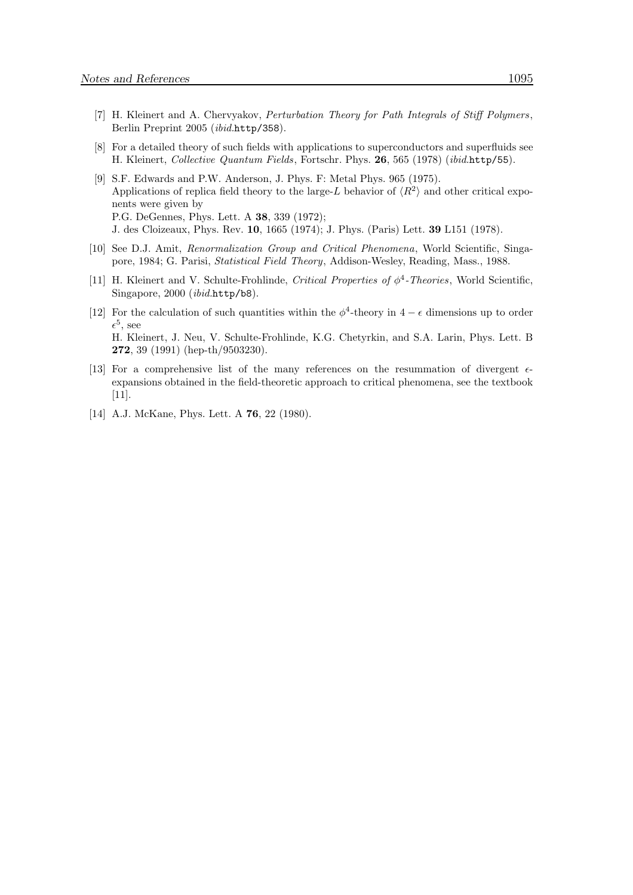[7] H. Kleinert and A. Chervyakov, *Perturbation Theory for Path Integrals of Stiff Polymers*, Berlin Preprint 2005 (*ibid.*`http/358`).

[8] For a detailed theory of such fields with applications to superconductors and superfluids see H. Kleinert, *Collective Quantum Fields*, Fortschr. Phys. **26**, 565 (1978) (*ibid.*`http/55`).

[9] S.F. Edwards and P.W. Anderson, J. Phys. F: Metal Phys. 965 (1975).
Applications of replica field theory to the large-$L$ behavior of $\langle R^2 \rangle$ and other critical exponents were given by
P.G. DeGennes, Phys. Lett. A **38**, 339 (1972);
J. des Cloizeaux, Phys. Rev. **10**, 1665 (1974); J. Phys. (Paris) Lett. **39** L151 (1978).

[10] See D.J. Amit, *Renormalization Group and Critical Phenomena*, World Scientific, Singapore, 1984; G. Parisi, *Statistical Field Theory*, Addison-Wesley, Reading, Mass., 1988.

[11] H. Kleinert and V. Schulte-Frohlinde, *Critical Properties of $\phi^4$-Theories*, World Scientific, Singapore, 2000 (*ibid.*`http/b8`).

[12] For the calculation of such quantities within the $\phi^4$-theory in $4 - \epsilon$ dimensions up to order $\epsilon^5$, see
H. Kleinert, J. Neu, V. Schulte-Frohlinde, K.G. Chetyrkin, and S.A. Larin, Phys. Lett. B **272**, 39 (1991) (hep-th/9503230).

[13] For a comprehensive list of the many references on the resummation of divergent $\epsilon$-expansions obtained in the field-theoretic approach to critical phenomena, see the textbook [11].

[14] A.J. McKane, Phys. Lett. A **76**, 22 (1980).